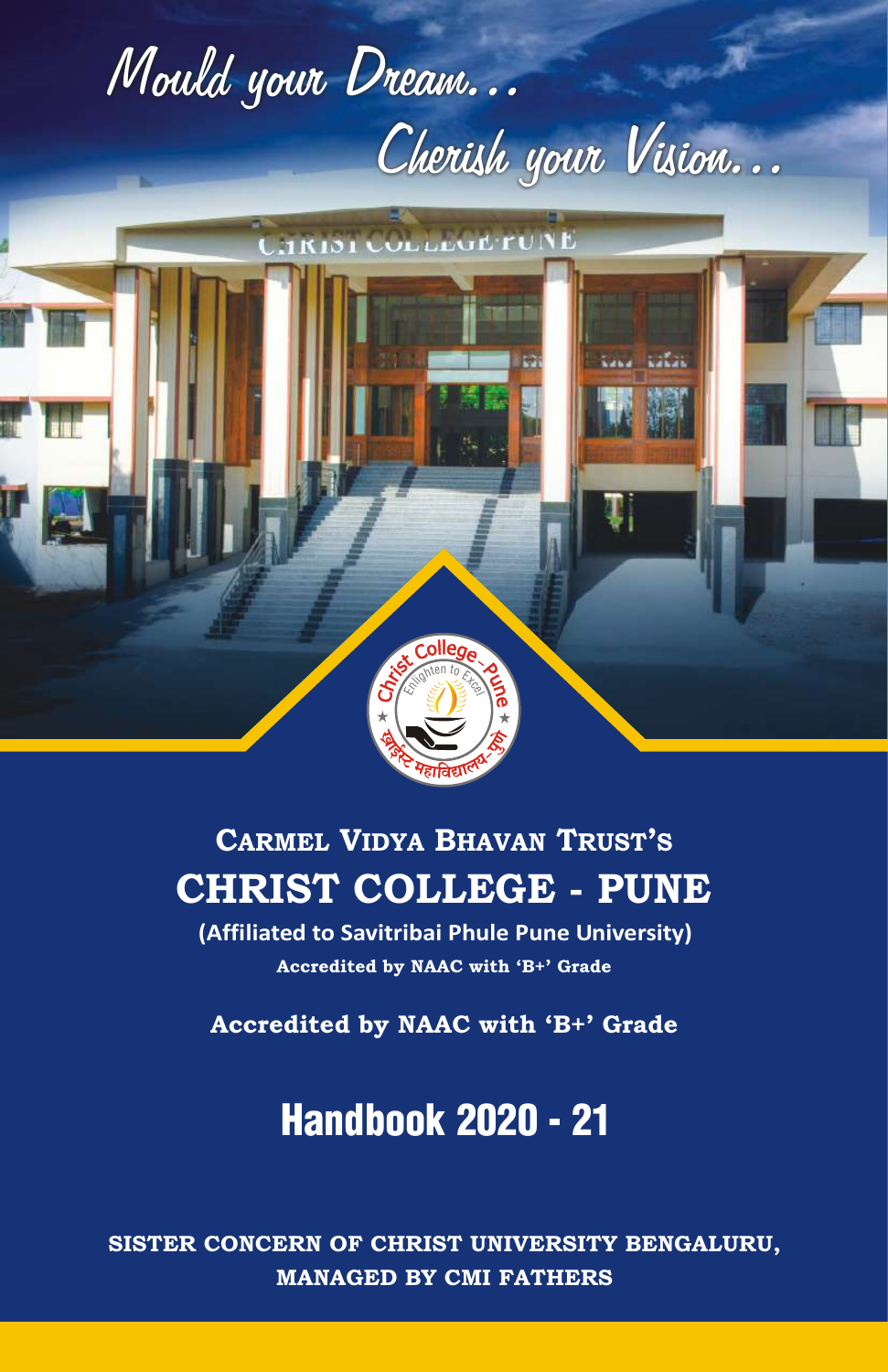Mould your Dream...

Cherish your Vision...

## Carmel Vidya Bhavan Trust's

# CHRIST COLLEGE - PUNE

**(Affiliated to Savitribai Phule Pune University)**

**Accredited by NAAC with 'B+' Grade**

**Accredited by NAAC with 'B+' Grade**

# Handbook 2020 - 21

**SISTER CONCERN OF CHRIST UNIVERSITY BENGALURU, MANAGED BY CMI FATHERS**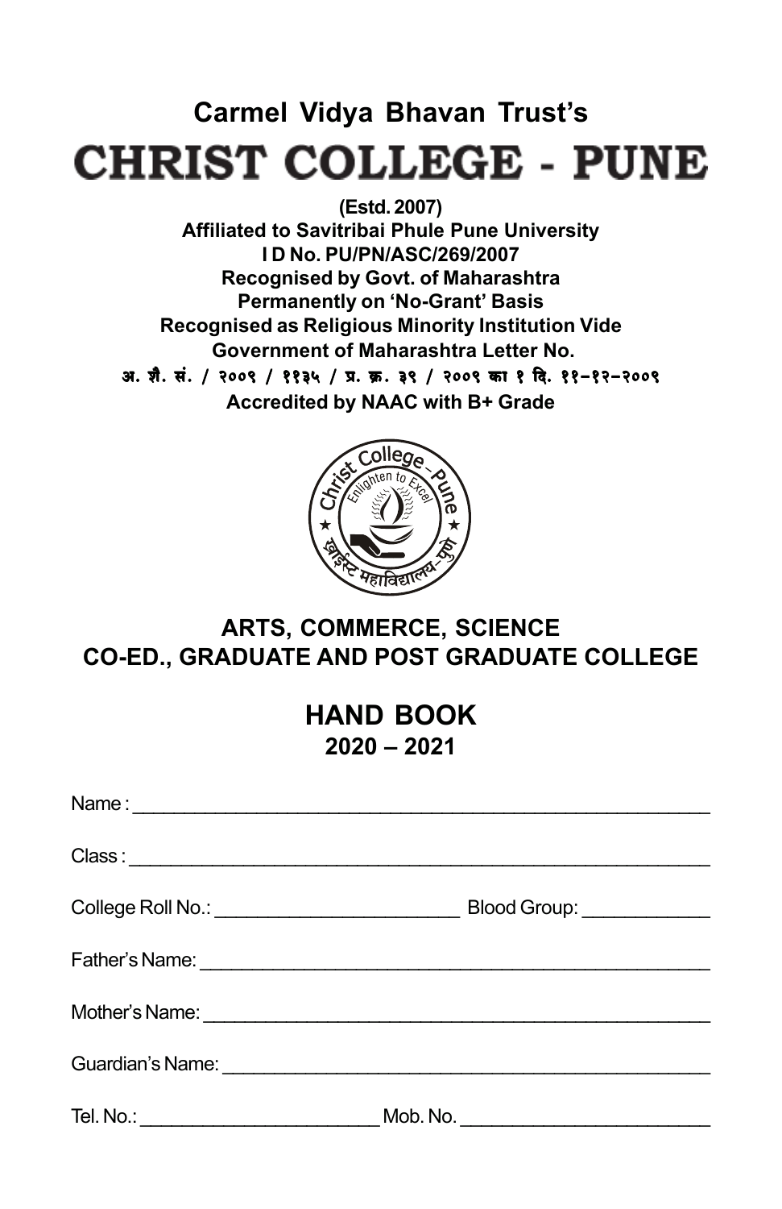**Carmel Vidya Bhavan Trust's**

# CHRIST COLLEGE - PUNE

**(Estd. 2007)**
**Affiliated to Savitribai Phule Pune University**
**I D No. PU/PN/ASC/269/2007**
**Recognised by Govt. of Maharashtra**
**Permanently on 'No-Grant' Basis**
**Recognised as Religious Minority Institution Vide**
**Government of Maharashtra Letter No.**
**अ. शै. सं. / २००९ / ११३५ / प्र. क्र. ३९ / २००९ का १ दि. ११–१२–२००९**
**Accredited by NAAC with B+ Grade**

## ARTS, COMMERCE, SCIENCE
## CO-ED., GRADUATE AND POST GRADUATE COLLEGE

# HAND BOOK
## 2020 – 2021

Name : ______________________________________________

Class : ______________________________________________

College Roll No.: ____________________ Blood Group: ___________

Father's Name: ______________________________________________

Mother's Name: ______________________________________________

Guardian's Name: ______________________________________________

Tel. No.: ____________________ Mob. No. ____________________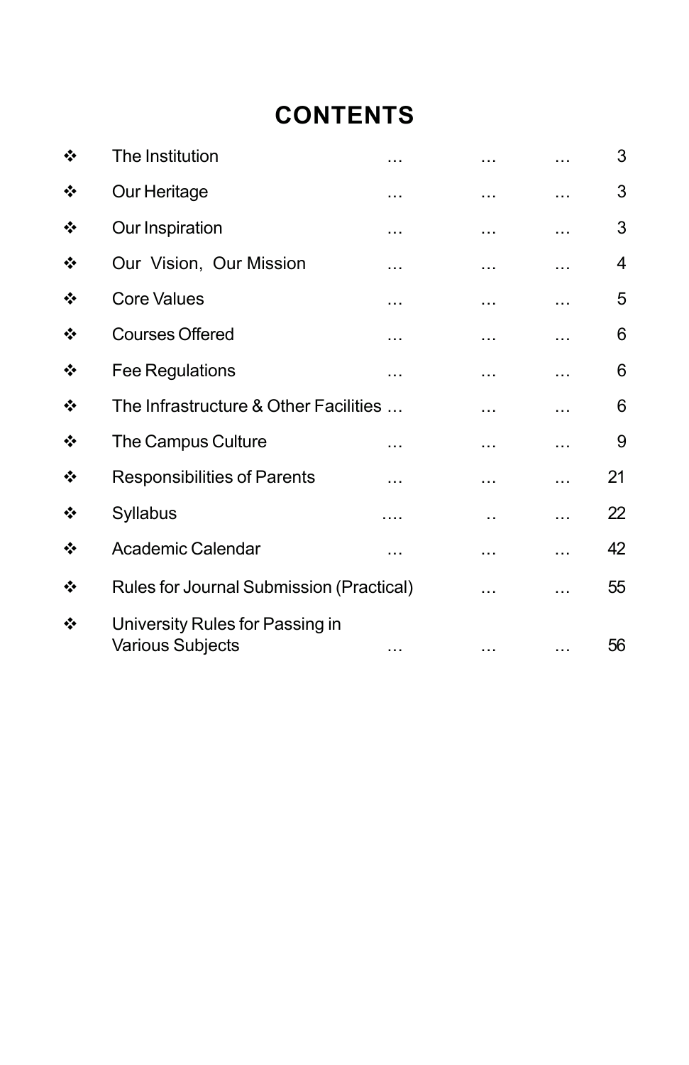# CONTENTS

| | | |
|---|---|---|
| ❖ | The Institution … … … | 3 |
| ❖ | Our Heritage … … … | 3 |
| ❖ | Our Inspiration … … … | 3 |
| ❖ | Our Vision, Our Mission … … … | 4 |
| ❖ | Core Values … … … | 5 |
| ❖ | Courses Offered … … … | 6 |
| ❖ | Fee Regulations … … … | 6 |
| ❖ | The Infrastructure & Other Facilities … … … | 6 |
| ❖ | The Campus Culture … … … | 9 |
| ❖ | Responsibilities of Parents … … … | 21 |
| ❖ | Syllabus …. .. … | 22 |
| ❖ | Academic Calendar … … … | 42 |
| ❖ | Rules for Journal Submission (Practical) … … | 55 |
| ❖ | University Rules for Passing in Various Subjects … … … | 56 |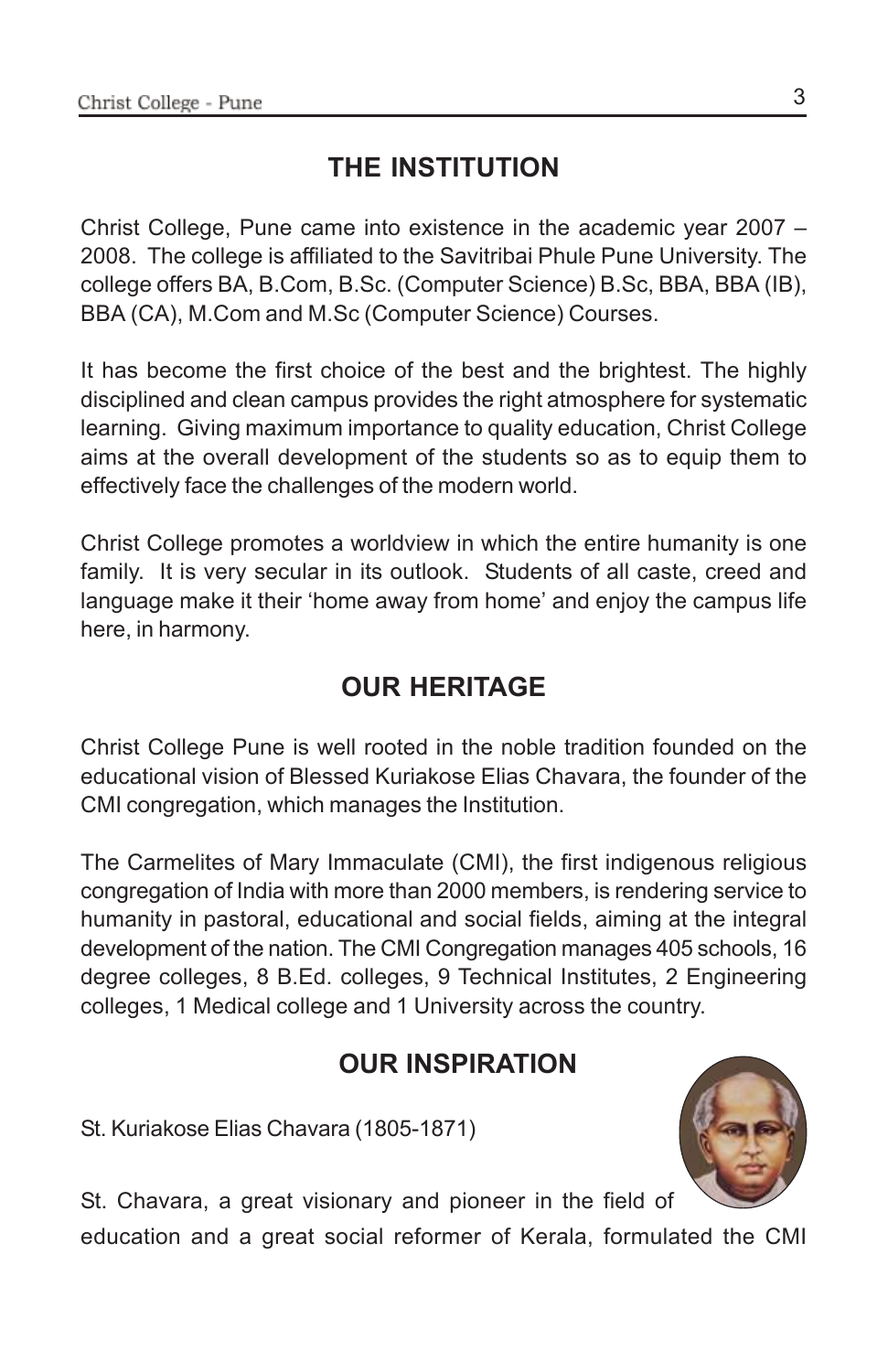## THE INSTITUTION

Christ College, Pune came into existence in the academic year 2007 – 2008. The college is affiliated to the Savitribai Phule Pune University. The college offers BA, B.Com, B.Sc. (Computer Science) B.Sc, BBA, BBA (IB), BBA (CA), M.Com and M.Sc (Computer Science) Courses.

It has become the first choice of the best and the brightest. The highly disciplined and clean campus provides the right atmosphere for systematic learning. Giving maximum importance to quality education, Christ College aims at the overall development of the students so as to equip them to effectively face the challenges of the modern world.

Christ College promotes a worldview in which the entire humanity is one family. It is very secular in its outlook. Students of all caste, creed and language make it their 'home away from home' and enjoy the campus life here, in harmony.

## OUR HERITAGE

Christ College Pune is well rooted in the noble tradition founded on the educational vision of Blessed Kuriakose Elias Chavara, the founder of the CMI congregation, which manages the Institution.

The Carmelites of Mary Immaculate (CMI), the first indigenous religious congregation of India with more than 2000 members, is rendering service to humanity in pastoral, educational and social fields, aiming at the integral development of the nation. The CMI Congregation manages 405 schools, 16 degree colleges, 8 B.Ed. colleges, 9 Technical Institutes, 2 Engineering colleges, 1 Medical college and 1 University across the country.

## OUR INSPIRATION

St. Kuriakose Elias Chavara (1805-1871)

St. Chavara, a great visionary and pioneer in the field of education and a great social reformer of Kerala, formulated the CMI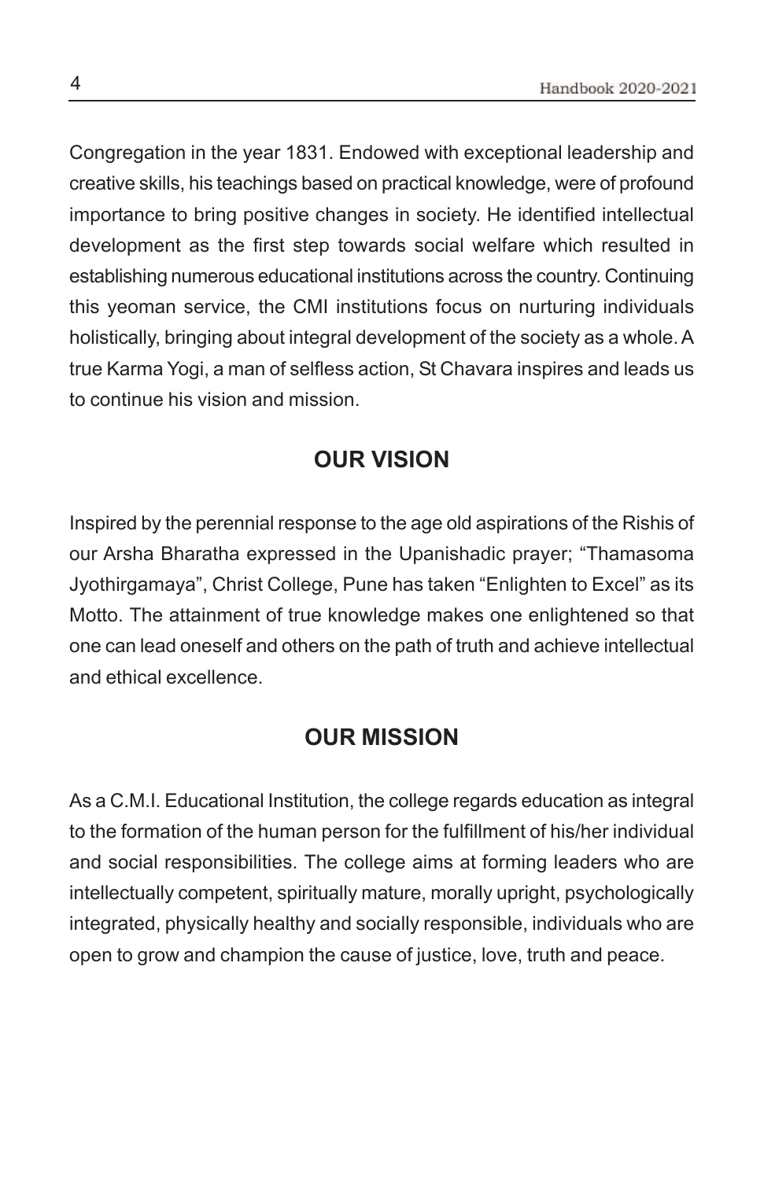Congregation in the year 1831. Endowed with exceptional leadership and creative skills, his teachings based on practical knowledge, were of profound importance to bring positive changes in society. He identified intellectual development as the first step towards social welfare which resulted in establishing numerous educational institutions across the country. Continuing this yeoman service, the CMI institutions focus on nurturing individuals holistically, bringing about integral development of the society as a whole. A true Karma Yogi, a man of selfless action, St Chavara inspires and leads us to continue his vision and mission.

## OUR VISION

Inspired by the perennial response to the age old aspirations of the Rishis of our Arsha Bharatha expressed in the Upanishadic prayer; "Thamasoma Jyothirgamaya", Christ College, Pune has taken "Enlighten to Excel" as its Motto. The attainment of true knowledge makes one enlightened so that one can lead oneself and others on the path of truth and achieve intellectual and ethical excellence.

## OUR MISSION

As a C.M.I. Educational Institution, the college regards education as integral to the formation of the human person for the fulfillment of his/her individual and social responsibilities. The college aims at forming leaders who are intellectually competent, spiritually mature, morally upright, psychologically integrated, physically healthy and socially responsible, individuals who are open to grow and champion the cause of justice, love, truth and peace.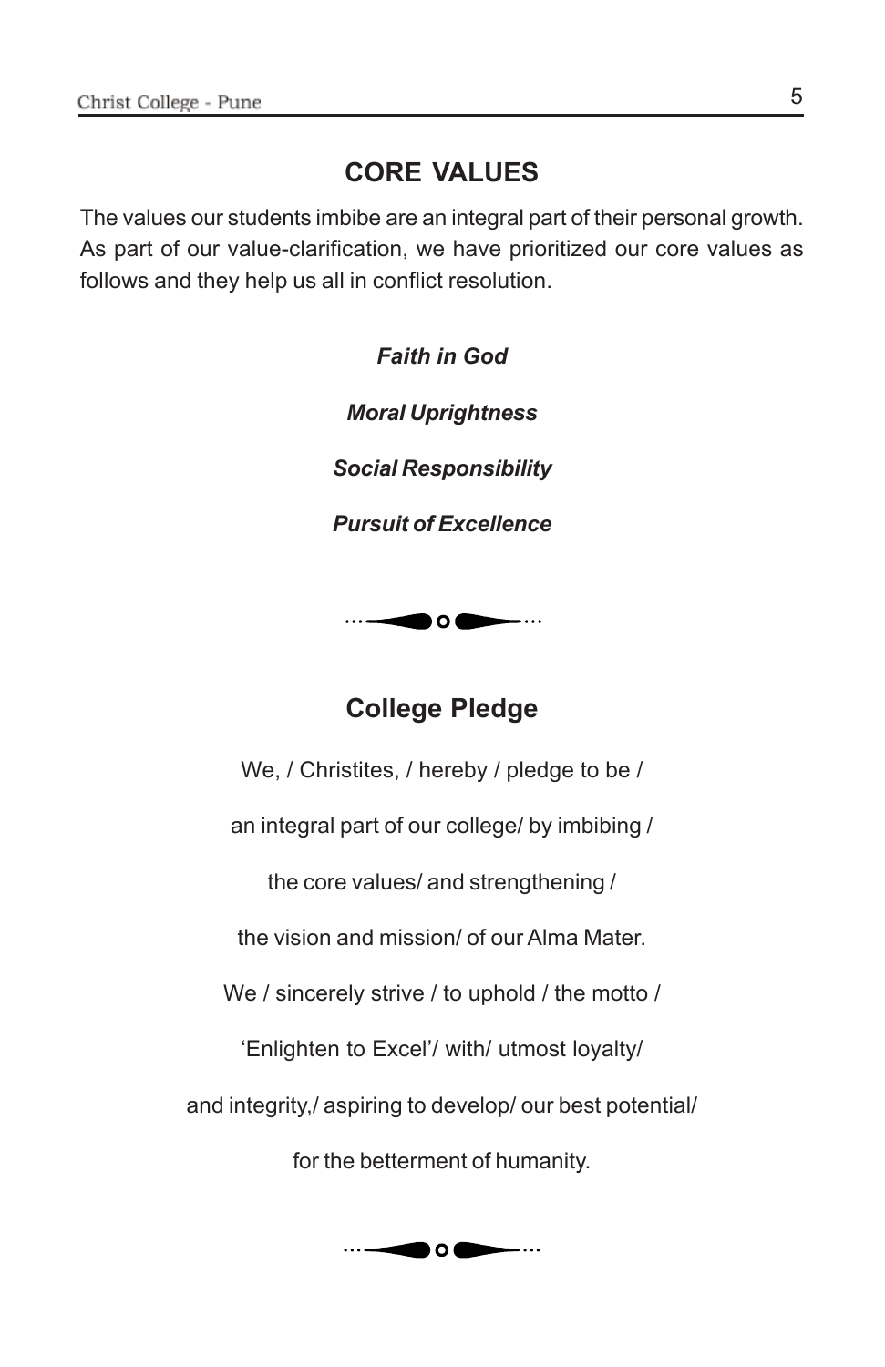## CORE VALUES

The values our students imbibe are an integral part of their personal growth. As part of our value-clarification, we have prioritized our core values as follows and they help us all in conflict resolution.

***Faith in God***

***Moral Uprightness***

***Social Responsibility***

***Pursuit of Excellence***

## College Pledge

We, / Christites, / hereby / pledge to be /

an integral part of our college/ by imbibing /

the core values/ and strengthening /

the vision and mission/ of our Alma Mater.

We / sincerely strive / to uphold / the motto /

'Enlighten to Excel'/ with/ utmost loyalty/

and integrity,/ aspiring to develop/ our best potential/

for the betterment of humanity.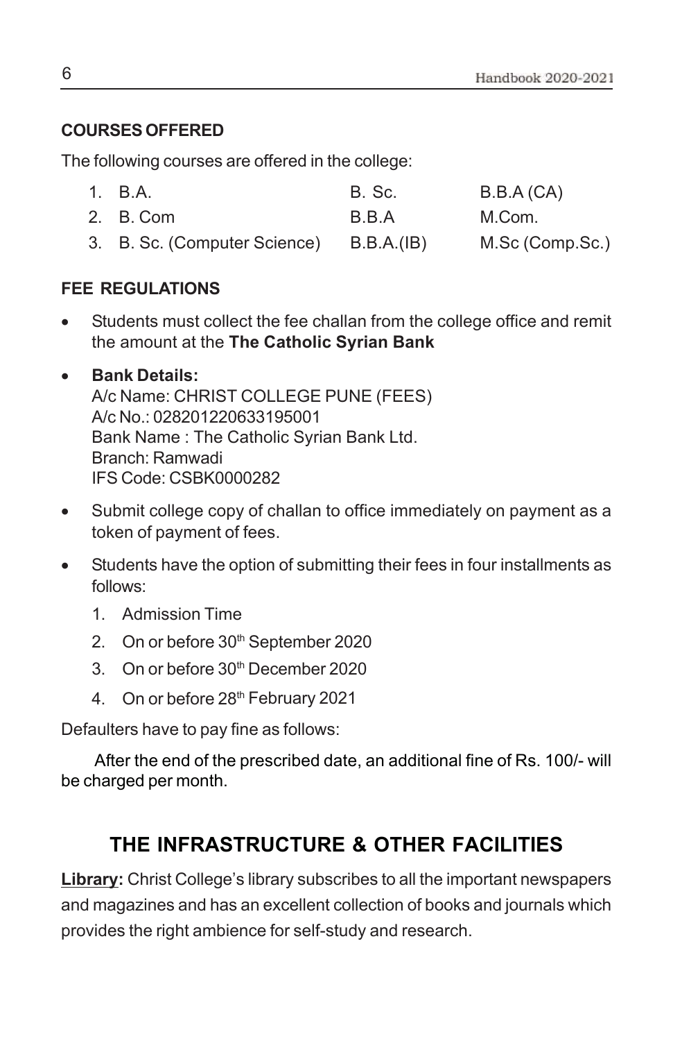### COURSES OFFERED

The following courses are offered in the college:

| | | |
|---|---|---|
| 1. B.A. | B. Sc. | B.B.A (CA) |
| 2. B. Com | B.B.A | M.Com. |
| 3. B. Sc. (Computer Science) | B.B.A.(IB) | M.Sc (Comp.Sc.) |

### FEE REGULATIONS

- Students must collect the fee challan from the college office and remit the amount at the **The Catholic Syrian Bank**
- **Bank Details:**
  A/c Name: CHRIST COLLEGE PUNE (FEES)
  A/c No.: 028201220633195001
  Bank Name : The Catholic Syrian Bank Ltd.
  Branch: Ramwadi
  IFS Code: CSBK0000282
- Submit college copy of challan to office immediately on payment as a token of payment of fees.
- Students have the option of submitting their fees in four installments as follows:
  1. Admission Time
  2. On or before 30th September 2020
  3. On or before 30th December 2020
  4. On or before 28th February 2021

Defaulters have to pay fine as follows:

After the end of the prescribed date, an additional fine of Rs. 100/- will be charged per month.

## THE INFRASTRUCTURE & OTHER FACILITIES

**Library:** Christ College's library subscribes to all the important newspapers and magazines and has an excellent collection of books and journals which provides the right ambience for self-study and research.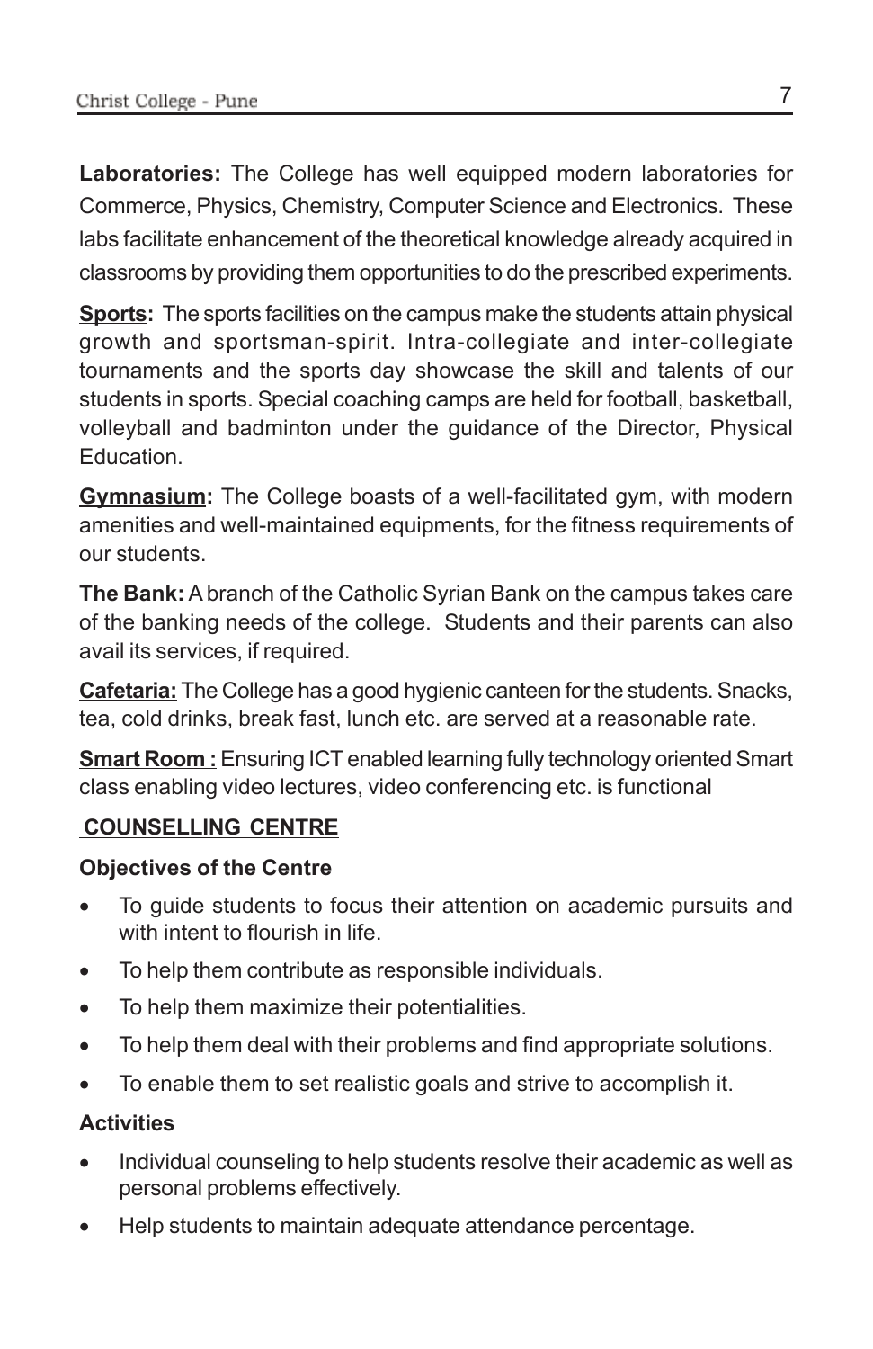**Laboratories:** The College has well equipped modern laboratories for Commerce, Physics, Chemistry, Computer Science and Electronics. These labs facilitate enhancement of the theoretical knowledge already acquired in classrooms by providing them opportunities to do the prescribed experiments.

**Sports:** The sports facilities on the campus make the students attain physical growth and sportsman-spirit. Intra-collegiate and inter-collegiate tournaments and the sports day showcase the skill and talents of our students in sports. Special coaching camps are held for football, basketball, volleyball and badminton under the guidance of the Director, Physical Education.

**Gymnasium:** The College boasts of a well-facilitated gym, with modern amenities and well-maintained equipments, for the fitness requirements of our students.

**The Bank:** A branch of the Catholic Syrian Bank on the campus takes care of the banking needs of the college. Students and their parents can also avail its services, if required.

**Cafetaria:** The College has a good hygienic canteen for the students. Snacks, tea, cold drinks, break fast, lunch etc. are served at a reasonable rate.

**Smart Room :** Ensuring ICT enabled learning fully technology oriented Smart class enabling video lectures, video conferencing etc. is functional

## COUNSELLING CENTRE

### Objectives of the Centre

- To guide students to focus their attention on academic pursuits and with intent to flourish in life.
- To help them contribute as responsible individuals.
- To help them maximize their potentialities.
- To help them deal with their problems and find appropriate solutions.
- To enable them to set realistic goals and strive to accomplish it.

### Activities

- Individual counseling to help students resolve their academic as well as personal problems effectively.
- Help students to maintain adequate attendance percentage.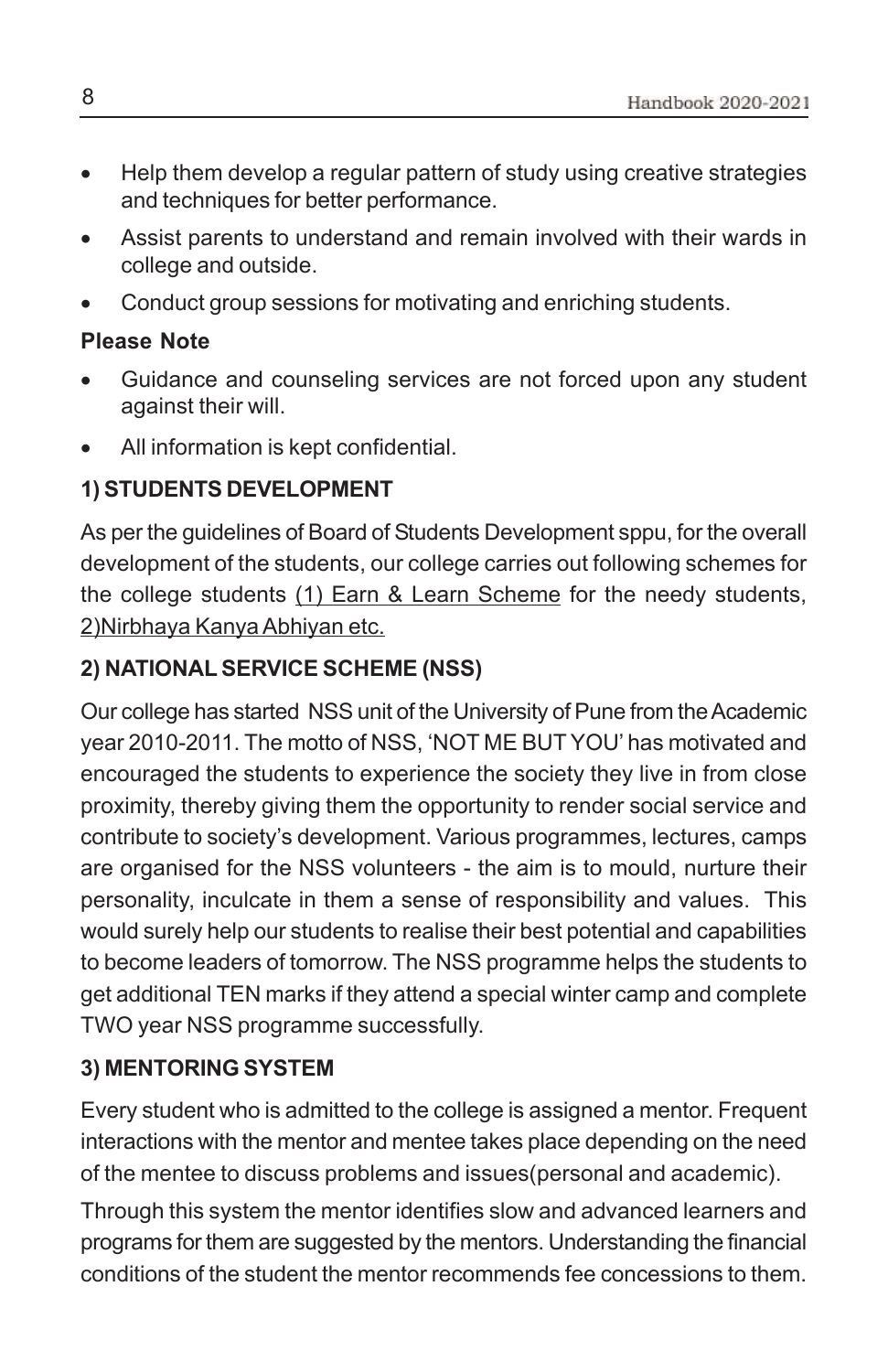- Help them develop a regular pattern of study using creative strategies and techniques for better performance.
- Assist parents to understand and remain involved with their wards in college and outside.
- Conduct group sessions for motivating and enriching students.

**Please Note**

- Guidance and counseling services are not forced upon any student against their will.
- All information is kept confidential.

### 1) STUDENTS DEVELOPMENT

As per the guidelines of Board of Students Development sppu, for the overall development of the students, our college carries out following schemes for the college students <u>(1) Earn & Learn Scheme</u> for the needy students, <u>2)Nirbhaya Kanya Abhiyan etc.</u>

### 2) NATIONAL SERVICE SCHEME (NSS)

Our college has started NSS unit of the University of Pune from the Academic year 2010-2011. The motto of NSS, 'NOT ME BUT YOU' has motivated and encouraged the students to experience the society they live in from close proximity, thereby giving them the opportunity to render social service and contribute to society's development. Various programmes, lectures, camps are organised for the NSS volunteers - the aim is to mould, nurture their personality, inculcate in them a sense of responsibility and values. This would surely help our students to realise their best potential and capabilities to become leaders of tomorrow. The NSS programme helps the students to get additional TEN marks if they attend a special winter camp and complete TWO year NSS programme successfully.

### 3) MENTORING SYSTEM

Every student who is admitted to the college is assigned a mentor. Frequent interactions with the mentor and mentee takes place depending on the need of the mentee to discuss problems and issues(personal and academic).

Through this system the mentor identifies slow and advanced learners and programs for them are suggested by the mentors. Understanding the financial conditions of the student the mentor recommends fee concessions to them.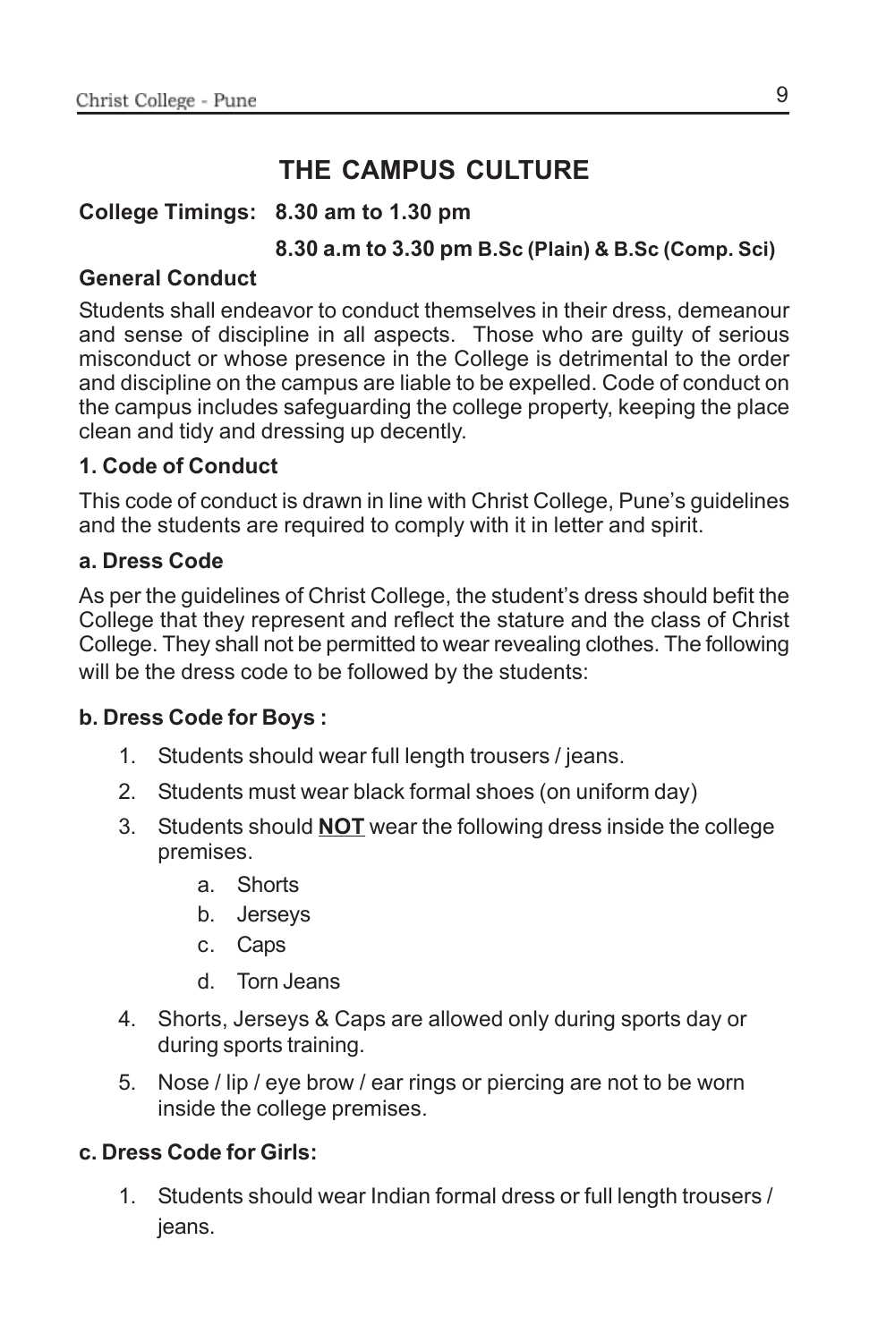# THE CAMPUS CULTURE

**College Timings: 8.30 am to 1.30 pm**

**8.30 a.m to 3.30 pm B.Sc (Plain) & B.Sc (Comp. Sci)**

**General Conduct**

Students shall endeavor to conduct themselves in their dress, demeanour and sense of discipline in all aspects. Those who are guilty of serious misconduct or whose presence in the College is detrimental to the order and discipline on the campus are liable to be expelled. Code of conduct on the campus includes safeguarding the college property, keeping the place clean and tidy and dressing up decently.

**1. Code of Conduct**

This code of conduct is drawn in line with Christ College, Pune's guidelines and the students are required to comply with it in letter and spirit.

**a. Dress Code**

As per the guidelines of Christ College, the student's dress should befit the College that they represent and reflect the stature and the class of Christ College. They shall not be permitted to wear revealing clothes. The following will be the dress code to be followed by the students:

**b. Dress Code for Boys :**

1. Students should wear full length trousers / jeans.
2. Students must wear black formal shoes (on uniform day)
3. Students should **NOT** wear the following dress inside the college premises.
    a. Shorts
    b. Jerseys
    c. Caps
    d. Torn Jeans
4. Shorts, Jerseys & Caps are allowed only during sports day or during sports training.
5. Nose / lip / eye brow / ear rings or piercing are not to be worn inside the college premises.

**c. Dress Code for Girls:**

1. Students should wear Indian formal dress or full length trousers / jeans.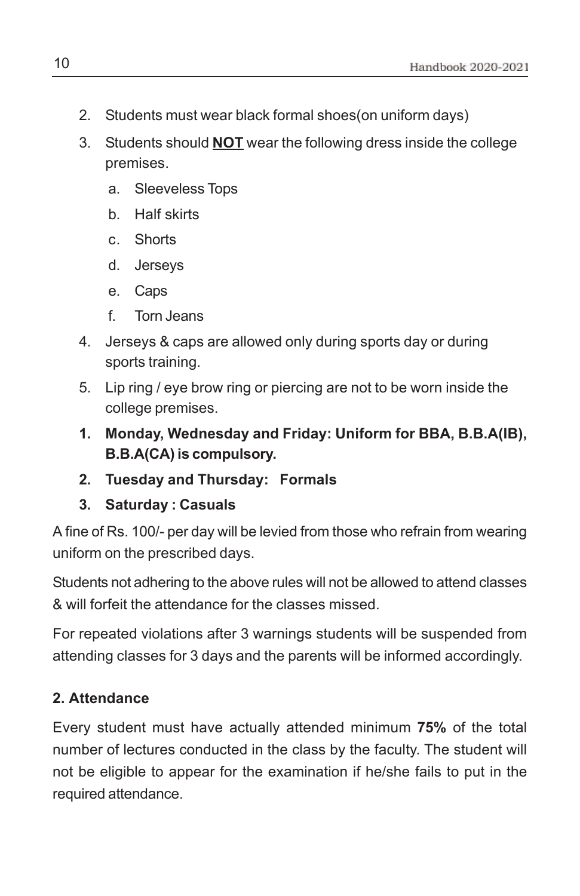2. Students must wear black formal shoes(on uniform days)
3. Students should **NOT** wear the following dress inside the college premises.
   a. Sleeveless Tops
   b. Half skirts
   c. Shorts
   d. Jerseys
   e. Caps
   f. Torn Jeans
4. Jerseys & caps are allowed only during sports day or during sports training.
5. Lip ring / eye brow ring or piercing are not to be worn inside the college premises.

**1. Monday, Wednesday and Friday: Uniform for BBA, B.B.A(IB), B.B.A(CA) is compulsory.**

**2. Tuesday and Thursday: Formals**

**3. Saturday : Casuals**

A fine of Rs. 100/- per day will be levied from those who refrain from wearing uniform on the prescribed days.

Students not adhering to the above rules will not be allowed to attend classes & will forfeit the attendance for the classes missed.

For repeated violations after 3 warnings students will be suspended from attending classes for 3 days and the parents will be informed accordingly.

### 2. Attendance

Every student must have actually attended minimum **75%** of the total number of lectures conducted in the class by the faculty. The student will not be eligible to appear for the examination if he/she fails to put in the required attendance.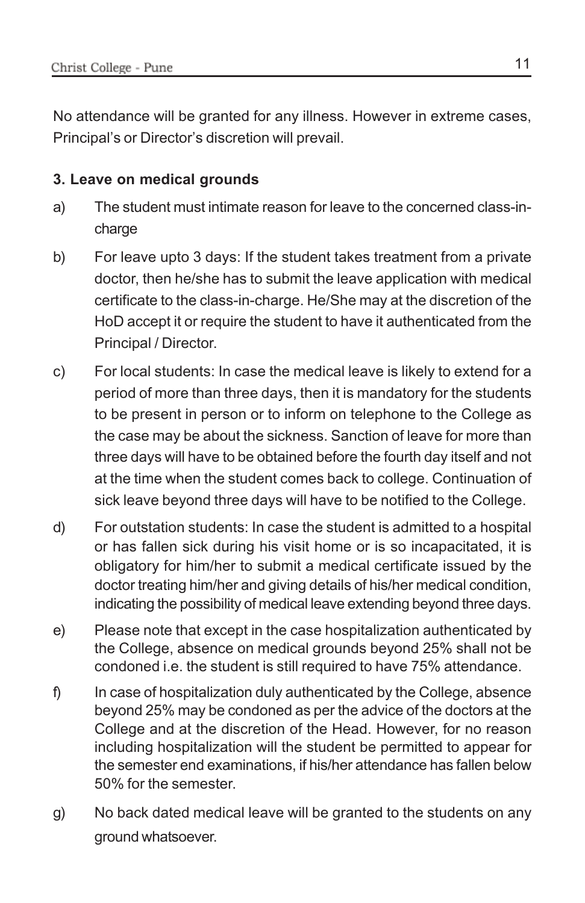No attendance will be granted for any illness. However in extreme cases, Principal's or Director's discretion will prevail.

**3. Leave on medical grounds**

a) The student must intimate reason for leave to the concerned class-in-charge

b) For leave upto 3 days: If the student takes treatment from a private doctor, then he/she has to submit the leave application with medical certificate to the class-in-charge. He/She may at the discretion of the HoD accept it or require the student to have it authenticated from the Principal / Director.

c) For local students: In case the medical leave is likely to extend for a period of more than three days, then it is mandatory for the students to be present in person or to inform on telephone to the College as the case may be about the sickness. Sanction of leave for more than three days will have to be obtained before the fourth day itself and not at the time when the student comes back to college. Continuation of sick leave beyond three days will have to be notified to the College.

d) For outstation students: In case the student is admitted to a hospital or has fallen sick during his visit home or is so incapacitated, it is obligatory for him/her to submit a medical certificate issued by the doctor treating him/her and giving details of his/her medical condition, indicating the possibility of medical leave extending beyond three days.

e) Please note that except in the case hospitalization authenticated by the College, absence on medical grounds beyond 25% shall not be condoned i.e. the student is still required to have 75% attendance.

f) In case of hospitalization duly authenticated by the College, absence beyond 25% may be condoned as per the advice of the doctors at the College and at the discretion of the Head. However, for no reason including hospitalization will the student be permitted to appear for the semester end examinations, if his/her attendance has fallen below 50% for the semester.

g) No back dated medical leave will be granted to the students on any ground whatsoever.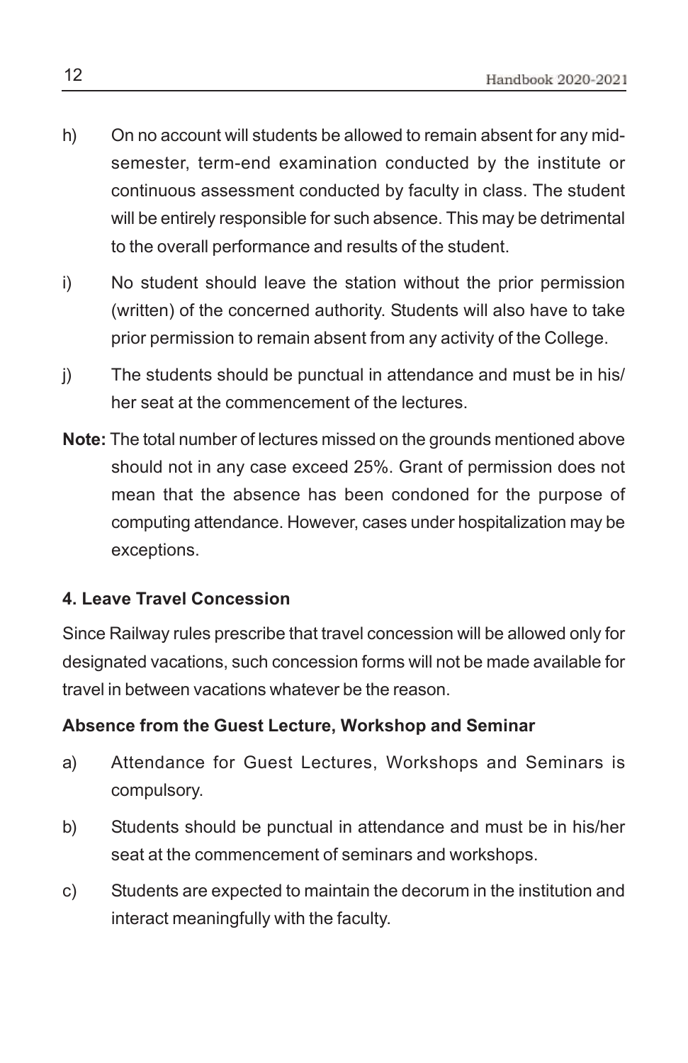h) On no account will students be allowed to remain absent for any mid-semester, term-end examination conducted by the institute or continuous assessment conducted by faculty in class. The student will be entirely responsible for such absence. This may be detrimental to the overall performance and results of the student.

i) No student should leave the station without the prior permission (written) of the concerned authority. Students will also have to take prior permission to remain absent from any activity of the College.

j) The students should be punctual in attendance and must be in his/her seat at the commencement of the lectures.

**Note:** The total number of lectures missed on the grounds mentioned above should not in any case exceed 25%. Grant of permission does not mean that the absence has been condoned for the purpose of computing attendance. However, cases under hospitalization may be exceptions.

### 4. Leave Travel Concession

Since Railway rules prescribe that travel concession will be allowed only for designated vacations, such concession forms will not be made available for travel in between vacations whatever be the reason.

### Absence from the Guest Lecture, Workshop and Seminar

a) Attendance for Guest Lectures, Workshops and Seminars is compulsory.

b) Students should be punctual in attendance and must be in his/her seat at the commencement of seminars and workshops.

c) Students are expected to maintain the decorum in the institution and interact meaningfully with the faculty.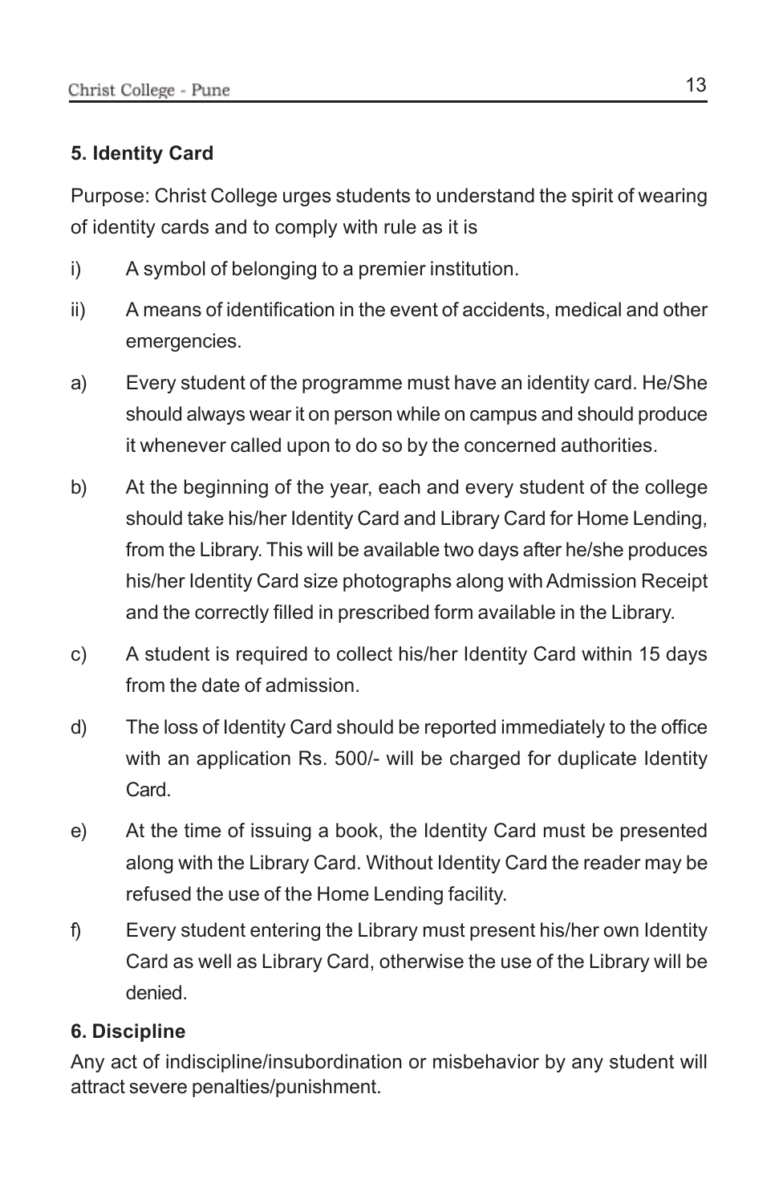### 5. Identity Card

Purpose: Christ College urges students to understand the spirit of wearing of identity cards and to comply with rule as it is

i) A symbol of belonging to a premier institution.

ii) A means of identification in the event of accidents, medical and other emergencies.

a) Every student of the programme must have an identity card. He/She should always wear it on person while on campus and should produce it whenever called upon to do so by the concerned authorities.

b) At the beginning of the year, each and every student of the college should take his/her Identity Card and Library Card for Home Lending, from the Library. This will be available two days after he/she produces his/her Identity Card size photographs along with Admission Receipt and the correctly filled in prescribed form available in the Library.

c) A student is required to collect his/her Identity Card within 15 days from the date of admission.

d) The loss of Identity Card should be reported immediately to the office with an application Rs. 500/- will be charged for duplicate Identity Card.

e) At the time of issuing a book, the Identity Card must be presented along with the Library Card. Without Identity Card the reader may be refused the use of the Home Lending facility.

f) Every student entering the Library must present his/her own Identity Card as well as Library Card, otherwise the use of the Library will be denied.

### 6. Discipline

Any act of indiscipline/insubordination or misbehavior by any student will attract severe penalties/punishment.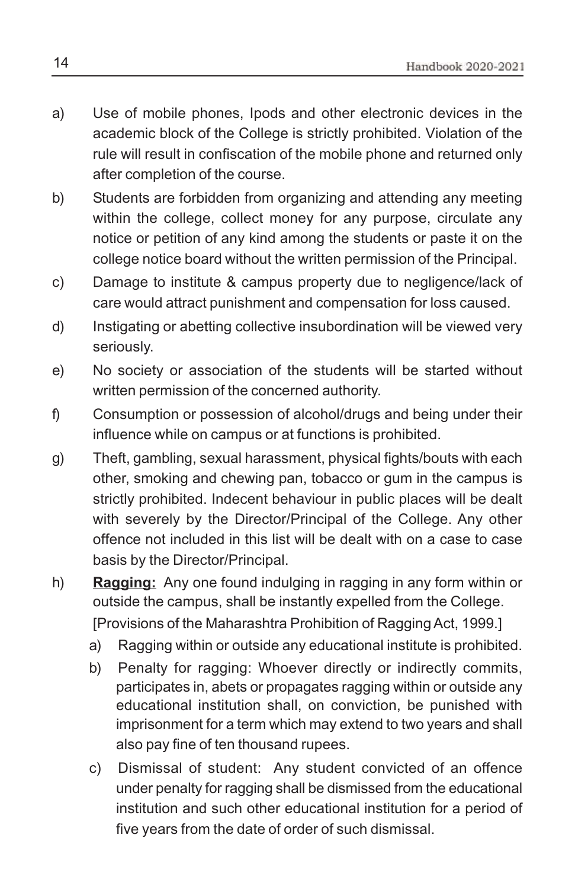a) Use of mobile phones, Ipods and other electronic devices in the academic block of the College is strictly prohibited. Violation of the rule will result in confiscation of the mobile phone and returned only after completion of the course.

b) Students are forbidden from organizing and attending any meeting within the college, collect money for any purpose, circulate any notice or petition of any kind among the students or paste it on the college notice board without the written permission of the Principal.

c) Damage to institute & campus property due to negligence/lack of care would attract punishment and compensation for loss caused.

d) Instigating or abetting collective insubordination will be viewed very seriously.

e) No society or association of the students will be started without written permission of the concerned authority.

f) Consumption or possession of alcohol/drugs and being under their influence while on campus or at functions is prohibited.

g) Theft, gambling, sexual harassment, physical fights/bouts with each other, smoking and chewing pan, tobacco or gum in the campus is strictly prohibited. Indecent behaviour in public places will be dealt with severely by the Director/Principal of the College. Any other offence not included in this list will be dealt with on a case to case basis by the Director/Principal.

h) **Ragging:** Any one found indulging in ragging in any form within or outside the campus, shall be instantly expelled from the College. [Provisions of the Maharashtra Prohibition of Ragging Act, 1999.]

   a) Ragging within or outside any educational institute is prohibited.

   b) Penalty for ragging: Whoever directly or indirectly commits, participates in, abets or propagates ragging within or outside any educational institution shall, on conviction, be punished with imprisonment for a term which may extend to two years and shall also pay fine of ten thousand rupees.

   c) Dismissal of student: Any student convicted of an offence under penalty for ragging shall be dismissed from the educational institution and such other educational institution for a period of five years from the date of order of such dismissal.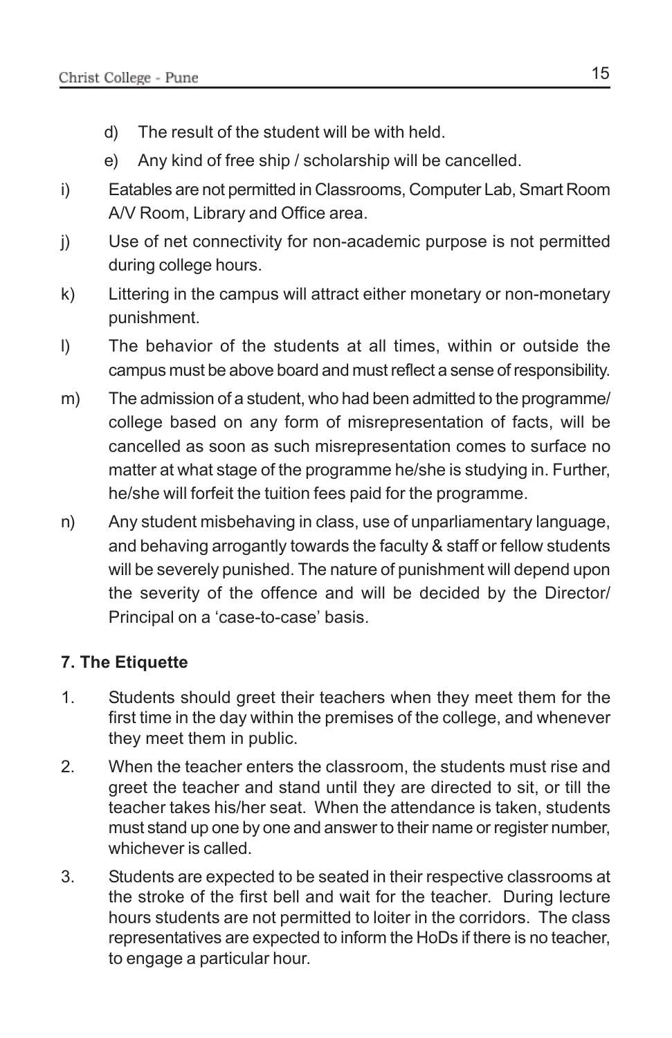d) The result of the student will be with held.

e) Any kind of free ship / scholarship will be cancelled.

i) Eatables are not permitted in Classrooms, Computer Lab, Smart Room A/V Room, Library and Office area.

j) Use of net connectivity for non-academic purpose is not permitted during college hours.

k) Littering in the campus will attract either monetary or non-monetary punishment.

l) The behavior of the students at all times, within or outside the campus must be above board and must reflect a sense of responsibility.

m) The admission of a student, who had been admitted to the programme/ college based on any form of misrepresentation of facts, will be cancelled as soon as such misrepresentation comes to surface no matter at what stage of the programme he/she is studying in. Further, he/she will forfeit the tuition fees paid for the programme.

n) Any student misbehaving in class, use of unparliamentary language, and behaving arrogantly towards the faculty & staff or fellow students will be severely punished. The nature of punishment will depend upon the severity of the offence and will be decided by the Director/ Principal on a 'case-to-case' basis.

**7. The Etiquette**

1. Students should greet their teachers when they meet them for the first time in the day within the premises of the college, and whenever they meet them in public.

2. When the teacher enters the classroom, the students must rise and greet the teacher and stand until they are directed to sit, or till the teacher takes his/her seat. When the attendance is taken, students must stand up one by one and answer to their name or register number, whichever is called.

3. Students are expected to be seated in their respective classrooms at the stroke of the first bell and wait for the teacher. During lecture hours students are not permitted to loiter in the corridors. The class representatives are expected to inform the HoDs if there is no teacher, to engage a particular hour.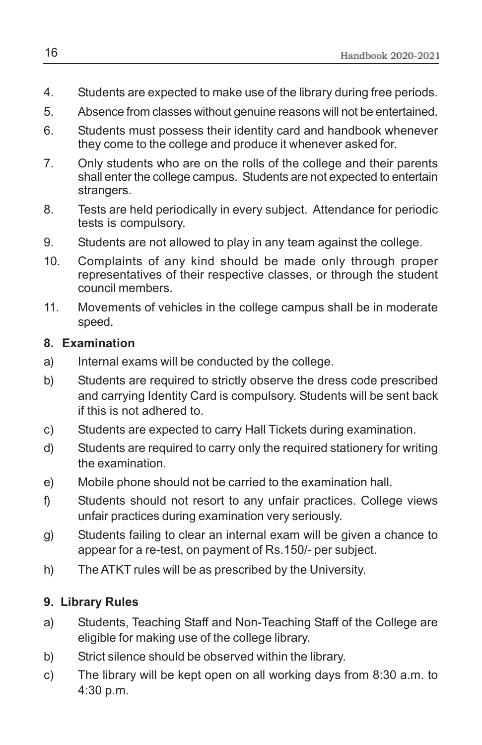4. Students are expected to make use of the library during free periods.
5. Absence from classes without genuine reasons will not be entertained.
6. Students must possess their identity card and handbook whenever they come to the college and produce it whenever asked for.
7. Only students who are on the rolls of the college and their parents shall enter the college campus. Students are not expected to entertain strangers.
8. Tests are held periodically in every subject. Attendance for periodic tests is compulsory.
9. Students are not allowed to play in any team against the college.
10. Complaints of any kind should be made only through proper representatives of their respective classes, or through the student council members.
11. Movements of vehicles in the college campus shall be in moderate speed.

**8. Examination**

a) Internal exams will be conducted by the college.

b) Students are required to strictly observe the dress code prescribed and carrying Identity Card is compulsory. Students will be sent back if this is not adhered to.

c) Students are expected to carry Hall Tickets during examination.

d) Students are required to carry only the required stationery for writing the examination.

e) Mobile phone should not be carried to the examination hall.

f) Students should not resort to any unfair practices. College views unfair practices during examination very seriously.

g) Students failing to clear an internal exam will be given a chance to appear for a re-test, on payment of Rs.150/- per subject.

h) The ATKT rules will be as prescribed by the University.

**9. Library Rules**

a) Students, Teaching Staff and Non-Teaching Staff of the College are eligible for making use of the college library.

b) Strict silence should be observed within the library.

c) The library will be kept open on all working days from 8:30 a.m. to 4:30 p.m.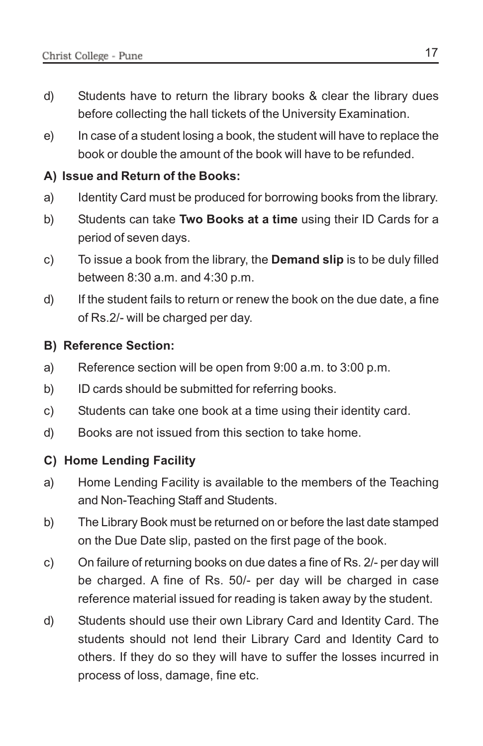d) Students have to return the library books & clear the library dues before collecting the hall tickets of the University Examination.

e) In case of a student losing a book, the student will have to replace the book or double the amount of the book will have to be refunded.

### A) Issue and Return of the Books:

a) Identity Card must be produced for borrowing books from the library.

b) Students can take **Two Books at a time** using their ID Cards for a period of seven days.

c) To issue a book from the library, the **Demand slip** is to be duly filled between 8:30 a.m. and 4:30 p.m.

d) If the student fails to return or renew the book on the due date, a fine of Rs.2/- will be charged per day.

### B) Reference Section:

a) Reference section will be open from 9:00 a.m. to 3:00 p.m.

b) ID cards should be submitted for referring books.

c) Students can take one book at a time using their identity card.

d) Books are not issued from this section to take home.

### C) Home Lending Facility

a) Home Lending Facility is available to the members of the Teaching and Non-Teaching Staff and Students.

b) The Library Book must be returned on or before the last date stamped on the Due Date slip, pasted on the first page of the book.

c) On failure of returning books on due dates a fine of Rs. 2/- per day will be charged. A fine of Rs. 50/- per day will be charged in case reference material issued for reading is taken away by the student.

d) Students should use their own Library Card and Identity Card. The students should not lend their Library Card and Identity Card to others. If they do so they will have to suffer the losses incurred in process of loss, damage, fine etc.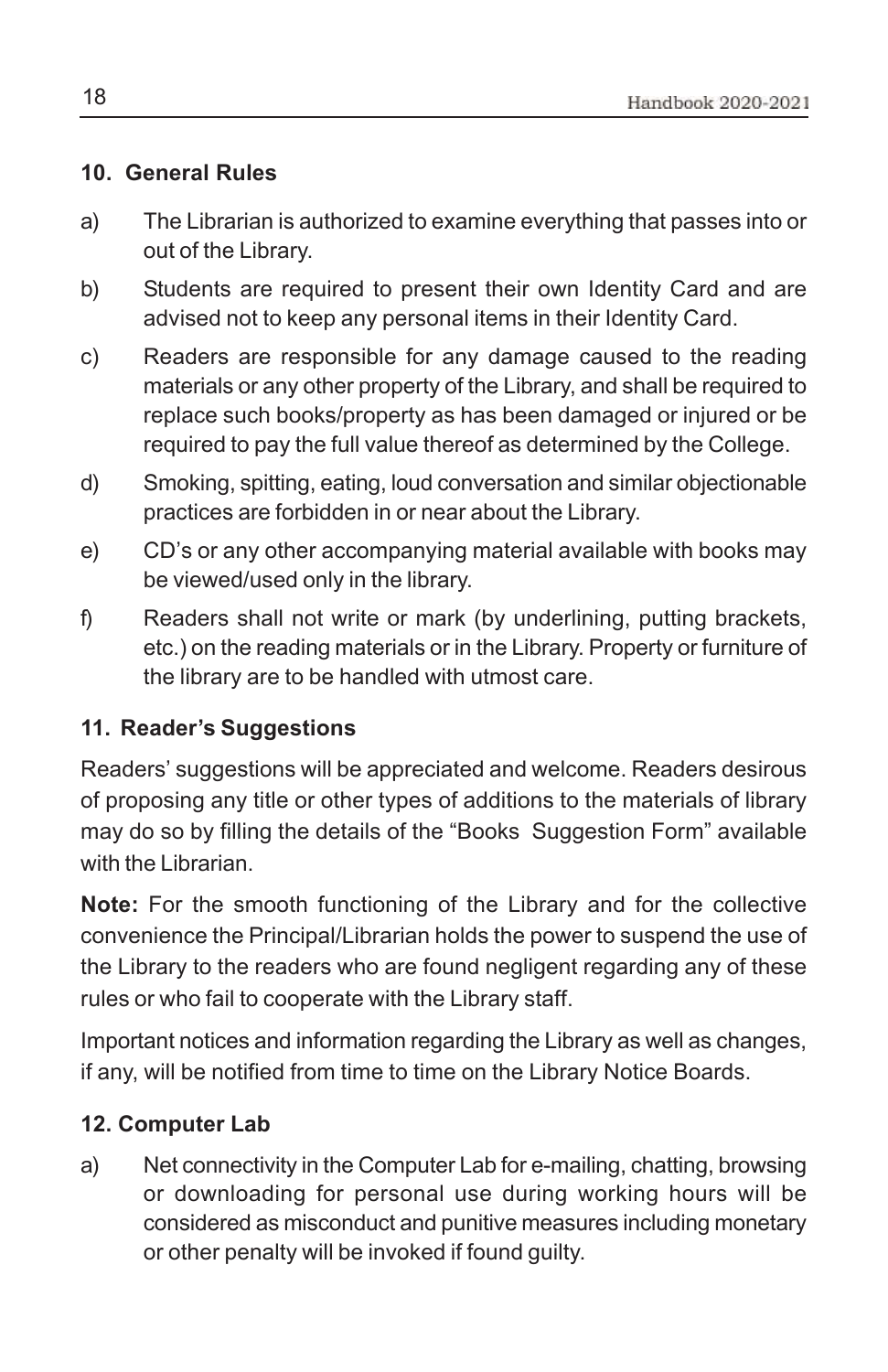### 10. General Rules

a) The Librarian is authorized to examine everything that passes into or out of the Library.

b) Students are required to present their own Identity Card and are advised not to keep any personal items in their Identity Card.

c) Readers are responsible for any damage caused to the reading materials or any other property of the Library, and shall be required to replace such books/property as has been damaged or injured or be required to pay the full value thereof as determined by the College.

d) Smoking, spitting, eating, loud conversation and similar objectionable practices are forbidden in or near about the Library.

e) CD's or any other accompanying material available with books may be viewed/used only in the library.

f) Readers shall not write or mark (by underlining, putting brackets, etc.) on the reading materials or in the Library. Property or furniture of the library are to be handled with utmost care.

### 11. Reader's Suggestions

Readers' suggestions will be appreciated and welcome. Readers desirous of proposing any title or other types of additions to the materials of library may do so by filling the details of the "Books Suggestion Form" available with the Librarian.

**Note:** For the smooth functioning of the Library and for the collective convenience the Principal/Librarian holds the power to suspend the use of the Library to the readers who are found negligent regarding any of these rules or who fail to cooperate with the Library staff.

Important notices and information regarding the Library as well as changes, if any, will be notified from time to time on the Library Notice Boards.

### 12. Computer Lab

a) Net connectivity in the Computer Lab for e-mailing, chatting, browsing or downloading for personal use during working hours will be considered as misconduct and punitive measures including monetary or other penalty will be invoked if found guilty.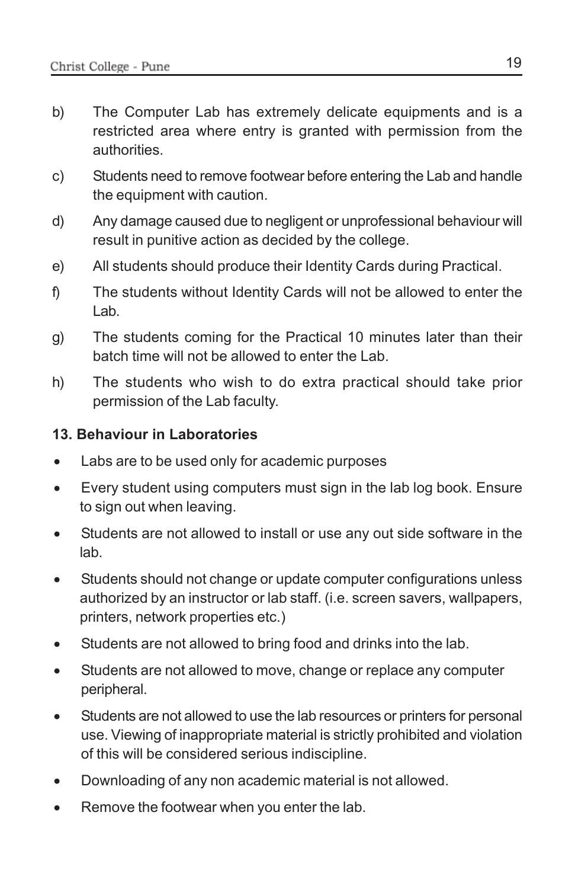b) The Computer Lab has extremely delicate equipments and is a restricted area where entry is granted with permission from the authorities.

c) Students need to remove footwear before entering the Lab and handle the equipment with caution.

d) Any damage caused due to negligent or unprofessional behaviour will result in punitive action as decided by the college.

e) All students should produce their Identity Cards during Practical.

f) The students without Identity Cards will not be allowed to enter the Lab.

g) The students coming for the Practical 10 minutes later than their batch time will not be allowed to enter the Lab.

h) The students who wish to do extra practical should take prior permission of the Lab faculty.

**13. Behaviour in Laboratories**

- Labs are to be used only for academic purposes
- Every student using computers must sign in the lab log book. Ensure to sign out when leaving.
- Students are not allowed to install or use any out side software in the lab.
- Students should not change or update computer configurations unless authorized by an instructor or lab staff. (i.e. screen savers, wallpapers, printers, network properties etc.)
- Students are not allowed to bring food and drinks into the lab.
- Students are not allowed to move, change or replace any computer peripheral.
- Students are not allowed to use the lab resources or printers for personal use. Viewing of inappropriate material is strictly prohibited and violation of this will be considered serious indiscipline.
- Downloading of any non academic material is not allowed.
- Remove the footwear when you enter the lab.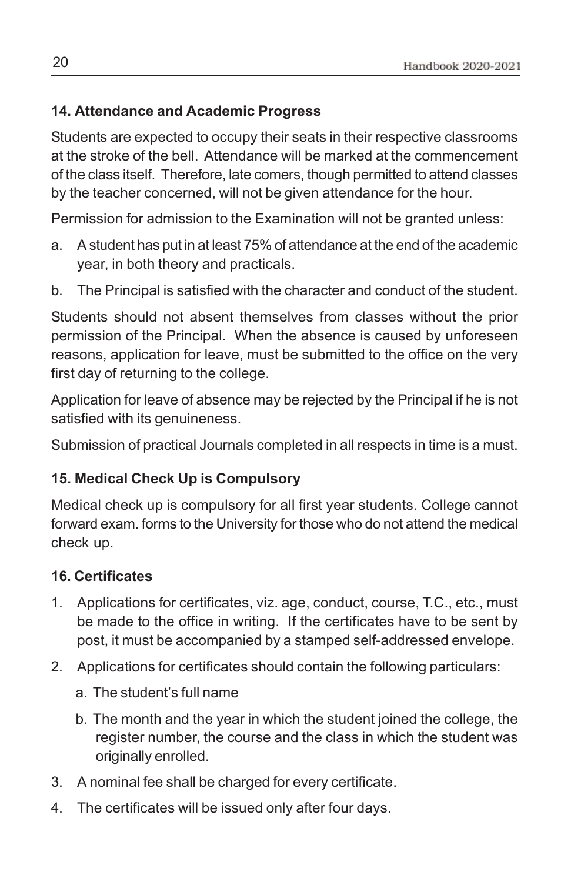### 14. Attendance and Academic Progress

Students are expected to occupy their seats in their respective classrooms at the stroke of the bell. Attendance will be marked at the commencement of the class itself. Therefore, late comers, though permitted to attend classes by the teacher concerned, will not be given attendance for the hour.

Permission for admission to the Examination will not be granted unless:

a. A student has put in at least 75% of attendance at the end of the academic year, in both theory and practicals.

b. The Principal is satisfied with the character and conduct of the student.

Students should not absent themselves from classes without the prior permission of the Principal. When the absence is caused by unforeseen reasons, application for leave, must be submitted to the office on the very first day of returning to the college.

Application for leave of absence may be rejected by the Principal if he is not satisfied with its genuineness.

Submission of practical Journals completed in all respects in time is a must.

### 15. Medical Check Up is Compulsory

Medical check up is compulsory for all first year students. College cannot forward exam. forms to the University for those who do not attend the medical check up.

### 16. Certificates

1. Applications for certificates, viz. age, conduct, course, T.C., etc., must be made to the office in writing. If the certificates have to be sent by post, it must be accompanied by a stamped self-addressed envelope.
2. Applications for certificates should contain the following particulars:
   - a. The student's full name
   - b. The month and the year in which the student joined the college, the register number, the course and the class in which the student was originally enrolled.
3. A nominal fee shall be charged for every certificate.
4. The certificates will be issued only after four days.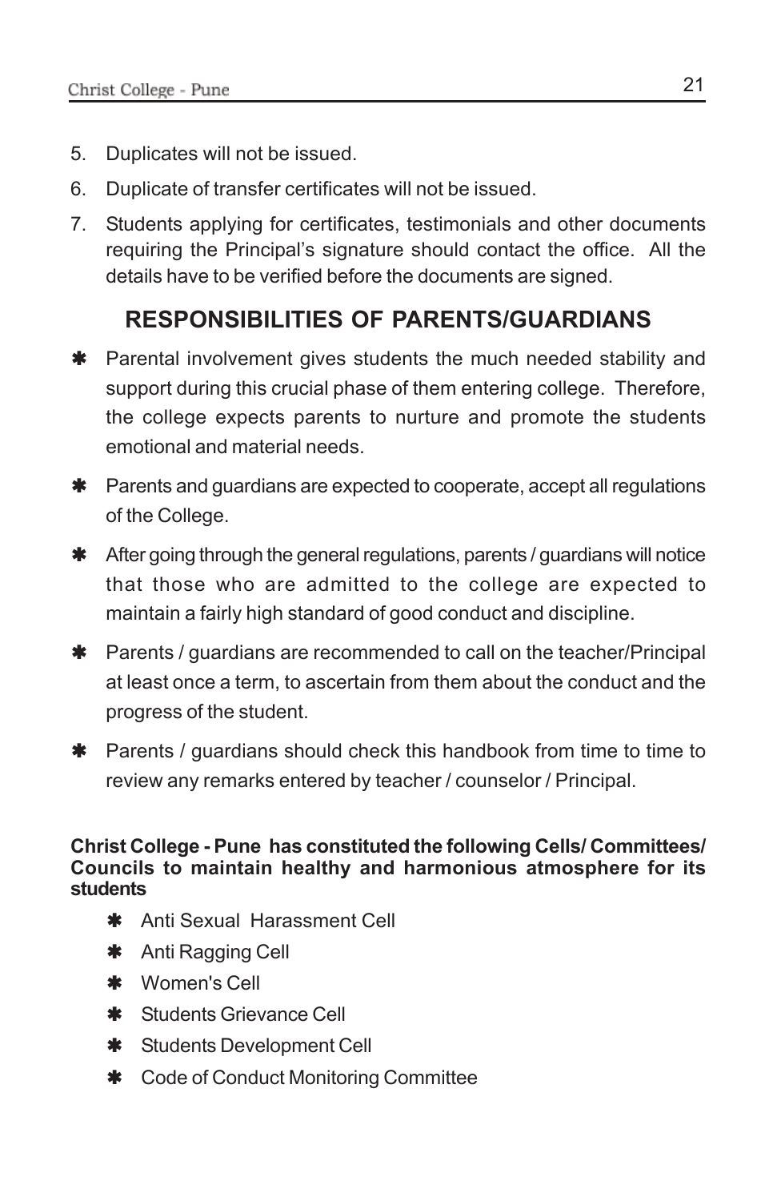5. Duplicates will not be issued.
6. Duplicate of transfer certificates will not be issued.
7. Students applying for certificates, testimonials and other documents requiring the Principal's signature should contact the office. All the details have to be verified before the documents are signed.

## RESPONSIBILITIES OF PARENTS/GUARDIANS

- Parental involvement gives students the much needed stability and support during this crucial phase of them entering college. Therefore, the college expects parents to nurture and promote the students emotional and material needs.
- Parents and guardians are expected to cooperate, accept all regulations of the College.
- After going through the general regulations, parents / guardians will notice that those who are admitted to the college are expected to maintain a fairly high standard of good conduct and discipline.
- Parents / guardians are recommended to call on the teacher/Principal at least once a term, to ascertain from them about the conduct and the progress of the student.
- Parents / guardians should check this handbook from time to time to review any remarks entered by teacher / counselor / Principal.

**Christ College - Pune has constituted the following Cells/ Committees/ Councils to maintain healthy and harmonious atmosphere for its students**

- Anti Sexual Harassment Cell
- Anti Ragging Cell
- Women's Cell
- Students Grievance Cell
- Students Development Cell
- Code of Conduct Monitoring Committee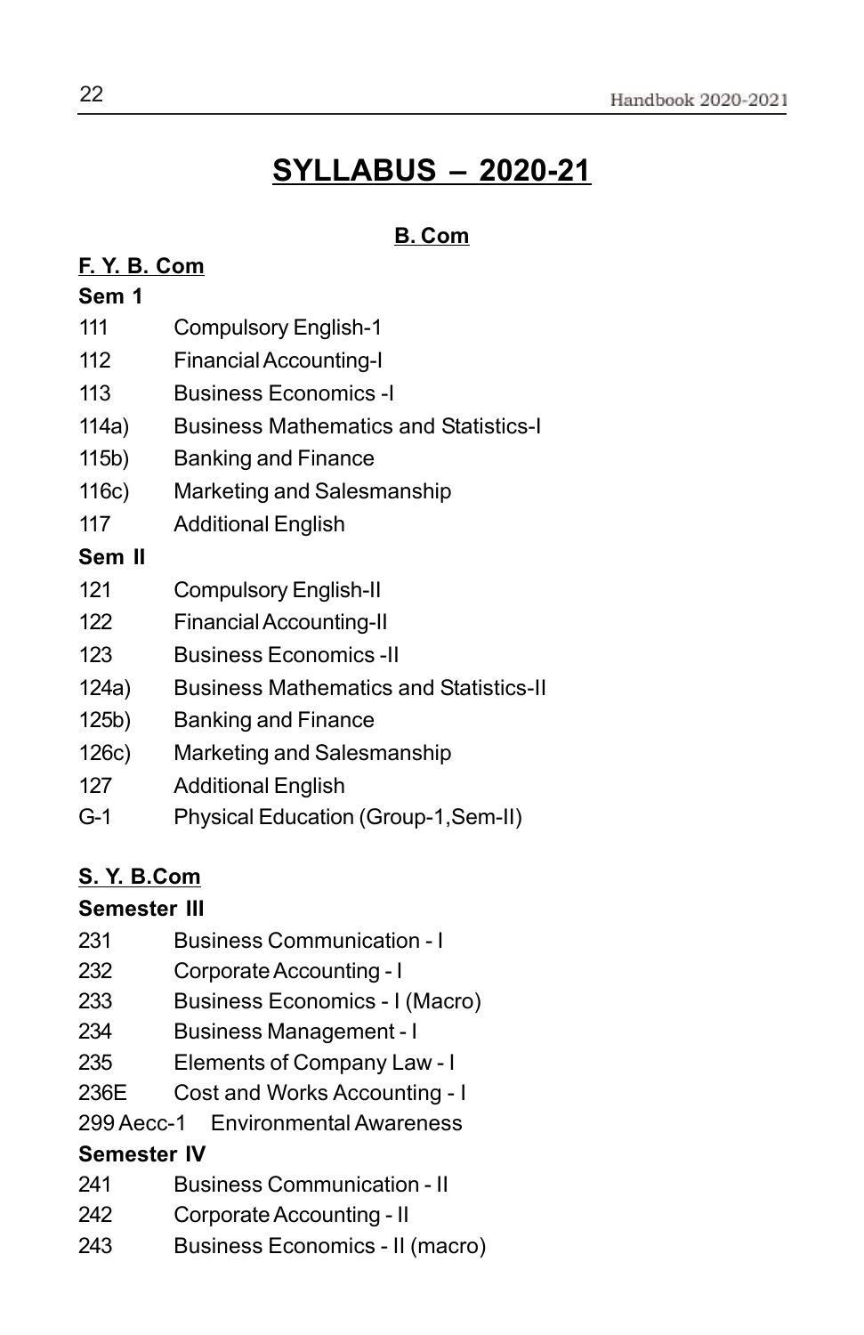# SYLLABUS – 2020-21

## B. Com

### F. Y. B. Com

**Sem 1**

111 Compulsory English-1
112 Financial Accounting-I
113 Business Economics -I
114a) Business Mathematics and Statistics-I
115b) Banking and Finance
116c) Marketing and Salesmanship
117 Additional English

**Sem II**

121 Compulsory English-II
122 Financial Accounting-II
123 Business Economics -II
124a) Business Mathematics and Statistics-II
125b) Banking and Finance
126c) Marketing and Salesmanship
127 Additional English
G-1 Physical Education (Group-1,Sem-II)

### S. Y. B.Com

**Semester III**

231 Business Communication - I
232 Corporate Accounting - I
233 Business Economics - I (Macro)
234 Business Management - I
235 Elements of Company Law - I
236E Cost and Works Accounting - I
299 Aecc-1 Environmental Awareness

**Semester IV**

241 Business Communication - II
242 Corporate Accounting - II
243 Business Economics - II (macro)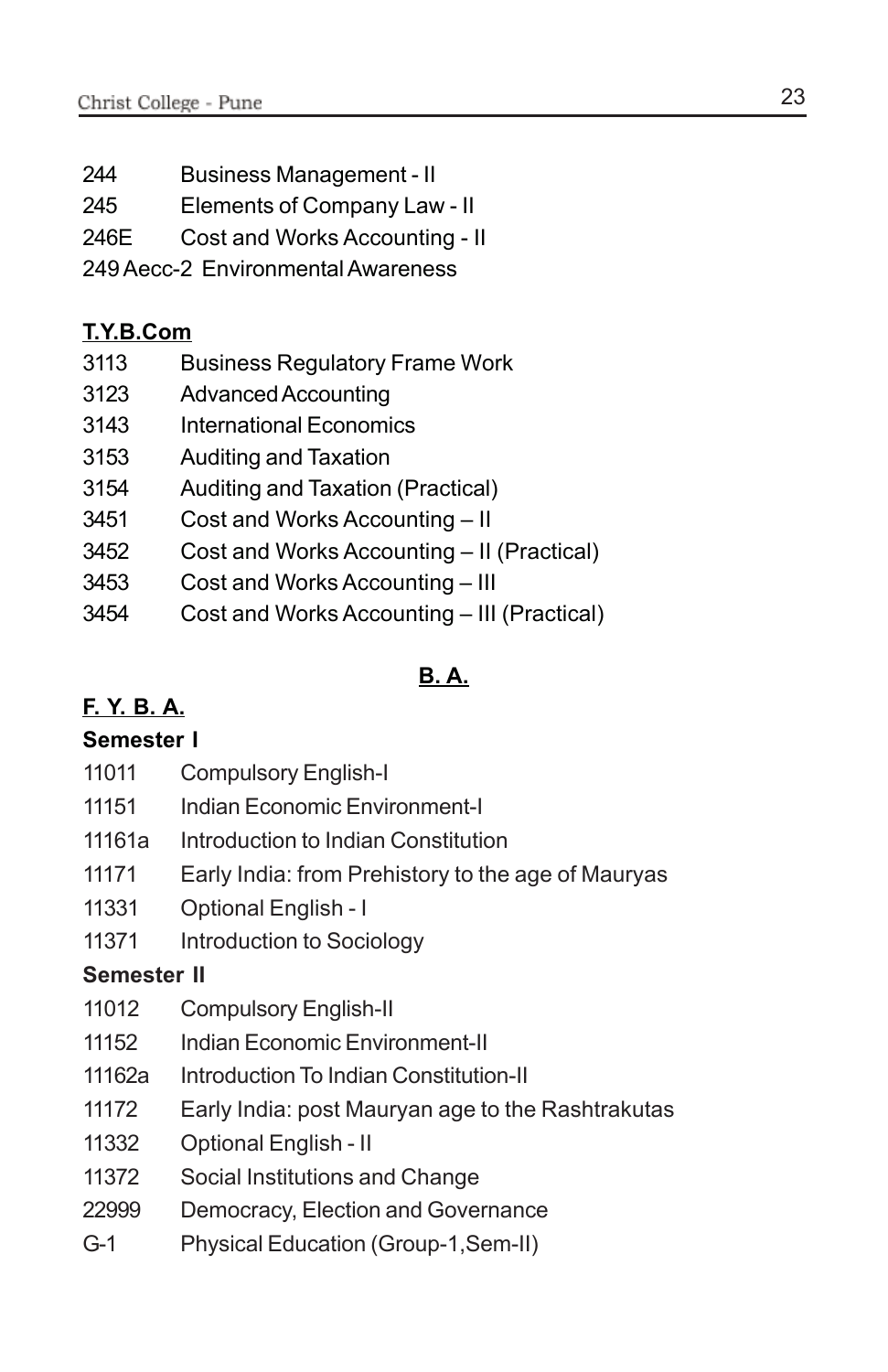244 Business Management - II

245 Elements of Company Law - II

246E Cost and Works Accounting - II

249 Aecc-2 Environmental Awareness

**T.Y.B.Com**

3113 Business Regulatory Frame Work

3123 Advanced Accounting

3143 International Economics

3153 Auditing and Taxation

3154 Auditing and Taxation (Practical)

3451 Cost and Works Accounting – II

3452 Cost and Works Accounting – II (Practical)

3453 Cost and Works Accounting – III

3454 Cost and Works Accounting – III (Practical)

## B. A.

**F. Y. B. A.**

**Semester I**

11011 Compulsory English-I

11151 Indian Economic Environment-I

11161a Introduction to Indian Constitution

11171 Early India: from Prehistory to the age of Mauryas

11331 Optional English - I

11371 Introduction to Sociology

**Semester II**

11012 Compulsory English-II

11152 Indian Economic Environment-II

11162a Introduction To Indian Constitution-II

11172 Early India: post Mauryan age to the Rashtrakutas

11332 Optional English - II

11372 Social Institutions and Change

22999 Democracy, Election and Governance

G-1 Physical Education (Group-1,Sem-II)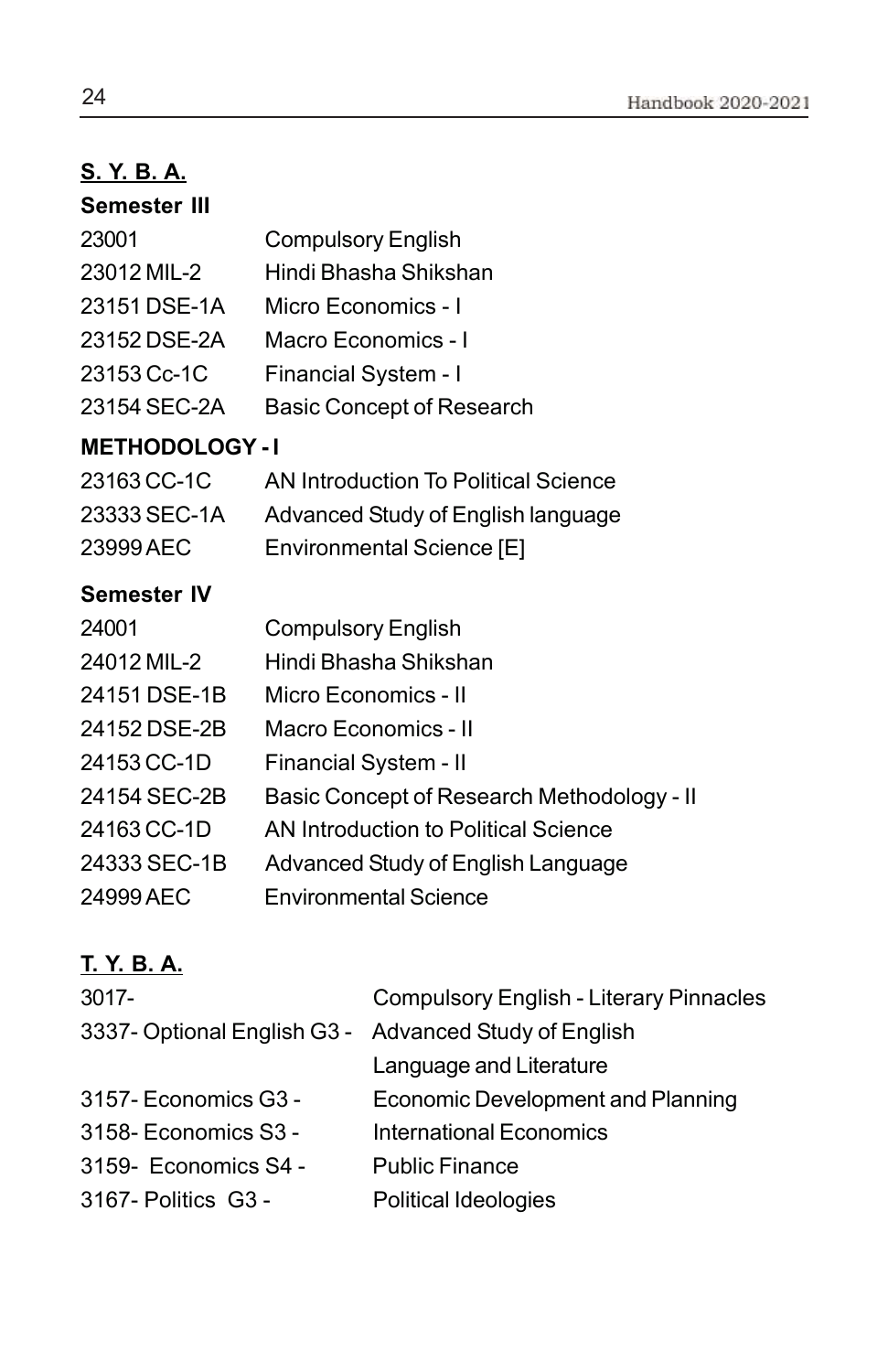**S. Y. B. A.**

**Semester III**

| | |
|---|---|
| 23001 | Compulsory English |
| 23012 MIL-2 | Hindi Bhasha Shikshan |
| 23151 DSE-1A | Micro Economics - I |
| 23152 DSE-2A | Macro Economics - I |
| 23153 Cc-1C | Financial System - I |
| 23154 SEC-2A | Basic Concept of Research |

**METHODOLOGY - I**

| | |
|---|---|
| 23163 CC-1C | AN Introduction To Political Science |
| 23333 SEC-1A | Advanced Study of English language |
| 23999 AEC | Environmental Science [E] |

**Semester IV**

| | |
|---|---|
| 24001 | Compulsory English |
| 24012 MIL-2 | Hindi Bhasha Shikshan |
| 24151 DSE-1B | Micro Economics - II |
| 24152 DSE-2B | Macro Economics - II |
| 24153 CC-1D | Financial System - II |
| 24154 SEC-2B | Basic Concept of Research Methodology - II |
| 24163 CC-1D | AN Introduction to Political Science |
| 24333 SEC-1B | Advanced Study of English Language |
| 24999 AEC | Environmental Science |

**T. Y. B. A.**

| | |
|---|---|
| 3017- | Compulsory English - Literary Pinnacles |
| 3337- Optional English G3 - | Advanced Study of English Language and Literature |
| 3157- Economics G3 - | Economic Development and Planning |
| 3158- Economics S3 - | International Economics |
| 3159- Economics S4 - | Public Finance |
| 3167- Politics G3 - | Political Ideologies |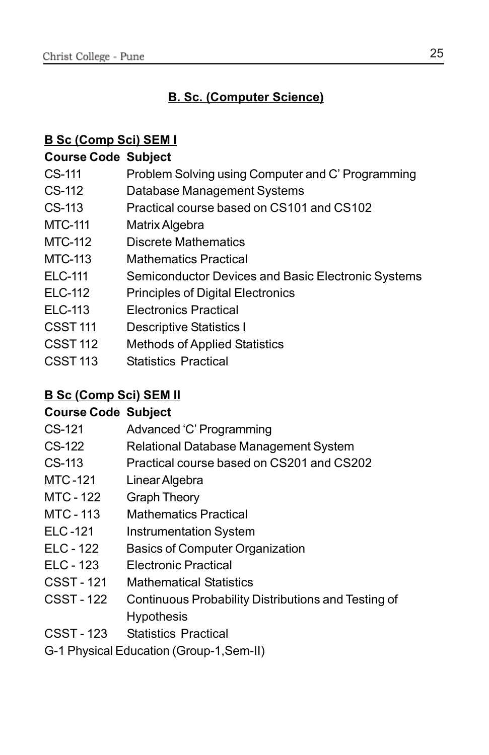## B. Sc. (Computer Science)

### B Sc (Comp Sci) SEM I

| Course Code | Subject |
|---|---|
| CS-111 | Problem Solving using Computer and C' Programming |
| CS-112 | Database Management Systems |
| CS-113 | Practical course based on CS101 and CS102 |
| MTC-111 | Matrix Algebra |
| MTC-112 | Discrete Mathematics |
| MTC-113 | Mathematics Practical |
| ELC-111 | Semiconductor Devices and Basic Electronic Systems |
| ELC-112 | Principles of Digital Electronics |
| ELC-113 | Electronics Practical |
| CSST 111 | Descriptive Statistics I |
| CSST 112 | Methods of Applied Statistics |
| CSST 113 | Statistics Practical |

### B Sc (Comp Sci) SEM II

| Course Code | Subject |
|---|---|
| CS-121 | Advanced 'C' Programming |
| CS-122 | Relational Database Management System |
| CS-113 | Practical course based on CS201 and CS202 |
| MTC -121 | Linear Algebra |
| MTC - 122 | Graph Theory |
| MTC - 113 | Mathematics Practical |
| ELC -121 | Instrumentation System |
| ELC - 122 | Basics of Computer Organization |
| ELC - 123 | Electronic Practical |
| CSST - 121 | Mathematical Statistics |
| CSST - 122 | Continuous Probability Distributions and Testing of Hypothesis |
| CSST - 123 | Statistics Practical |

G-1 Physical Education (Group-1,Sem-II)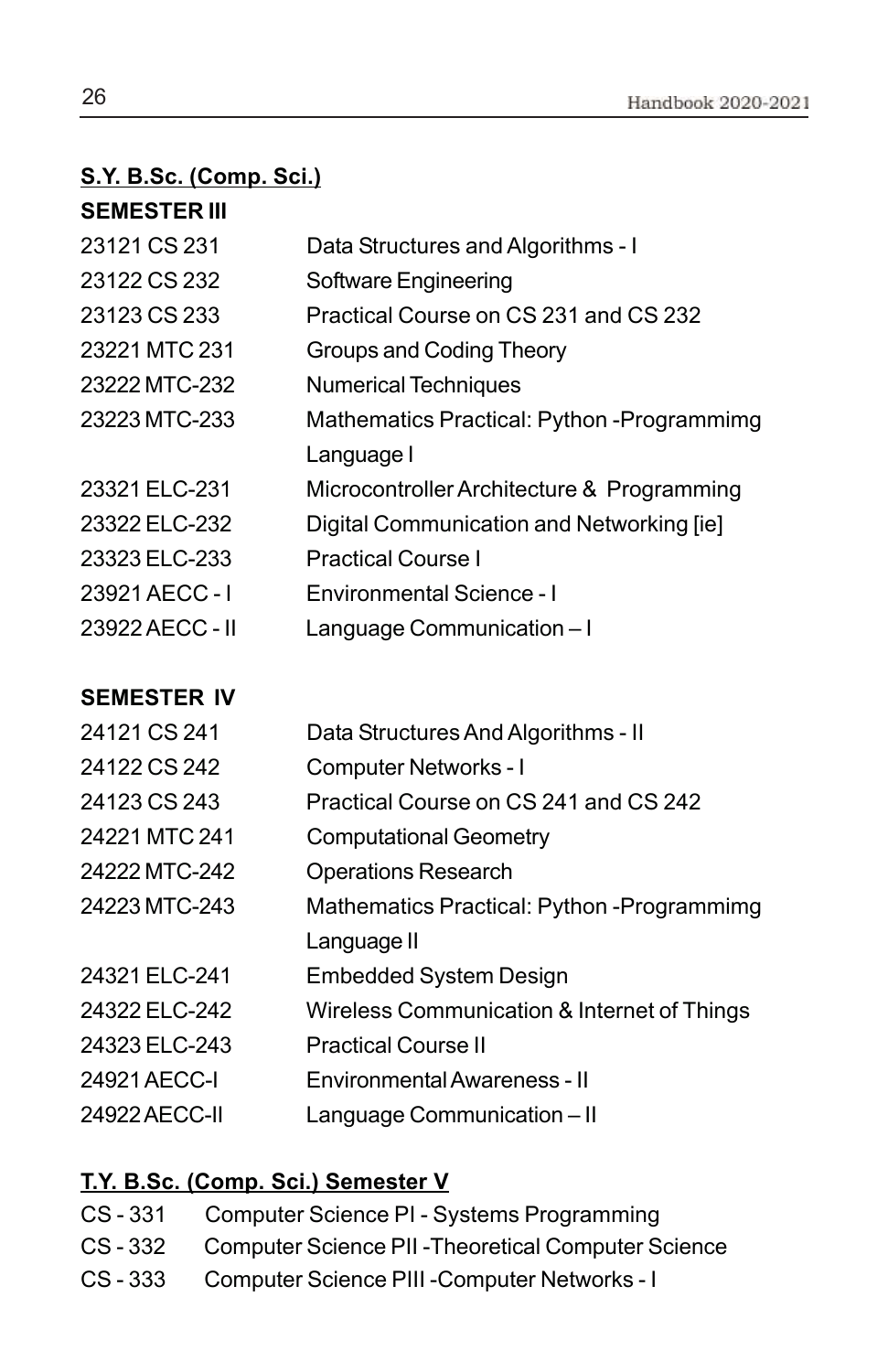## S.Y. B.Sc. (Comp. Sci.)

### SEMESTER III

| | |
|---|---|
| 23121 CS 231 | Data Structures and Algorithms - I |
| 23122 CS 232 | Software Engineering |
| 23123 CS 233 | Practical Course on CS 231 and CS 232 |
| 23221 MTC 231 | Groups and Coding Theory |
| 23222 MTC-232 | Numerical Techniques |
| 23223 MTC-233 | Mathematics Practical: Python -Programmimg Language I |
| 23321 ELC-231 | Microcontroller Architecture & Programming |
| 23322 ELC-232 | Digital Communication and Networking [ie] |
| 23323 ELC-233 | Practical Course I |
| 23921 AECC - I | Environmental Science - I |
| 23922 AECC - II | Language Communication – I |

### SEMESTER IV

| | |
|---|---|
| 24121 CS 241 | Data Structures And Algorithms - II |
| 24122 CS 242 | Computer Networks - I |
| 24123 CS 243 | Practical Course on CS 241 and CS 242 |
| 24221 MTC 241 | Computational Geometry |
| 24222 MTC-242 | Operations Research |
| 24223 MTC-243 | Mathematics Practical: Python -Programmimg Language II |
| 24321 ELC-241 | Embedded System Design |
| 24322 ELC-242 | Wireless Communication & Internet of Things |
| 24323 ELC-243 | Practical Course II |
| 24921 AECC-I | Environmental Awareness - II |
| 24922 AECC-II | Language Communication – II |

## T.Y. B.Sc. (Comp. Sci.) Semester V

| | |
|---|---|
| CS - 331 | Computer Science PI - Systems Programming |
| CS - 332 | Computer Science PII -Theoretical Computer Science |
| CS - 333 | Computer Science PIII -Computer Networks - I |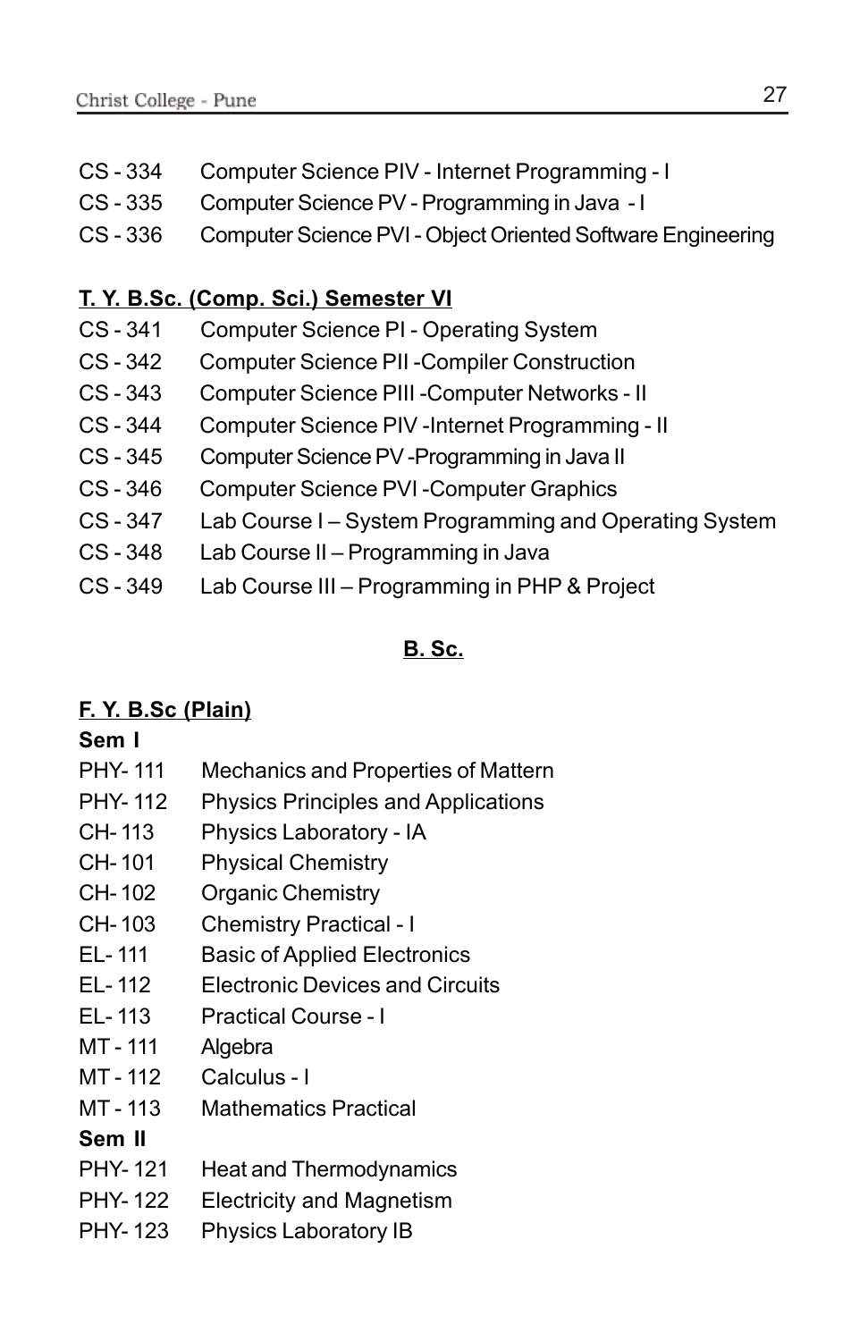CS - 334 Computer Science PIV - Internet Programming - I

CS - 335 Computer Science PV - Programming in Java - I

CS - 336 Computer Science PVI - Object Oriented Software Engineering

**T. Y. B.Sc. (Comp. Sci.) Semester VI**

CS - 341 Computer Science PI - Operating System

CS - 342 Computer Science PII -Compiler Construction

CS - 343 Computer Science PIII -Computer Networks - II

CS - 344 Computer Science PIV -Internet Programming - II

CS - 345 Computer Science PV -Programming in Java II

CS - 346 Computer Science PVI -Computer Graphics

CS - 347 Lab Course I – System Programming and Operating System

CS - 348 Lab Course II – Programming in Java

CS - 349 Lab Course III – Programming in PHP & Project

## B. Sc.

**F. Y. B.Sc (Plain)**

**Sem I**

PHY- 111 Mechanics and Properties of Mattern

PHY- 112 Physics Principles and Applications

CH- 113 Physics Laboratory - IA

CH- 101 Physical Chemistry

CH- 102 Organic Chemistry

CH- 103 Chemistry Practical - I

EL- 111 Basic of Applied Electronics

EL- 112 Electronic Devices and Circuits

EL- 113 Practical Course - I

MT - 111 Algebra

MT - 112 Calculus - I

MT - 113 Mathematics Practical

**Sem II**

PHY- 121 Heat and Thermodynamics

PHY- 122 Electricity and Magnetism

PHY- 123 Physics Laboratory IB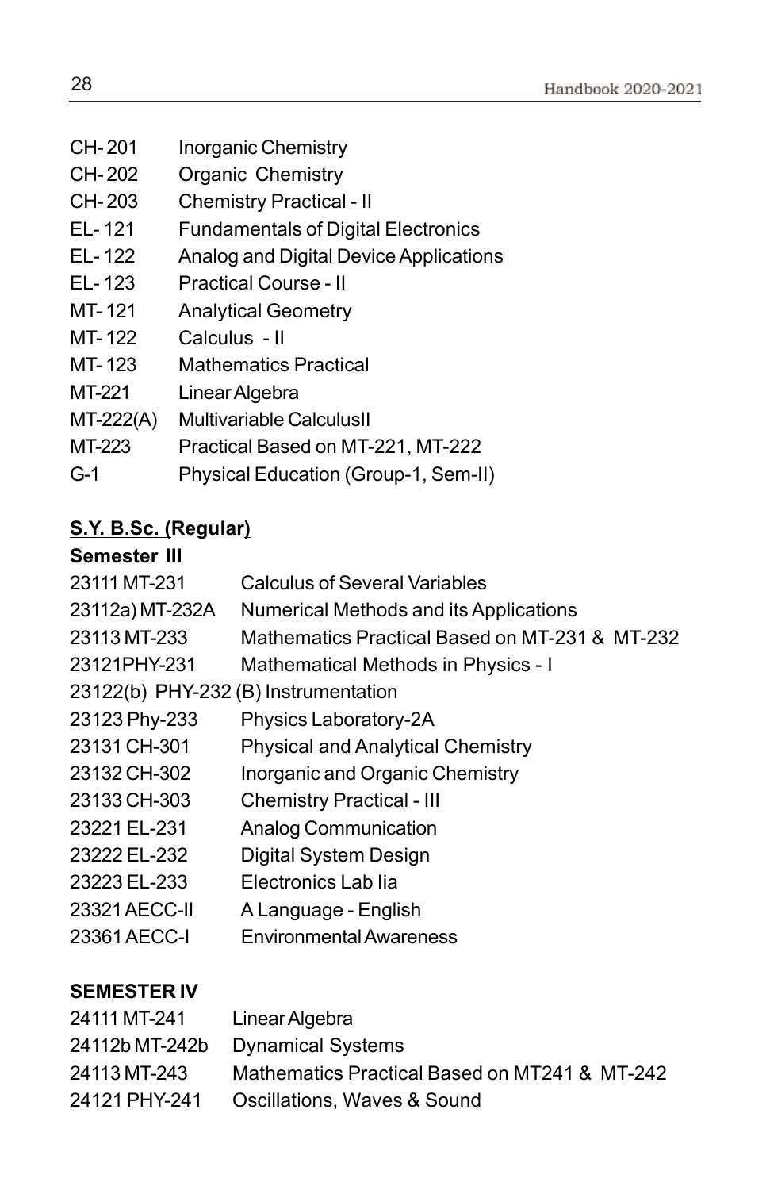| | |
|---|---|
| CH- 201 | Inorganic Chemistry |
| CH- 202 | Organic Chemistry |
| CH- 203 | Chemistry Practical - II |
| EL- 121 | Fundamentals of Digital Electronics |
| EL- 122 | Analog and Digital Device Applications |
| EL- 123 | Practical Course - II |
| MT- 121 | Analytical Geometry |
| MT- 122 | Calculus - II |
| MT- 123 | Mathematics Practical |
| MT-221 | Linear Algebra |
| MT-222(A) | Multivariable CalculusII |
| MT-223 | Practical Based on MT-221, MT-222 |
| G-1 | Physical Education (Group-1, Sem-II) |

**S.Y. B.Sc. (Regular)**

**Semester III**

| | |
|---|---|
| 23111 MT-231 | Calculus of Several Variables |
| 23112a) MT-232A | Numerical Methods and its Applications |
| 23113 MT-233 | Mathematics Practical Based on MT-231 & MT-232 |
| 23121PHY-231 | Mathematical Methods in Physics - I |
| 23122(b) PHY-232 (B) | Instrumentation |
| 23123 Phy-233 | Physics Laboratory-2A |
| 23131 CH-301 | Physical and Analytical Chemistry |
| 23132 CH-302 | Inorganic and Organic Chemistry |
| 23133 CH-303 | Chemistry Practical - III |
| 23221 EL-231 | Analog Communication |
| 23222 EL-232 | Digital System Design |
| 23223 EL-233 | Electronics Lab Iia |
| 23321 AECC-II | A Language - English |
| 23361 AECC-I | Environmental Awareness |

**SEMESTER IV**

| | |
|---|---|
| 24111 MT-241 | Linear Algebra |
| 24112b MT-242b | Dynamical Systems |
| 24113 MT-243 | Mathematics Practical Based on MT241 & MT-242 |
| 24121 PHY-241 | Oscillations, Waves & Sound |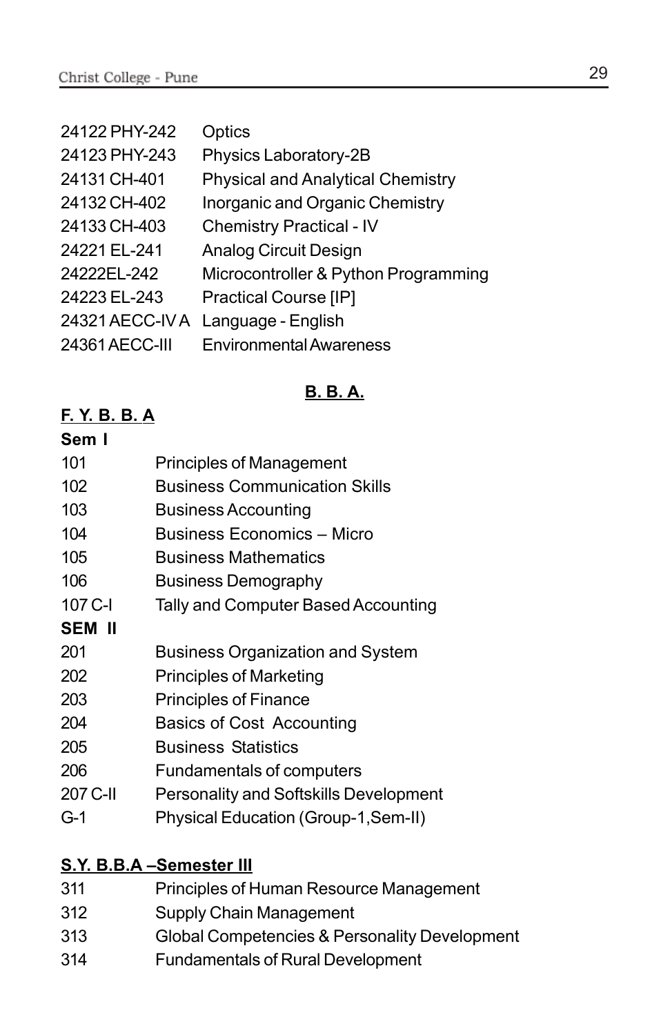24122 PHY-242 Optics
24123 PHY-243 Physics Laboratory-2B
24131 CH-401 Physical and Analytical Chemistry
24132 CH-402 Inorganic and Organic Chemistry
24133 CH-403 Chemistry Practical - IV
24221 EL-241 Analog Circuit Design
24222EL-242 Microcontroller & Python Programming
24223 EL-243 Practical Course [IP]
24321 AECC-IV A Language - English
24361 AECC-III Environmental Awareness

## B. B. A.

### F. Y. B. B. A

**Sem I**

101 Principles of Management
102 Business Communication Skills
103 Business Accounting
104 Business Economics – Micro
105 Business Mathematics
106 Business Demography
107 C-I Tally and Computer Based Accounting

**SEM II**

201 Business Organization and System
202 Principles of Marketing
203 Principles of Finance
204 Basics of Cost Accounting
205 Business Statistics
206 Fundamentals of computers
207 C-II Personality and Softskills Development
G-1 Physical Education (Group-1,Sem-II)

### S.Y. B.B.A –Semester III

311 Principles of Human Resource Management
312 Supply Chain Management
313 Global Competencies & Personality Development
314 Fundamentals of Rural Development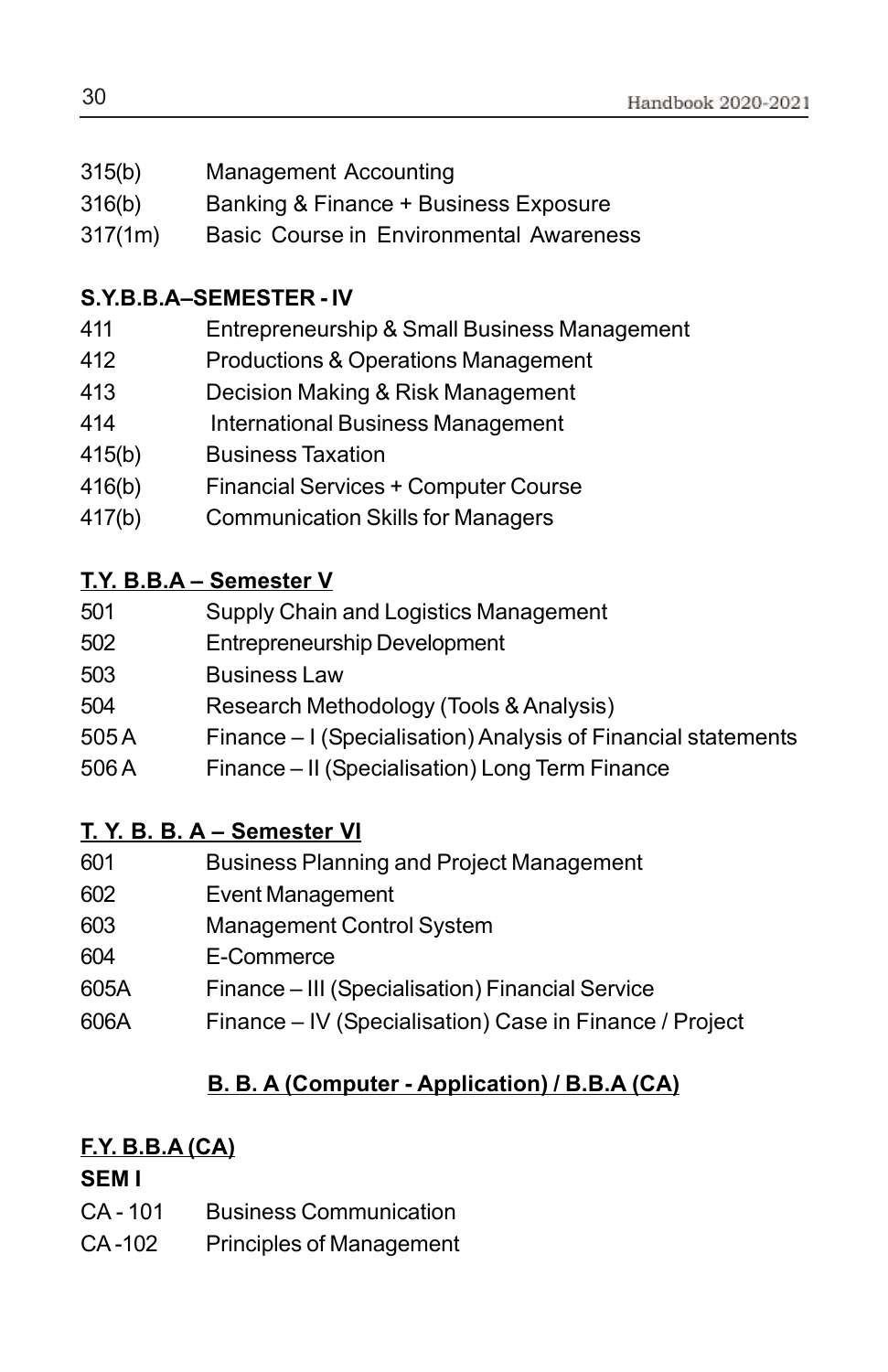315(b) Management Accounting
316(b) Banking & Finance + Business Exposure
317(1m) Basic Course in Environmental Awareness

**S.Y.B.B.A–SEMESTER - IV**

411 Entrepreneurship & Small Business Management
412 Productions & Operations Management
413 Decision Making & Risk Management
414 International Business Management
415(b) Business Taxation
416(b) Financial Services + Computer Course
417(b) Communication Skills for Managers

**T.Y. B.B.A – Semester V**

501 Supply Chain and Logistics Management
502 Entrepreneurship Development
503 Business Law
504 Research Methodology (Tools & Analysis)
505 A Finance – I (Specialisation) Analysis of Financial statements
506 A Finance – II (Specialisation) Long Term Finance

**T. Y. B. B. A – Semester VI**

601 Business Planning and Project Management
602 Event Management
603 Management Control System
604 E-Commerce
605A Finance – III (Specialisation) Financial Service
606A Finance – IV (Specialisation) Case in Finance / Project

## B. B. A (Computer - Application) / B.B.A (CA)

**F.Y. B.B.A (CA)**

**SEM I**

CA - 101 Business Communication
CA -102 Principles of Management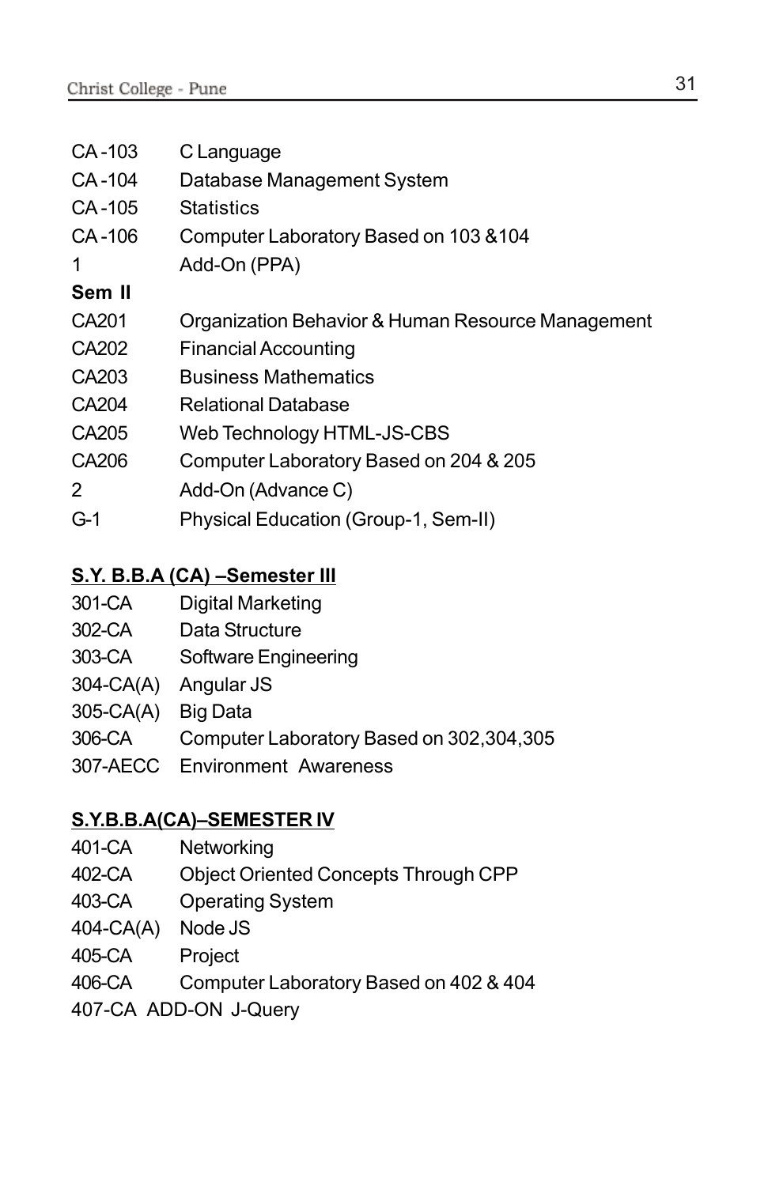| | |
|---|---|
| CA -103 | C Language |
| CA -104 | Database Management System |
| CA -105 | Statistics |
| CA -106 | Computer Laboratory Based on 103 &104 |
| 1 | Add-On (PPA) |
| **Sem II** | |
| CA201 | Organization Behavior & Human Resource Management |
| CA202 | Financial Accounting |
| CA203 | Business Mathematics |
| CA204 | Relational Database |
| CA205 | Web Technology HTML-JS-CBS |
| CA206 | Computer Laboratory Based on 204 & 205 |
| 2 | Add-On (Advance C) |
| G-1 | Physical Education (Group-1, Sem-II) |

**<u>S.Y. B.B.A (CA) –Semester III</u>**

| | |
|---|---|
| 301-CA | Digital Marketing |
| 302-CA | Data Structure |
| 303-CA | Software Engineering |
| 304-CA(A) | Angular JS |
| 305-CA(A) | Big Data |
| 306-CA | Computer Laboratory Based on 302,304,305 |
| 307-AECC | Environment Awareness |

**<u>S.Y.B.B.A(CA)–SEMESTER IV</u>**

| | |
|---|---|
| 401-CA | Networking |
| 402-CA | Object Oriented Concepts Through CPP |
| 403-CA | Operating System |
| 404-CA(A) | Node JS |
| 405-CA | Project |
| 406-CA | Computer Laboratory Based on 402 & 404 |

407-CA ADD-ON J-Query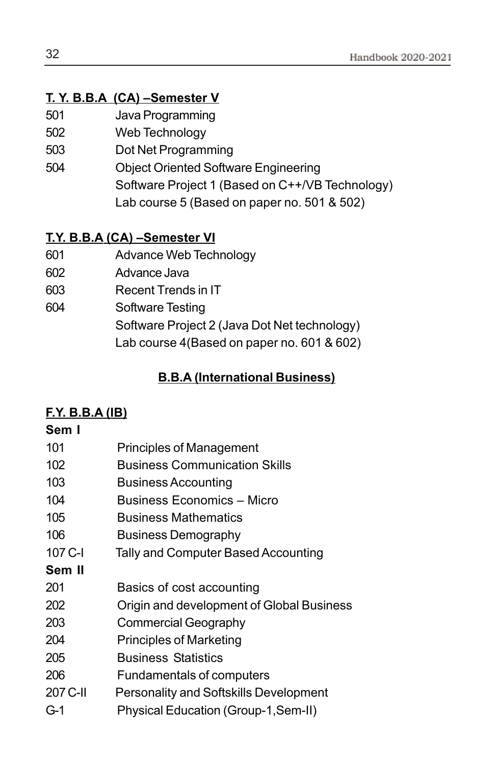**T. Y. B.B.A (CA) –Semester V**

| | |
|---|---|
| 501 | Java Programming |
| 502 | Web Technology |
| 503 | Dot Net Programming |
| 504 | Object Oriented Software Engineering |
| | Software Project 1 (Based on C++/VB Technology) |
| | Lab course 5 (Based on paper no. 501 & 502) |

**T.Y. B.B.A (CA) –Semester VI**

| | |
|---|---|
| 601 | Advance Web Technology |
| 602 | Advance Java |
| 603 | Recent Trends in IT |
| 604 | Software Testing |
| | Software Project 2 (Java Dot Net technology) |
| | Lab course 4(Based on paper no. 601 & 602) |

## B.B.A (International Business)

**F.Y. B.B.A (IB)**

**Sem I**

| | |
|---|---|
| 101 | Principles of Management |
| 102 | Business Communication Skills |
| 103 | Business Accounting |
| 104 | Business Economics – Micro |
| 105 | Business Mathematics |
| 106 | Business Demography |
| 107 C-I | Tally and Computer Based Accounting |

**Sem II**

| | |
|---|---|
| 201 | Basics of cost accounting |
| 202 | Origin and development of Global Business |
| 203 | Commercial Geography |
| 204 | Principles of Marketing |
| 205 | Business Statistics |
| 206 | Fundamentals of computers |
| 207 C-II | Personality and Softskills Development |
| G-1 | Physical Education (Group-1,Sem-II) |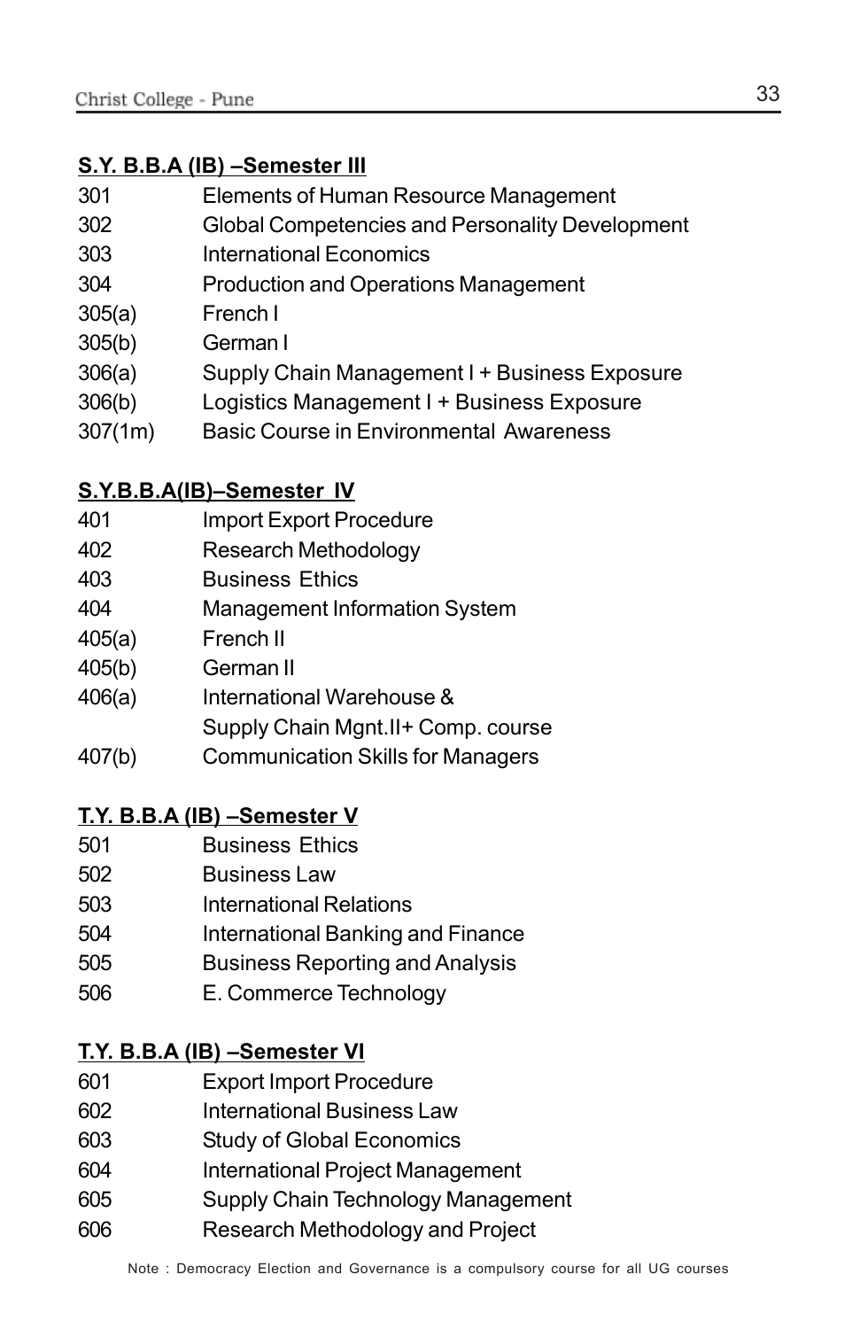**S.Y. B.B.A (IB) –Semester III**

| | |
|---|---|
| 301 | Elements of Human Resource Management |
| 302 | Global Competencies and Personality Development |
| 303 | International Economics |
| 304 | Production and Operations Management |
| 305(a) | French I |
| 305(b) | German I |
| 306(a) | Supply Chain Management I + Business Exposure |
| 306(b) | Logistics Management I + Business Exposure |
| 307(1m) | Basic Course in Environmental Awareness |

**S.Y.B.B.A(IB)–Semester IV**

| | |
|---|---|
| 401 | Import Export Procedure |
| 402 | Research Methodology |
| 403 | Business Ethics |
| 404 | Management Information System |
| 405(a) | French II |
| 405(b) | German II |
| 406(a) | International Warehouse & Supply Chain Mgnt.II+ Comp. course |
| 407(b) | Communication Skills for Managers |

**T.Y. B.B.A (IB) –Semester V**

| | |
|---|---|
| 501 | Business Ethics |
| 502 | Business Law |
| 503 | International Relations |
| 504 | International Banking and Finance |
| 505 | Business Reporting and Analysis |
| 506 | E. Commerce Technology |

**T.Y. B.B.A (IB) –Semester VI**

| | |
|---|---|
| 601 | Export Import Procedure |
| 602 | International Business Law |
| 603 | Study of Global Economics |
| 604 | International Project Management |
| 605 | Supply Chain Technology Management |
| 606 | Research Methodology and Project |

Note : Democracy Election and Governance is a compulsory course for all UG courses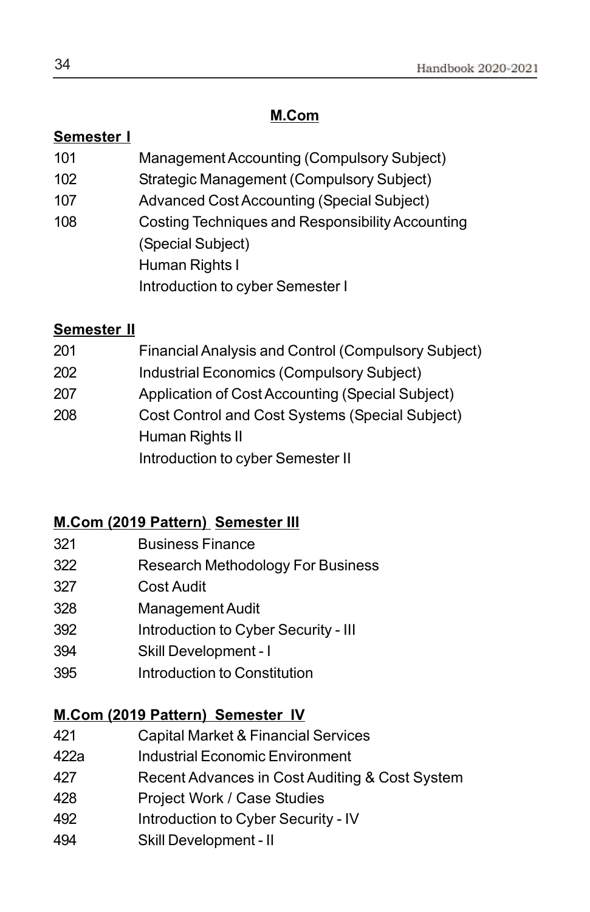## M.Com

**Semester I**

| | |
|---|---|
| 101 | Management Accounting (Compulsory Subject) |
| 102 | Strategic Management (Compulsory Subject) |
| 107 | Advanced Cost Accounting (Special Subject) |
| 108 | Costing Techniques and Responsibility Accounting (Special Subject) |
| | Human Rights I |
| | Introduction to cyber Semester I |

**Semester II**

| | |
|---|---|
| 201 | Financial Analysis and Control (Compulsory Subject) |
| 202 | Industrial Economics (Compulsory Subject) |
| 207 | Application of Cost Accounting (Special Subject) |
| 208 | Cost Control and Cost Systems (Special Subject) |
| | Human Rights II |
| | Introduction to cyber Semester II |

**M.Com (2019 Pattern) Semester III**

| | |
|---|---|
| 321 | Business Finance |
| 322 | Research Methodology For Business |
| 327 | Cost Audit |
| 328 | Management Audit |
| 392 | Introduction to Cyber Security - III |
| 394 | Skill Development - I |
| 395 | Introduction to Constitution |

**M.Com (2019 Pattern) Semester IV**

| | |
|---|---|
| 421 | Capital Market & Financial Services |
| 422a | Industrial Economic Environment |
| 427 | Recent Advances in Cost Auditing & Cost System |
| 428 | Project Work / Case Studies |
| 492 | Introduction to Cyber Security - IV |
| 494 | Skill Development - II |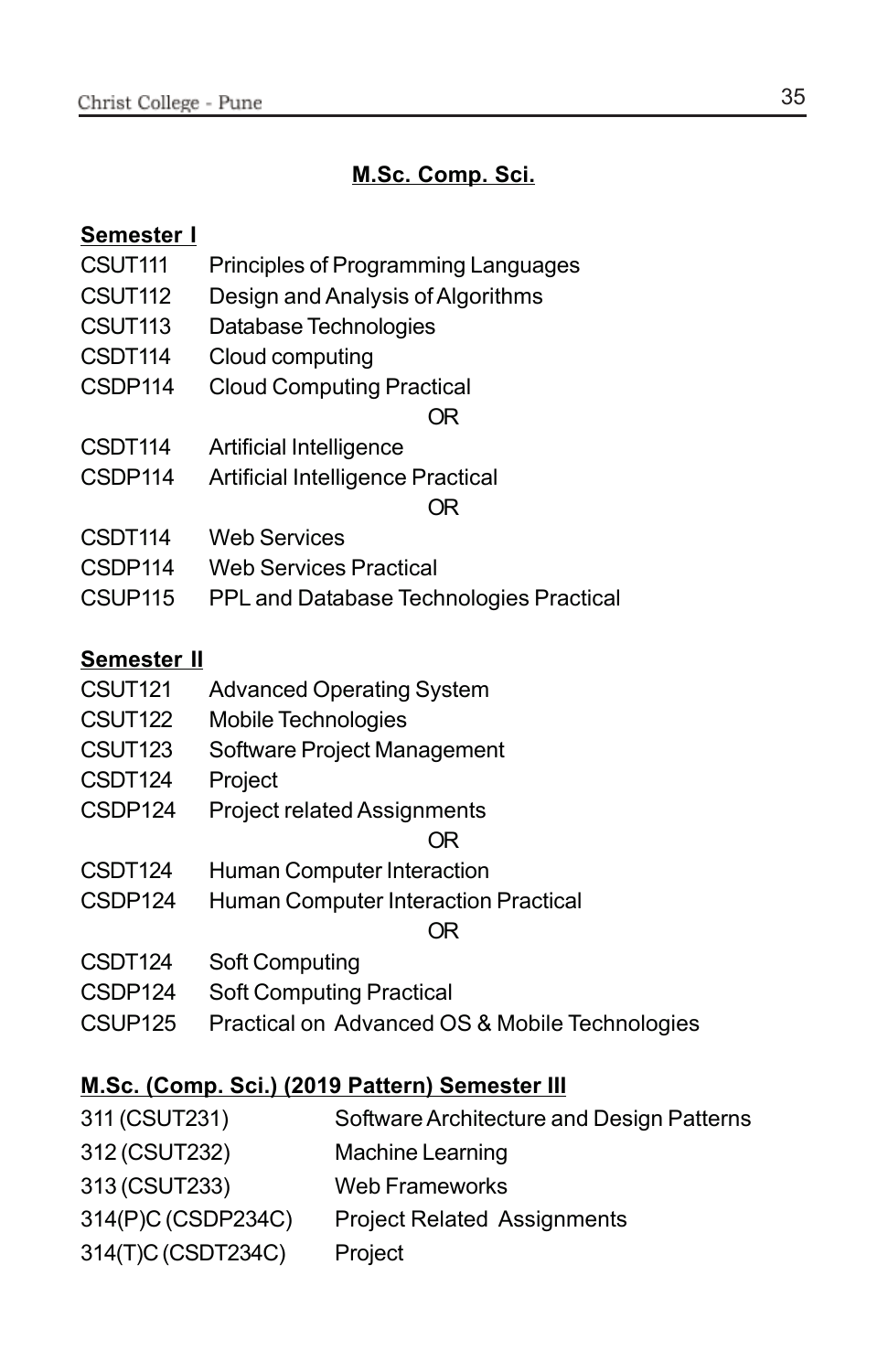## M.Sc. Comp. Sci.

**Semester I**

| | |
|---|---|
| CSUT111 | Principles of Programming Languages |
| CSUT112 | Design and Analysis of Algorithms |
| CSUT113 | Database Technologies |
| CSDT114 | Cloud computing |
| CSDP114 | Cloud Computing Practical |
| | OR |
| CSDT114 | Artificial Intelligence |
| CSDP114 | Artificial Intelligence Practical |
| | OR |
| CSDT114 | Web Services |
| CSDP114 | Web Services Practical |
| CSUP115 | PPL and Database Technologies Practical |

**Semester II**

| | |
|---|---|
| CSUT121 | Advanced Operating System |
| CSUT122 | Mobile Technologies |
| CSUT123 | Software Project Management |
| CSDT124 | Project |
| CSDP124 | Project related Assignments |
| | OR |
| CSDT124 | Human Computer Interaction |
| CSDP124 | Human Computer Interaction Practical |
| | OR |
| CSDT124 | Soft Computing |
| CSDP124 | Soft Computing Practical |
| CSUP125 | Practical on Advanced OS & Mobile Technologies |

**M.Sc. (Comp. Sci.) (2019 Pattern) Semester III**

| | |
|---|---|
| 311 (CSUT231) | Software Architecture and Design Patterns |
| 312 (CSUT232) | Machine Learning |
| 313 (CSUT233) | Web Frameworks |
| 314(P)C (CSDP234C) | Project Related Assignments |
| 314(T)C (CSDT234C) | Project |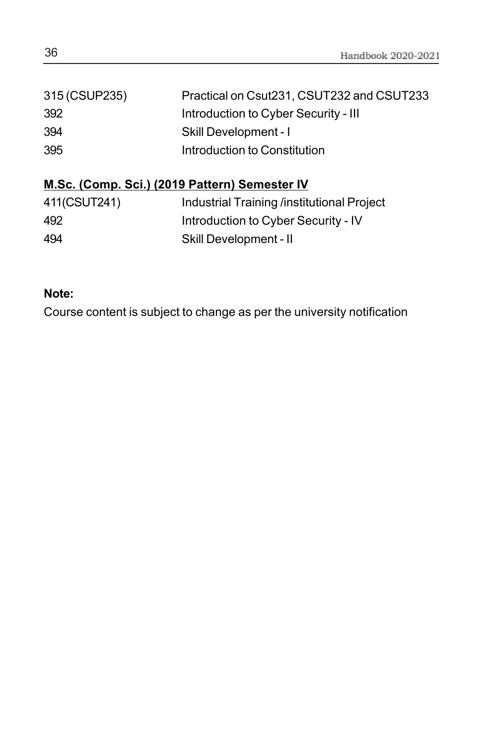| | |
|---|---|
| 315 (CSUP235) | Practical on Csut231, CSUT232 and CSUT233 |
| 392 | Introduction to Cyber Security - III |
| 394 | Skill Development - I |
| 395 | Introduction to Constitution |

**M.Sc. (Comp. Sci.) (2019 Pattern) Semester IV**

| | |
|---|---|
| 411(CSUT241) | Industrial Training /institutional Project |
| 492 | Introduction to Cyber Security - IV |
| 494 | Skill Development - II |

**Note:**

Course content is subject to change as per the university notification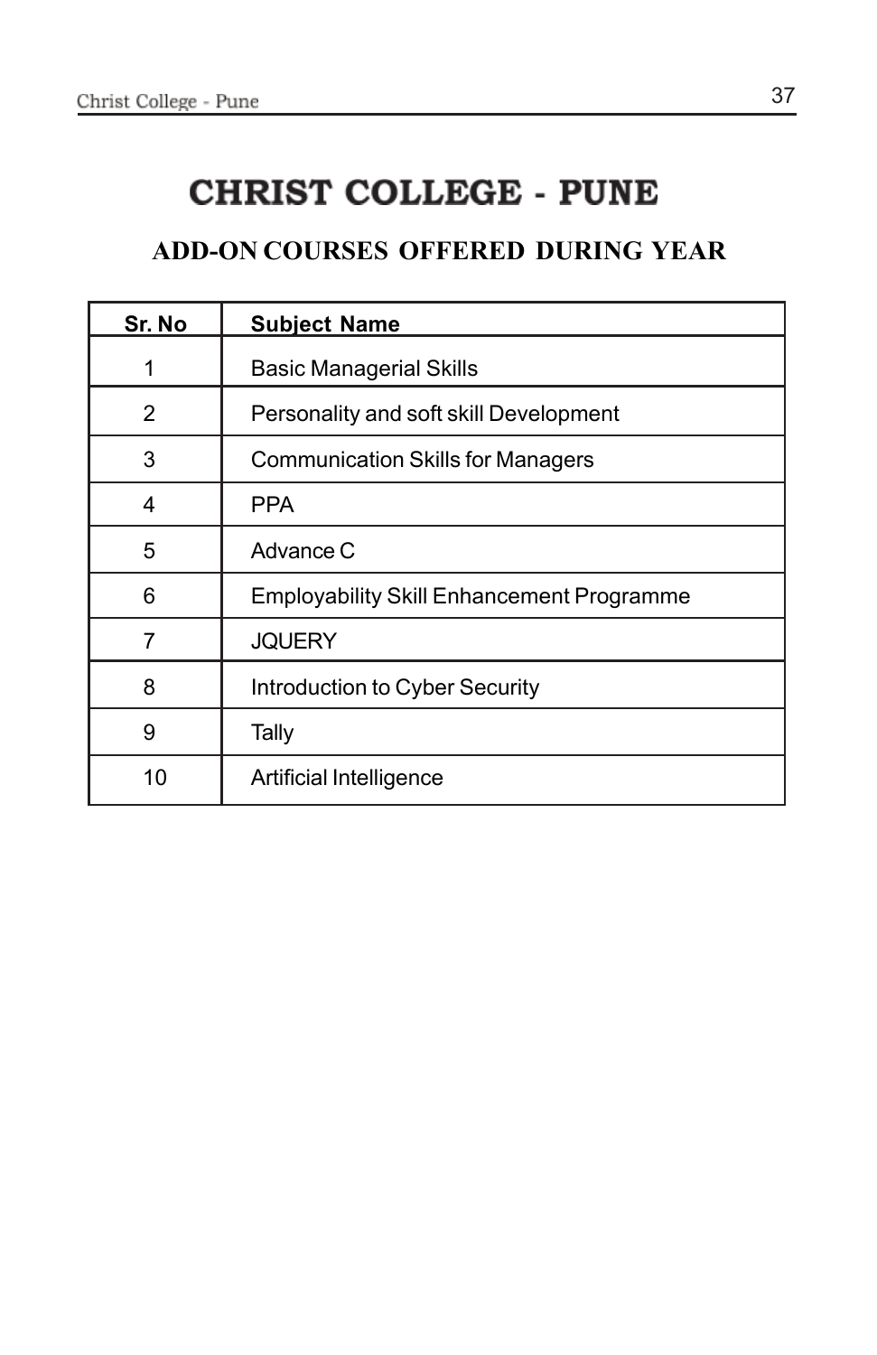# CHRIST COLLEGE - PUNE

## ADD-ON COURSES OFFERED DURING YEAR

| Sr. No | Subject Name |
|---|---|
| 1 | Basic Managerial Skills |
| 2 | Personality and soft skill Development |
| 3 | Communication Skills for Managers |
| 4 | PPA |
| 5 | Advance C |
| 6 | Employability Skill Enhancement Programme |
| 7 | JQUERY |
| 8 | Introduction to Cyber Security |
| 9 | Tally |
| 10 | Artificial Intelligence |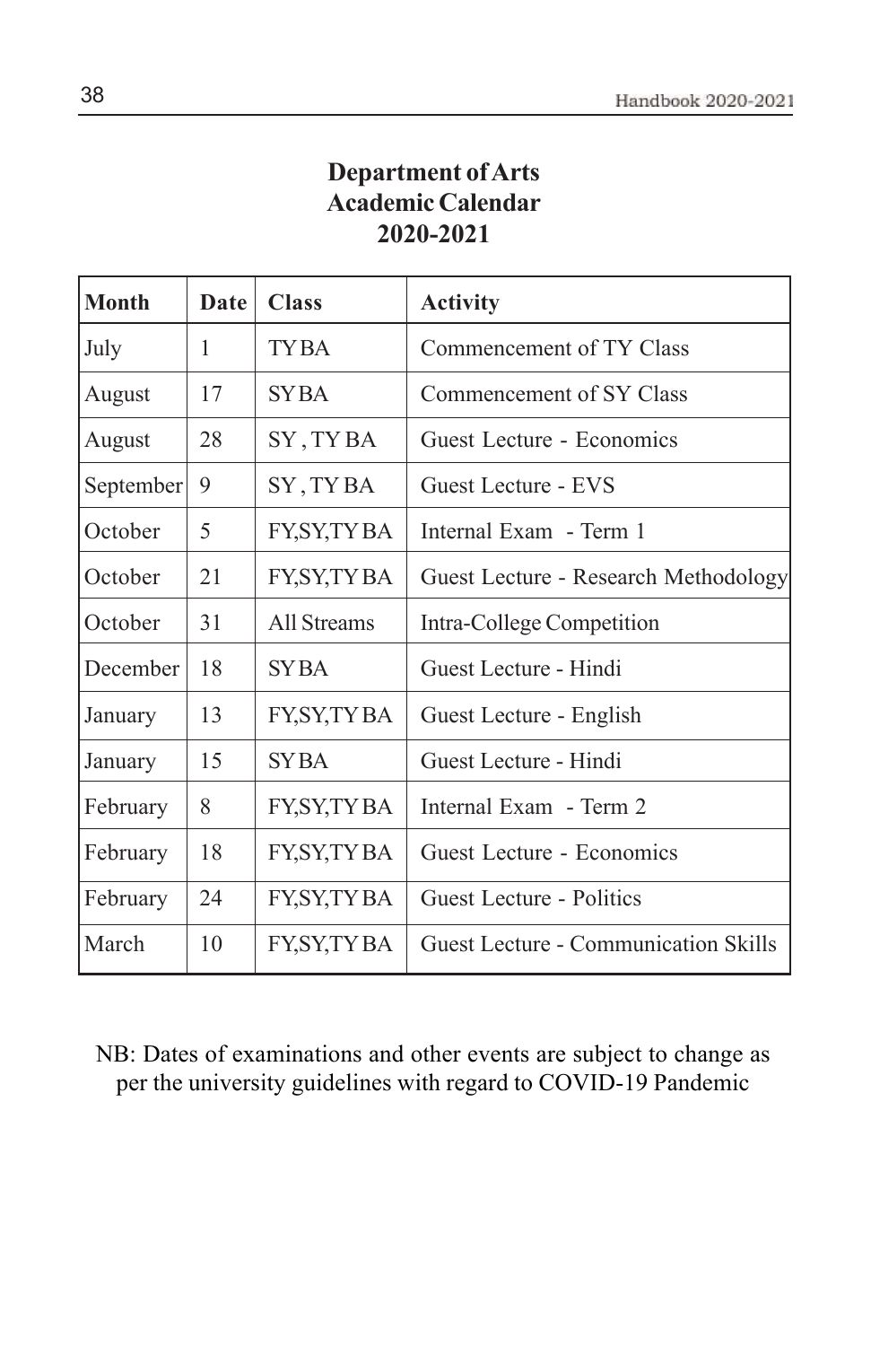# Department of Arts Academic Calendar 2020-2021

| Month | Date | Class | Activity |
|---|---|---|---|
| July | 1 | TY BA | Commencement of TY Class |
| August | 17 | SY BA | Commencement of SY Class |
| August | 28 | SY , TY BA | Guest Lecture - Economics |
| September | 9 | SY , TY BA | Guest Lecture - EVS |
| October | 5 | FY,SY,TY BA | Internal Exam - Term 1 |
| October | 21 | FY,SY,TY BA | Guest Lecture - Research Methodology |
| October | 31 | All Streams | Intra-College Competition |
| December | 18 | SY BA | Guest Lecture - Hindi |
| January | 13 | FY,SY,TY BA | Guest Lecture - English |
| January | 15 | SY BA | Guest Lecture - Hindi |
| February | 8 | FY,SY,TY BA | Internal Exam - Term 2 |
| February | 18 | FY,SY,TY BA | Guest Lecture - Economics |
| February | 24 | FY,SY,TY BA | Guest Lecture - Politics |
| March | 10 | FY,SY,TY BA | Guest Lecture - Communication Skills |

NB: Dates of examinations and other events are subject to change as per the university guidelines with regard to COVID-19 Pandemic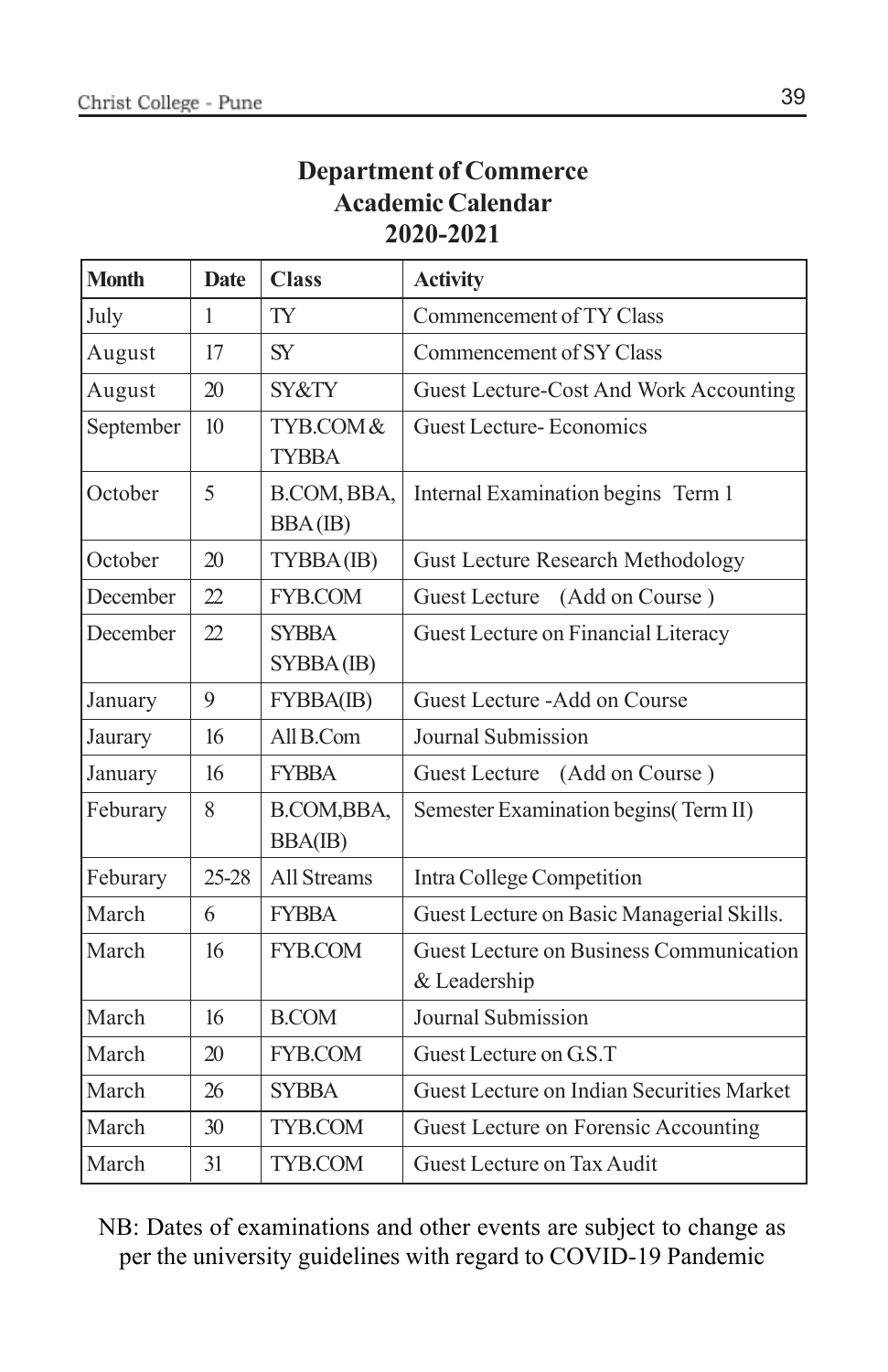# Department of Commerce
## Academic Calendar
## 2020-2021

| Month | Date | Class | Activity |
|---|---|---|---|
| July | 1 | TY | Commencement of TY Class |
| August | 17 | SY | Commencement of SY Class |
| August | 20 | SY&TY | Guest Lecture-Cost And Work Accounting |
| September | 10 | TYB.COM & TYBBA | Guest Lecture- Economics |
| October | 5 | B.COM, BBA, BBA (IB) | Internal Examination begins Term 1 |
| October | 20 | TYBBA (IB) | Gust Lecture Research Methodology |
| December | 22 | FYB.COM | Guest Lecture (Add on Course ) |
| December | 22 | SYBBA SYBBA (IB) | Guest Lecture on Financial Literacy |
| January | 9 | FYBBA(IB) | Guest Lecture -Add on Course |
| Jaurary | 16 | All B.Com | Journal Submission |
| January | 16 | FYBBA | Guest Lecture (Add on Course ) |
| Feburary | 8 | B.COM,BBA, BBA(IB) | Semester Examination begins( Term II) |
| Feburary | 25-28 | All Streams | Intra College Competition |
| March | 6 | FYBBA | Guest Lecture on Basic Managerial Skills. |
| March | 16 | FYB.COM | Guest Lecture on Business Communication & Leadership |
| March | 16 | B.COM | Journal Submission |
| March | 20 | FYB.COM | Guest Lecture on G.S.T |
| March | 26 | SYBBA | Guest Lecture on Indian Securities Market |
| March | 30 | TYB.COM | Guest Lecture on Forensic Accounting |
| March | 31 | TYB.COM | Guest Lecture on Tax Audit |

NB: Dates of examinations and other events are subject to change as per the university guidelines with regard to COVID-19 Pandemic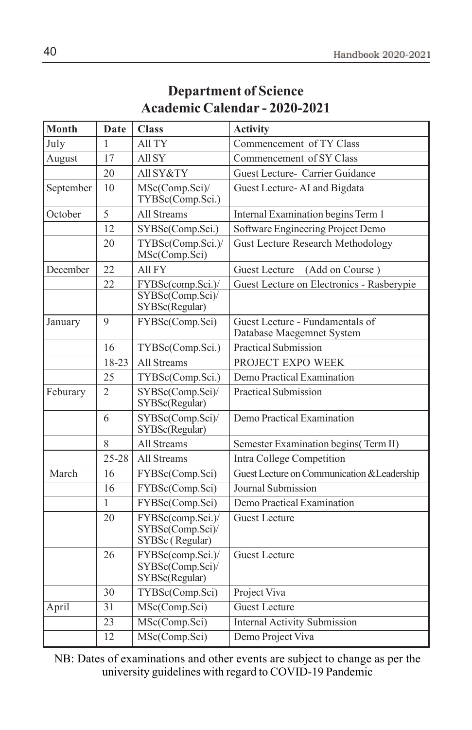# Department of Science
## Academic Calendar - 2020-2021

| Month | Date | Class | Activity |
|---|---|---|---|
| July | 1 | All TY | Commencement of TY Class |
| August | 17 | All SY | Commencement of SY Class |
| | 20 | All SY&TY | Guest Lecture- Carrier Guidance |
| September | 10 | MSc(Comp.Sci)/ TYBSc(Comp.Sci.) | Guest Lecture- AI and Bigdata |
| October | 5 | All Streams | Internal Examination begins Term 1 |
| | 12 | SYBSc(Comp.Sci.) | Software Engineering Project Demo |
| | 20 | TYBSc(Comp.Sci.)/ MSc(Comp.Sci) | Gust Lecture Research Methodology |
| December | 22 | All FY | Guest Lecture (Add on Course ) |
| | 22 | FYBSc(comp.Sci.)/ SYBSc(Comp.Sci)/ SYBSc(Regular) | Guest Lecture on Electronics - Rasberypie |
| January | 9 | FYBSc(Comp.Sci) | Guest Lecture - Fundamentals of Database Maegemnet System |
| | 16 | TYBSc(Comp.Sci.) | Practical Submission |
| | 18-23 | All Streams | PROJECT EXPO WEEK |
| | 25 | TYBSc(Comp.Sci.) | Demo Practical Examination |
| Feburary | 2 | SYBSc(Comp.Sci)/ SYBSc(Regular) | Practical Submission |
| | 6 | SYBSc(Comp.Sci)/ SYBSc(Regular) | Demo Practical Examination |
| | 8 | All Streams | Semester Examination begins( Term II) |
| | 25-28 | All Streams | Intra College Competition |
| March | 16 | FYBSc(Comp.Sci) | Guest Lecture on Communication &Leadership |
| | 16 | FYBSc(Comp.Sci) | Journal Submission |
| | 1 | FYBSc(Comp.Sci) | Demo Practical Examination |
| | 20 | FYBSc(comp.Sci.)/ SYBSc(Comp.Sci)/ SYBSc ( Regular) | Guest Lecture |
| | 26 | FYBSc(comp.Sci.)/ SYBSc(Comp.Sci)/ SYBSc(Regular) | Guest Lecture |
| | 30 | TYBSc(Comp.Sci) | Project Viva |
| April | 31 | MSc(Comp.Sci) | Guest Lecture |
| | 23 | MSc(Comp.Sci) | Internal Activity Submission |
| | 12 | MSc(Comp.Sci) | Demo Project Viva |

NB: Dates of examinations and other events are subject to change as per the university guidelines with regard to COVID-19 Pandemic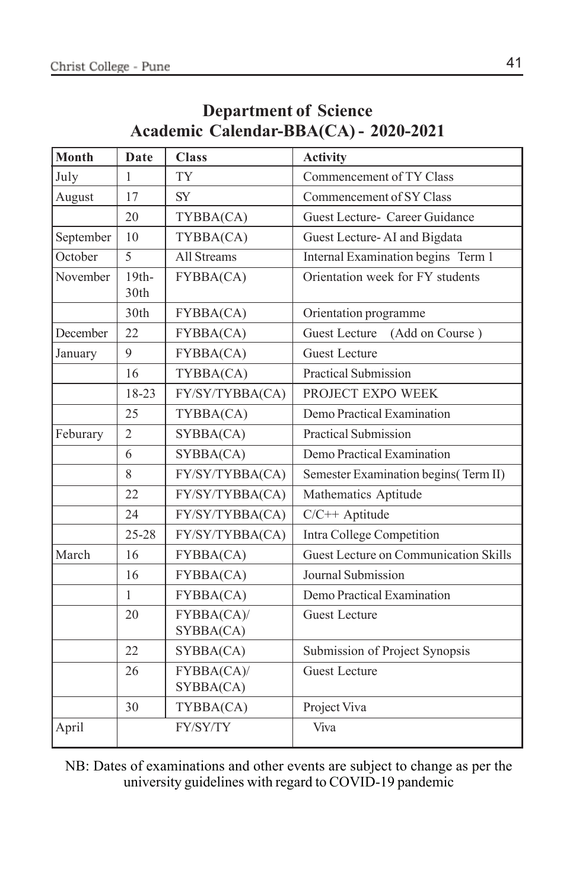## Department of Science
## Academic Calendar-BBA(CA) - 2020-2021

| Month | Date | Class | Activity |
|---|---|---|---|
| July | 1 | TY | Commencement of TY Class |
| August | 17 | SY | Commencement of SY Class |
| | 20 | TYBBA(CA) | Guest Lecture- Career Guidance |
| September | 10 | TYBBA(CA) | Guest Lecture- AI and Bigdata |
| October | 5 | All Streams | Internal Examination begins Term 1 |
| November | 19th-30th | FYBBA(CA) | Orientation week for FY students |
| | 30th | FYBBA(CA) | Orientation programme |
| December | 22 | FYBBA(CA) | Guest Lecture (Add on Course ) |
| January | 9 | FYBBA(CA) | Guest Lecture |
| | 16 | TYBBA(CA) | Practical Submission |
| | 18-23 | FY/SY/TYBBA(CA) | PROJECT EXPO WEEK |
| | 25 | TYBBA(CA) | Demo Practical Examination |
| Feburary | 2 | SYBBA(CA) | Practical Submission |
| | 6 | SYBBA(CA) | Demo Practical Examination |
| | 8 | FY/SY/TYBBA(CA) | Semester Examination begins( Term II) |
| | 22 | FY/SY/TYBBA(CA) | Mathematics Aptitude |
| | 24 | FY/SY/TYBBA(CA) | C/C++ Aptitude |
| | 25-28 | FY/SY/TYBBA(CA) | Intra College Competition |
| March | 16 | FYBBA(CA) | Guest Lecture on Communication Skills |
| | 16 | FYBBA(CA) | Journal Submission |
| | 1 | FYBBA(CA) | Demo Practical Examination |
| | 20 | FYBBA(CA)/ SYBBA(CA) | Guest Lecture |
| | 22 | SYBBA(CA) | Submission of Project Synopsis |
| | 26 | FYBBA(CA)/ SYBBA(CA) | Guest Lecture |
| | 30 | TYBBA(CA) | Project Viva |
| April | | FY/SY/TY | Viva |

NB: Dates of examinations and other events are subject to change as per the university guidelines with regard to COVID-19 pandemic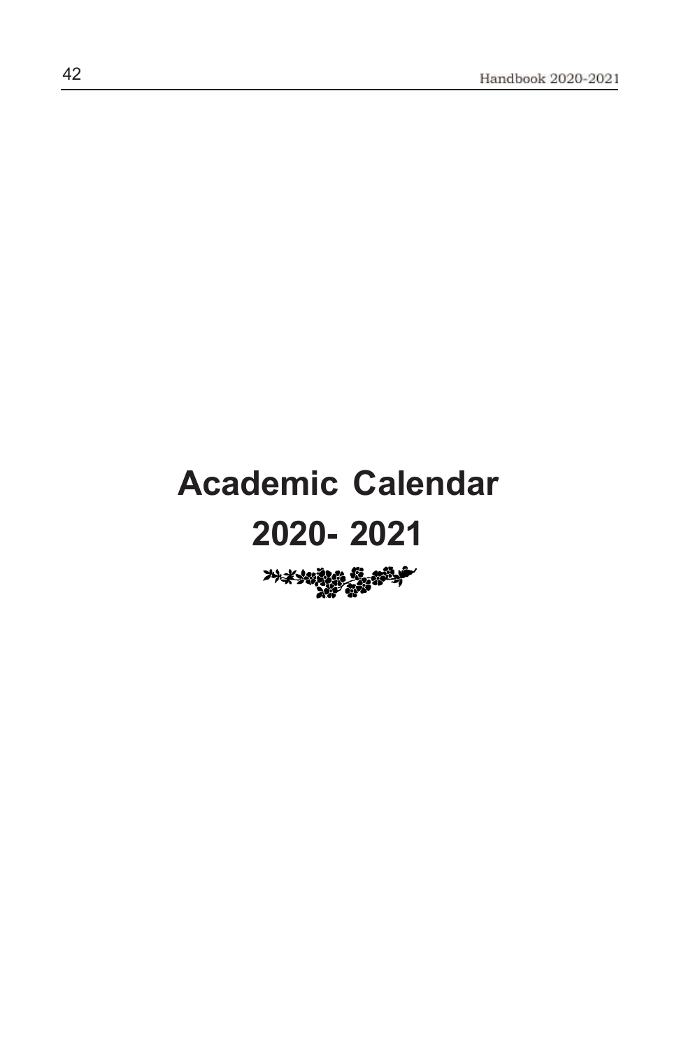# Academic Calendar

# 2020- 2021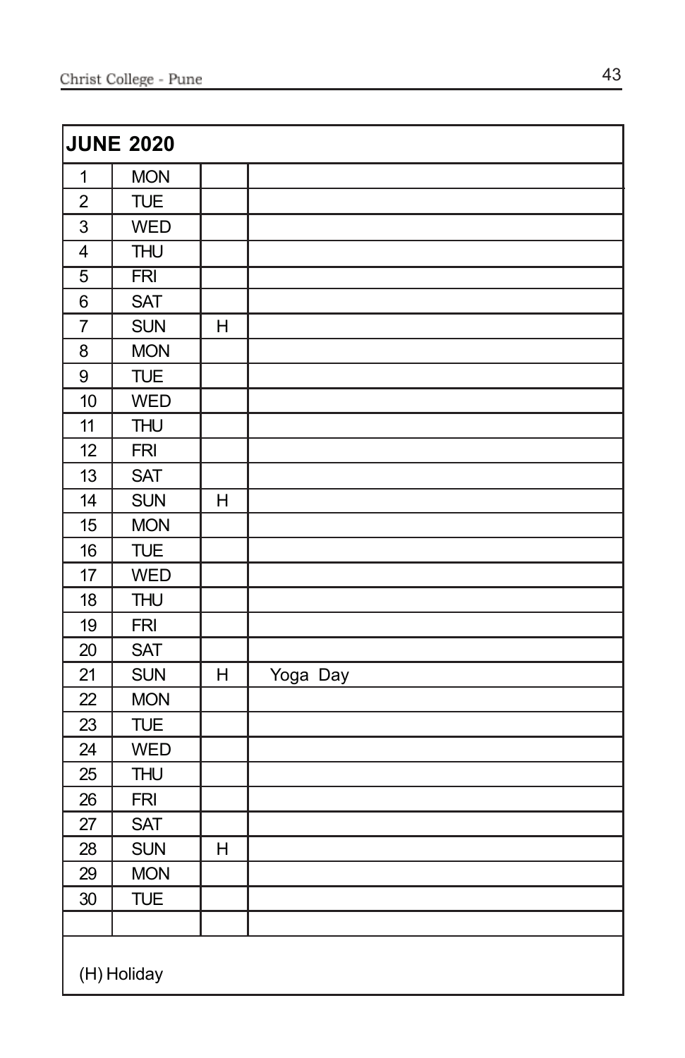| JUNE 2020 | | | |
|---|---|---|---|
| 1 | MON | | |
| 2 | TUE | | |
| 3 | WED | | |
| 4 | THU | | |
| 5 | FRI | | |
| 6 | SAT | | |
| 7 | SUN | H | |
| 8 | MON | | |
| 9 | TUE | | |
| 10 | WED | | |
| 11 | THU | | |
| 12 | FRI | | |
| 13 | SAT | | |
| 14 | SUN | H | |
| 15 | MON | | |
| 16 | TUE | | |
| 17 | WED | | |
| 18 | THU | | |
| 19 | FRI | | |
| 20 | SAT | | |
| 21 | SUN | H | Yoga Day |
| 22 | MON | | |
| 23 | TUE | | |
| 24 | WED | | |
| 25 | THU | | |
| 26 | FRI | | |
| 27 | SAT | | |
| 28 | SUN | H | |
| 29 | MON | | |
| 30 | TUE | | |
| | | | |

(H) Holiday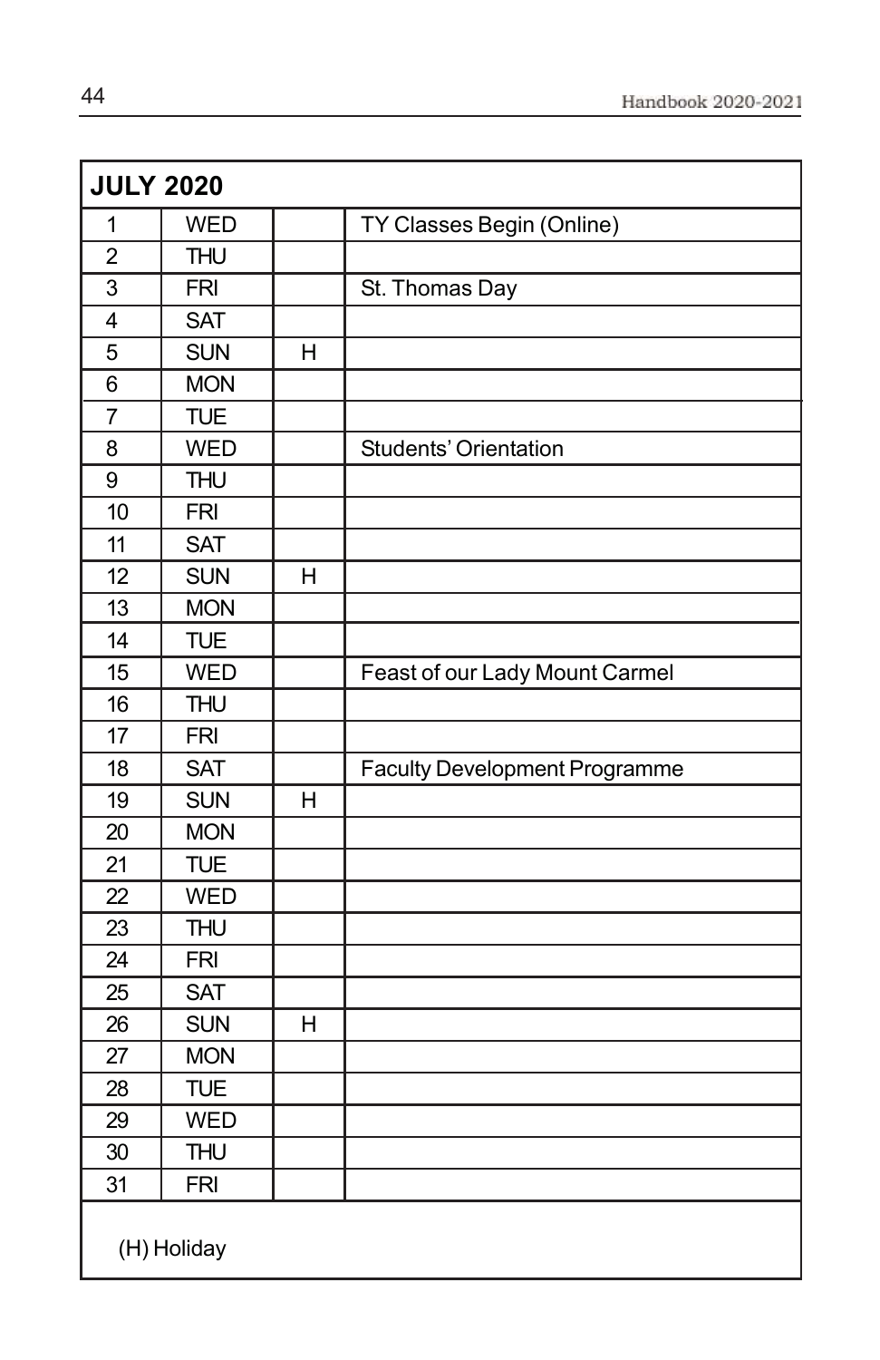| JULY 2020 | | | |
|---|---|---|---|
| 1 | WED | | TY Classes Begin (Online) |
| 2 | THU | | |
| 3 | FRI | | St. Thomas Day |
| 4 | SAT | | |
| 5 | SUN | H | |
| 6 | MON | | |
| 7 | TUE | | |
| 8 | WED | | Students' Orientation |
| 9 | THU | | |
| 10 | FRI | | |
| 11 | SAT | | |
| 12 | SUN | H | |
| 13 | MON | | |
| 14 | TUE | | |
| 15 | WED | | Feast of our Lady Mount Carmel |
| 16 | THU | | |
| 17 | FRI | | |
| 18 | SAT | | Faculty Development Programme |
| 19 | SUN | H | |
| 20 | MON | | |
| 21 | TUE | | |
| 22 | WED | | |
| 23 | THU | | |
| 24 | FRI | | |
| 25 | SAT | | |
| 26 | SUN | H | |
| 27 | MON | | |
| 28 | TUE | | |
| 29 | WED | | |
| 30 | THU | | |
| 31 | FRI | | |

(H) Holiday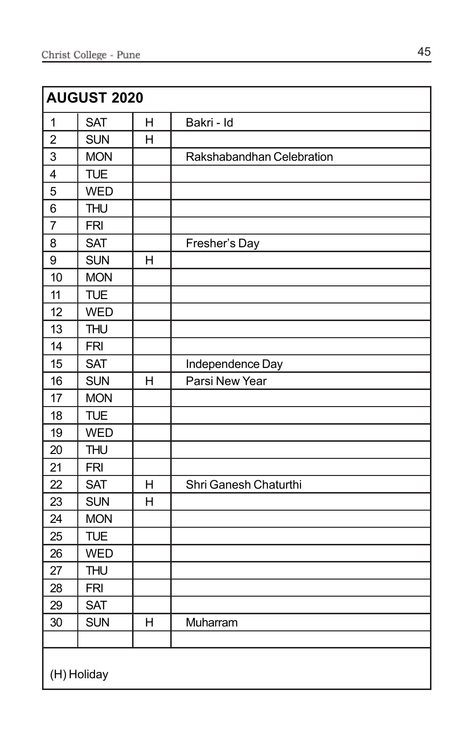| AUGUST 2020 | | | |
|---|---|---|---|
| 1 | SAT | H | Bakri - Id |
| 2 | SUN | H | |
| 3 | MON | | Rakshabandhan Celebration |
| 4 | TUE | | |
| 5 | WED | | |
| 6 | THU | | |
| 7 | FRI | | |
| 8 | SAT | | Fresher's Day |
| 9 | SUN | H | |
| 10 | MON | | |
| 11 | TUE | | |
| 12 | WED | | |
| 13 | THU | | |
| 14 | FRI | | |
| 15 | SAT | | Independence Day |
| 16 | SUN | H | Parsi New Year |
| 17 | MON | | |
| 18 | TUE | | |
| 19 | WED | | |
| 20 | THU | | |
| 21 | FRI | | |
| 22 | SAT | H | Shri Ganesh Chaturthi |
| 23 | SUN | H | |
| 24 | MON | | |
| 25 | TUE | | |
| 26 | WED | | |
| 27 | THU | | |
| 28 | FRI | | |
| 29 | SAT | | |
| 30 | SUN | H | Muharram |
| | | | |

(H) Holiday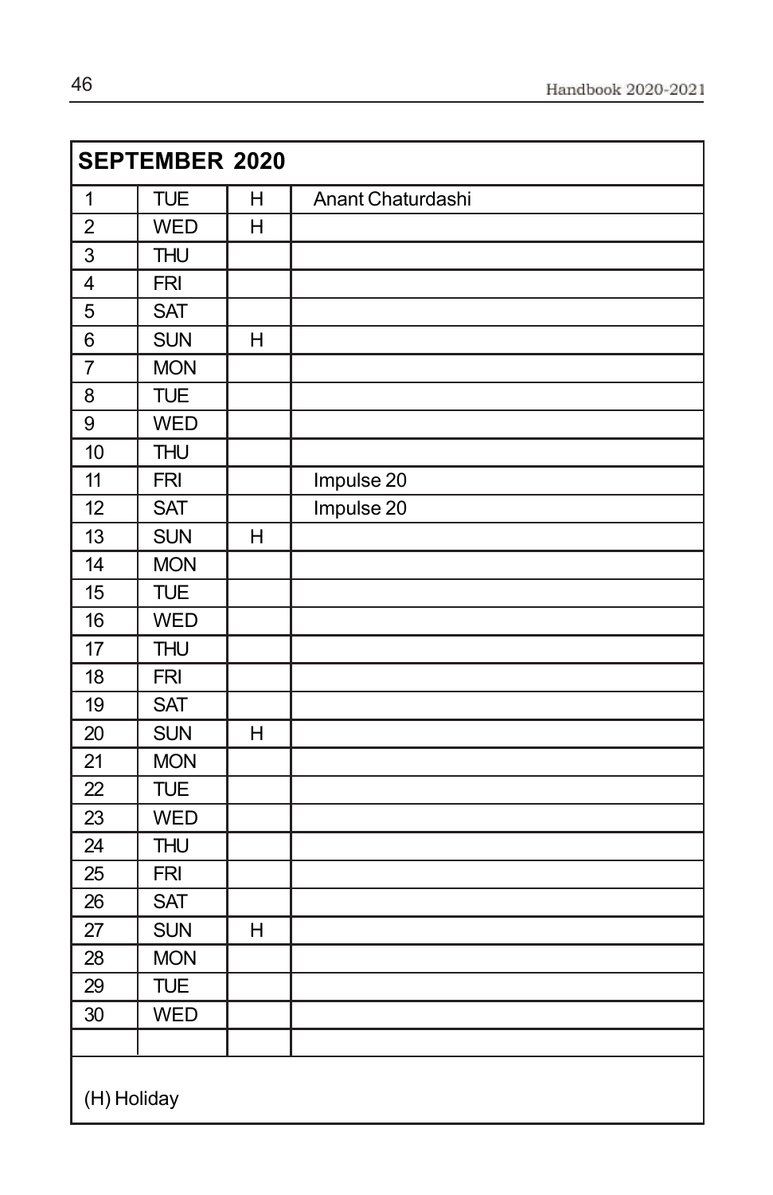| SEPTEMBER 2020 | | | |
|---|---|---|---|
| 1 | TUE | H | Anant Chaturdashi |
| 2 | WED | H | |
| 3 | THU | | |
| 4 | FRI | | |
| 5 | SAT | | |
| 6 | SUN | H | |
| 7 | MON | | |
| 8 | TUE | | |
| 9 | WED | | |
| 10 | THU | | |
| 11 | FRI | | Impulse 20 |
| 12 | SAT | | Impulse 20 |
| 13 | SUN | H | |
| 14 | MON | | |
| 15 | TUE | | |
| 16 | WED | | |
| 17 | THU | | |
| 18 | FRI | | |
| 19 | SAT | | |
| 20 | SUN | H | |
| 21 | MON | | |
| 22 | TUE | | |
| 23 | WED | | |
| 24 | THU | | |
| 25 | FRI | | |
| 26 | SAT | | |
| 27 | SUN | H | |
| 28 | MON | | |
| 29 | TUE | | |
| 30 | WED | | |
| | | | |

(H) Holiday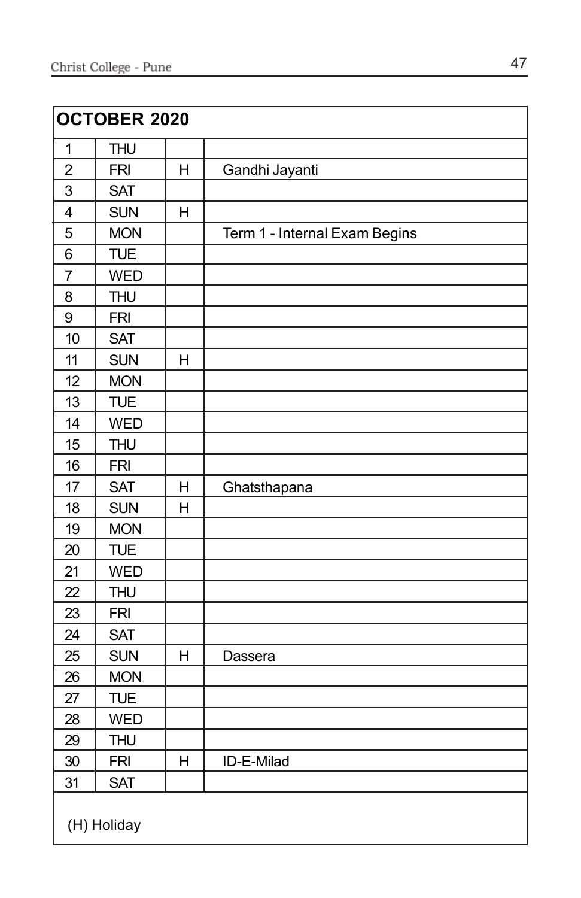| OCTOBER 2020 | | | |
|---|---|---|---|
| 1 | THU | | |
| 2 | FRI | H | Gandhi Jayanti |
| 3 | SAT | | |
| 4 | SUN | H | |
| 5 | MON | | Term 1 - Internal Exam Begins |
| 6 | TUE | | |
| 7 | WED | | |
| 8 | THU | | |
| 9 | FRI | | |
| 10 | SAT | | |
| 11 | SUN | H | |
| 12 | MON | | |
| 13 | TUE | | |
| 14 | WED | | |
| 15 | THU | | |
| 16 | FRI | | |
| 17 | SAT | H | Ghatsthapana |
| 18 | SUN | H | |
| 19 | MON | | |
| 20 | TUE | | |
| 21 | WED | | |
| 22 | THU | | |
| 23 | FRI | | |
| 24 | SAT | | |
| 25 | SUN | H | Dassera |
| 26 | MON | | |
| 27 | TUE | | |
| 28 | WED | | |
| 29 | THU | | |
| 30 | FRI | H | ID-E-Milad |
| 31 | SAT | | |

(H) Holiday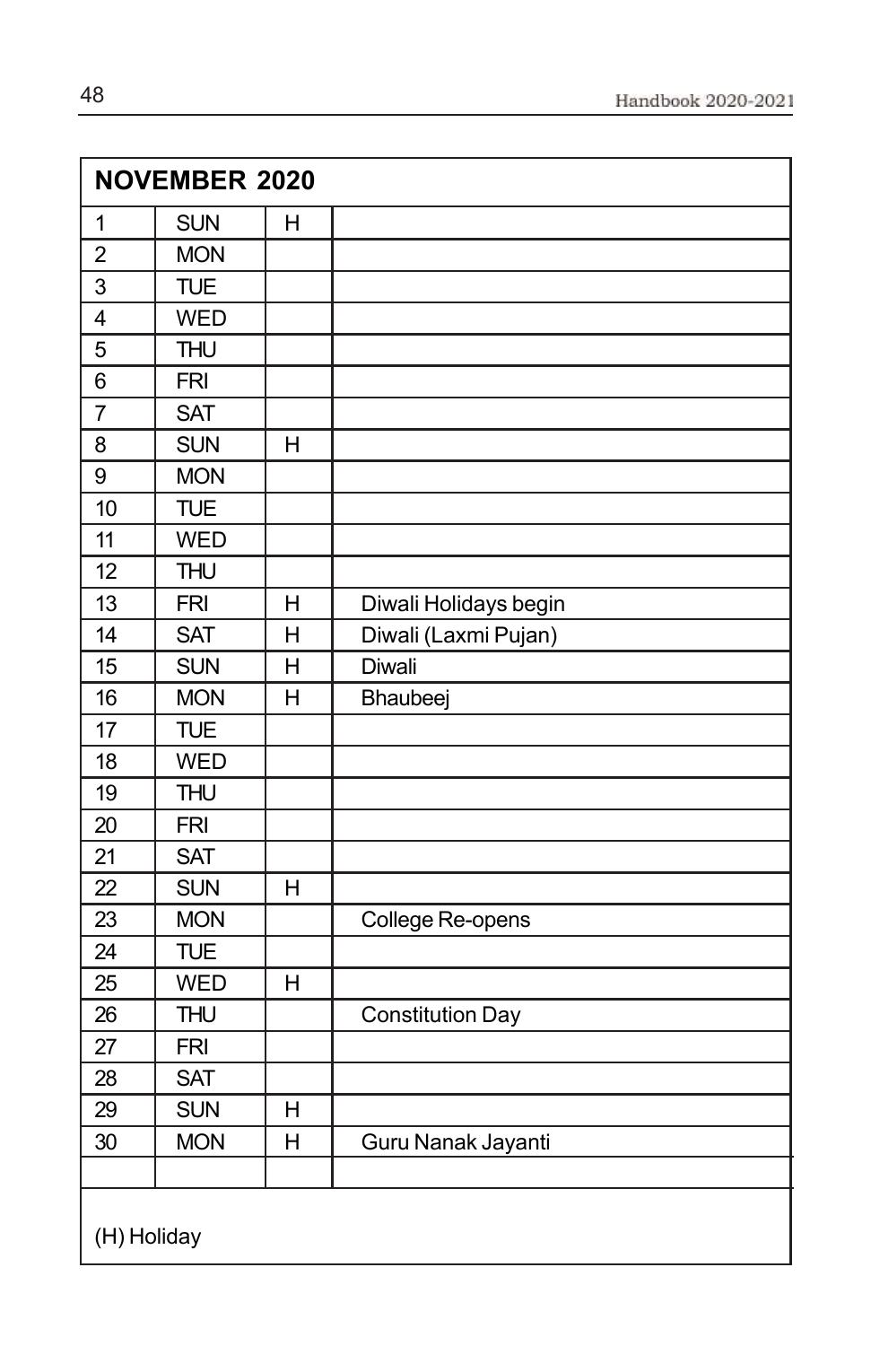| NOVEMBER 2020 | | | |
|---|---|---|---|
| 1 | SUN | H | |
| 2 | MON | | |
| 3 | TUE | | |
| 4 | WED | | |
| 5 | THU | | |
| 6 | FRI | | |
| 7 | SAT | | |
| 8 | SUN | H | |
| 9 | MON | | |
| 10 | TUE | | |
| 11 | WED | | |
| 12 | THU | | |
| 13 | FRI | H | Diwali Holidays begin |
| 14 | SAT | H | Diwali (Laxmi Pujan) |
| 15 | SUN | H | Diwali |
| 16 | MON | H | Bhaubeej |
| 17 | TUE | | |
| 18 | WED | | |
| 19 | THU | | |
| 20 | FRI | | |
| 21 | SAT | | |
| 22 | SUN | H | |
| 23 | MON | | College Re-opens |
| 24 | TUE | | |
| 25 | WED | H | |
| 26 | THU | | Constitution Day |
| 27 | FRI | | |
| 28 | SAT | | |
| 29 | SUN | H | |
| 30 | MON | H | Guru Nanak Jayanti |
| | | | |

(H) Holiday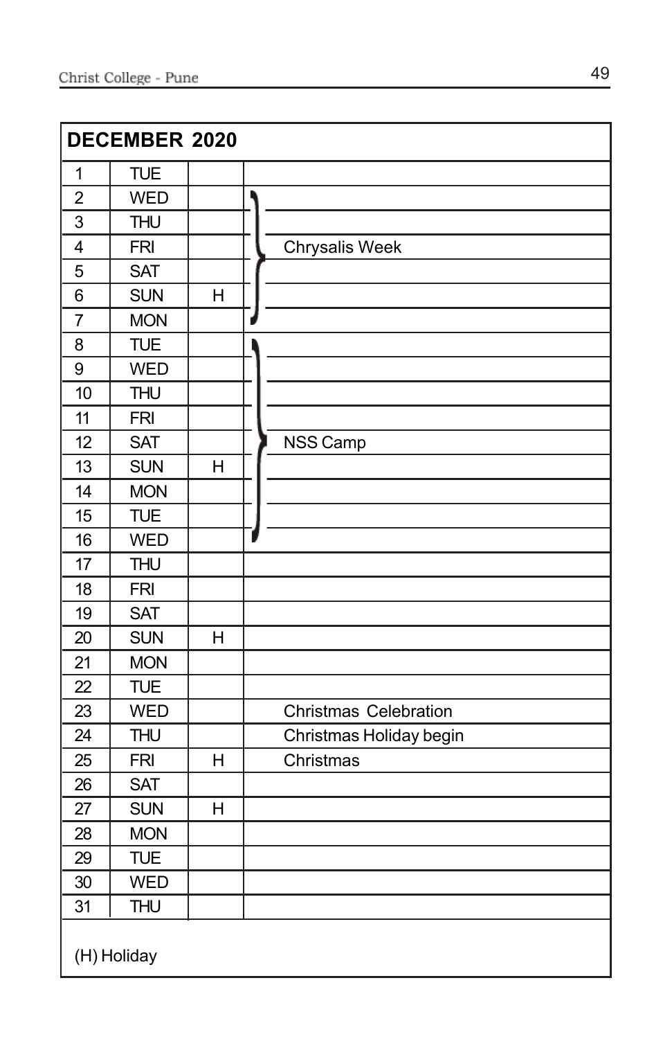| DECEMBER 2020 | | | |
|---|---|---|---|
| 1 | TUE | | |
| 2 | WED | | |
| 3 | THU | | |
| 4 | FRI | | Chrysalis Week |
| 5 | SAT | | |
| 6 | SUN | H | |
| 7 | MON | | |
| 8 | TUE | | |
| 9 | WED | | |
| 10 | THU | | |
| 11 | FRI | | |
| 12 | SAT | | NSS Camp |
| 13 | SUN | H | |
| 14 | MON | | |
| 15 | TUE | | |
| 16 | WED | | |
| 17 | THU | | |
| 18 | FRI | | |
| 19 | SAT | | |
| 20 | SUN | H | |
| 21 | MON | | |
| 22 | TUE | | |
| 23 | WED | | Christmas Celebration |
| 24 | THU | | Christmas Holiday begin |
| 25 | FRI | H | Christmas |
| 26 | SAT | | |
| 27 | SUN | H | |
| 28 | MON | | |
| 29 | TUE | | |
| 30 | WED | | |
| 31 | THU | | |

(H) Holiday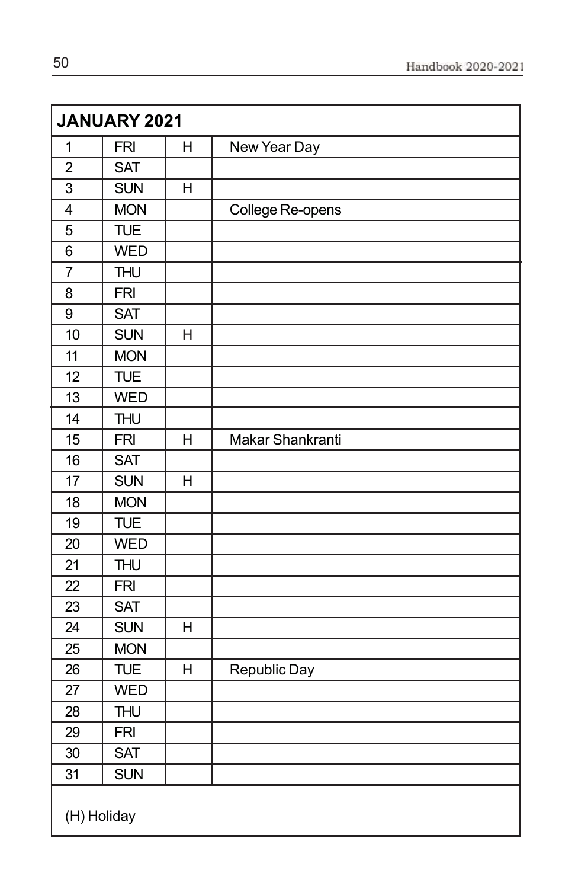| JANUARY 2021 | | | |
|---|---|---|---|
| 1 | FRI | H | New Year Day |
| 2 | SAT | | |
| 3 | SUN | H | |
| 4 | MON | | College Re-opens |
| 5 | TUE | | |
| 6 | WED | | |
| 7 | THU | | |
| 8 | FRI | | |
| 9 | SAT | | |
| 10 | SUN | H | |
| 11 | MON | | |
| 12 | TUE | | |
| 13 | WED | | |
| 14 | THU | | |
| 15 | FRI | H | Makar Shankranti |
| 16 | SAT | | |
| 17 | SUN | H | |
| 18 | MON | | |
| 19 | TUE | | |
| 20 | WED | | |
| 21 | THU | | |
| 22 | FRI | | |
| 23 | SAT | | |
| 24 | SUN | H | |
| 25 | MON | | |
| 26 | TUE | H | Republic Day |
| 27 | WED | | |
| 28 | THU | | |
| 29 | FRI | | |
| 30 | SAT | | |
| 31 | SUN | | |

(H) Holiday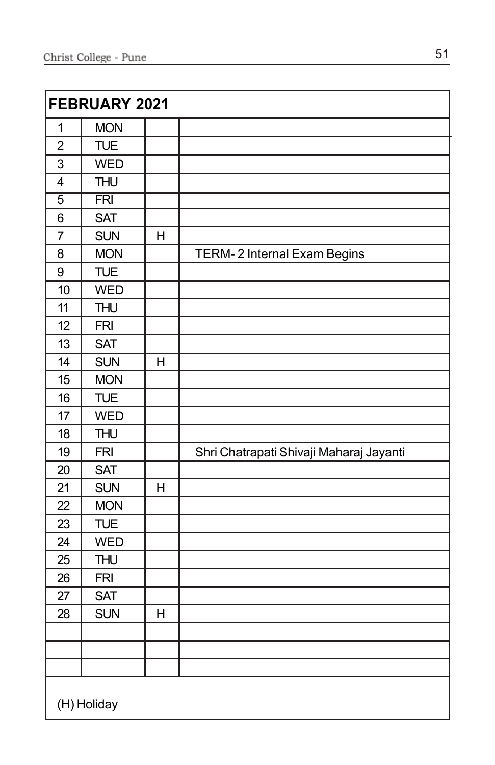| FEBRUARY 2021 | | | |
|---|---|---|---|
| 1 | MON | | |
| 2 | TUE | | |
| 3 | WED | | |
| 4 | THU | | |
| 5 | FRI | | |
| 6 | SAT | | |
| 7 | SUN | H | |
| 8 | MON | | TERM- 2 Internal Exam Begins |
| 9 | TUE | | |
| 10 | WED | | |
| 11 | THU | | |
| 12 | FRI | | |
| 13 | SAT | | |
| 14 | SUN | H | |
| 15 | MON | | |
| 16 | TUE | | |
| 17 | WED | | |
| 18 | THU | | |
| 19 | FRI | | Shri Chatrapati Shivaji Maharaj Jayanti |
| 20 | SAT | | |
| 21 | SUN | H | |
| 22 | MON | | |
| 23 | TUE | | |
| 24 | WED | | |
| 25 | THU | | |
| 26 | FRI | | |
| 27 | SAT | | |
| 28 | SUN | H | |
| | | | |
| | | | |
| | | | |

(H) Holiday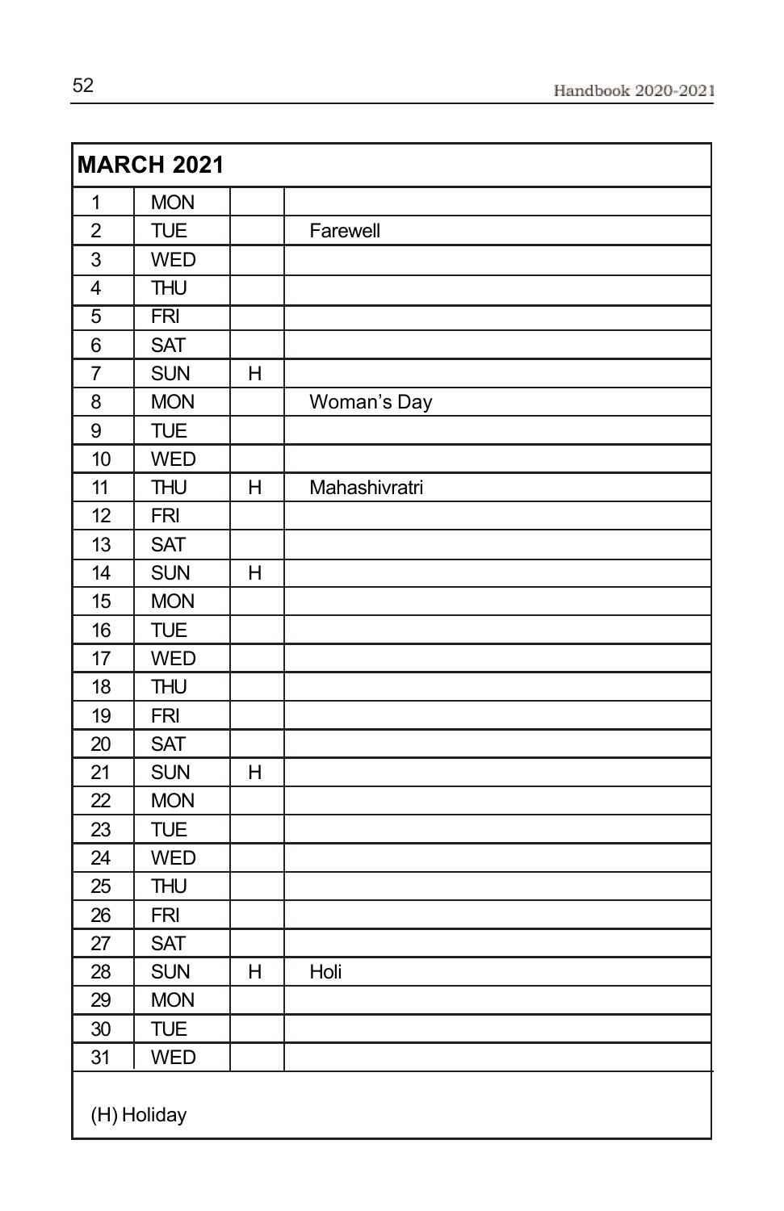| MARCH 2021 | | | |
|---|---|---|---|
| 1 | MON | | |
| 2 | TUE | | Farewell |
| 3 | WED | | |
| 4 | THU | | |
| 5 | FRI | | |
| 6 | SAT | | |
| 7 | SUN | H | |
| 8 | MON | | Woman's Day |
| 9 | TUE | | |
| 10 | WED | | |
| 11 | THU | H | Mahashivratri |
| 12 | FRI | | |
| 13 | SAT | | |
| 14 | SUN | H | |
| 15 | MON | | |
| 16 | TUE | | |
| 17 | WED | | |
| 18 | THU | | |
| 19 | FRI | | |
| 20 | SAT | | |
| 21 | SUN | H | |
| 22 | MON | | |
| 23 | TUE | | |
| 24 | WED | | |
| 25 | THU | | |
| 26 | FRI | | |
| 27 | SAT | | |
| 28 | SUN | H | Holi |
| 29 | MON | | |
| 30 | TUE | | |
| 31 | WED | | |

(H) Holiday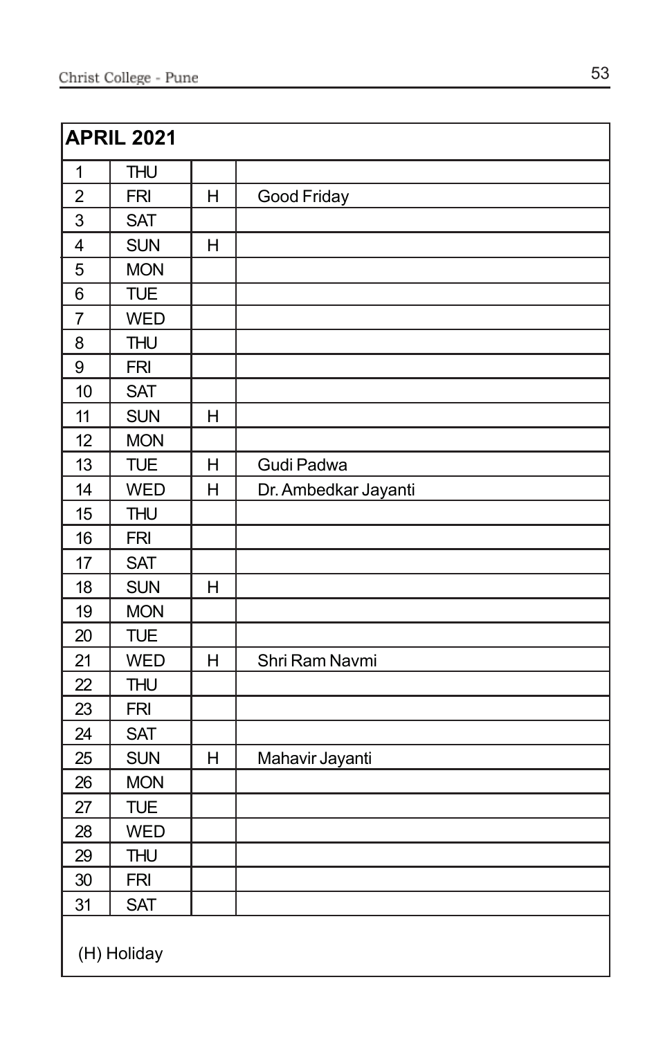| APRIL 2021 | | | |
|---|---|---|---|
| 1 | THU | | |
| 2 | FRI | H | Good Friday |
| 3 | SAT | | |
| 4 | SUN | H | |
| 5 | MON | | |
| 6 | TUE | | |
| 7 | WED | | |
| 8 | THU | | |
| 9 | FRI | | |
| 10 | SAT | | |
| 11 | SUN | H | |
| 12 | MON | | |
| 13 | TUE | H | Gudi Padwa |
| 14 | WED | H | Dr. Ambedkar Jayanti |
| 15 | THU | | |
| 16 | FRI | | |
| 17 | SAT | | |
| 18 | SUN | H | |
| 19 | MON | | |
| 20 | TUE | | |
| 21 | WED | H | Shri Ram Navmi |
| 22 | THU | | |
| 23 | FRI | | |
| 24 | SAT | | |
| 25 | SUN | H | Mahavir Jayanti |
| 26 | MON | | |
| 27 | TUE | | |
| 28 | WED | | |
| 29 | THU | | |
| 30 | FRI | | |
| 31 | SAT | | |

(H) Holiday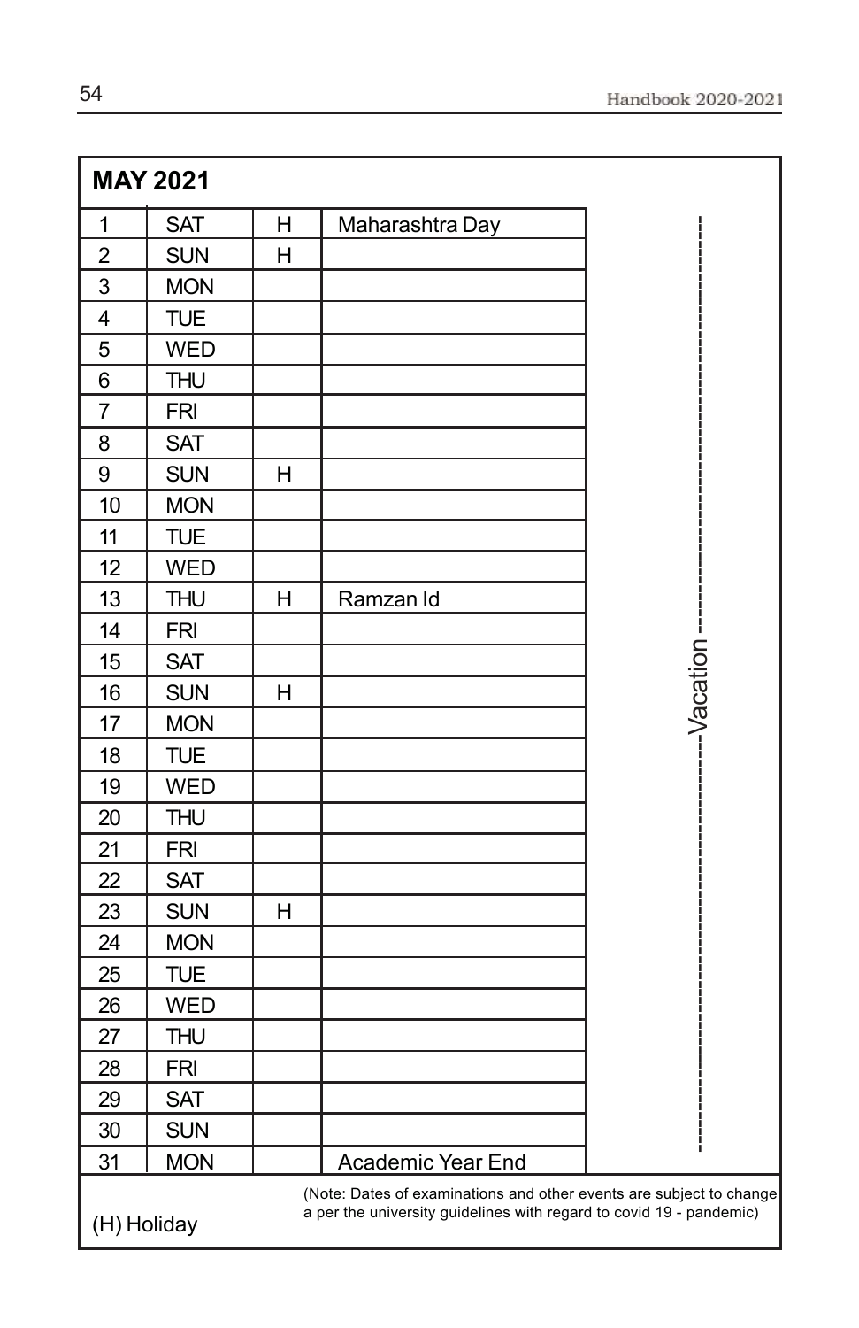## MAY 2021

| Date | Day | H | Event | |
|---|---|---|---|---|
| 1 | SAT | H | Maharashtra Day | Vacation |
| 2 | SUN | H | | |
| 3 | MON | | | |
| 4 | TUE | | | |
| 5 | WED | | | |
| 6 | THU | | | |
| 7 | FRI | | | |
| 8 | SAT | | | |
| 9 | SUN | H | | |
| 10 | MON | | | |
| 11 | TUE | | | |
| 12 | WED | | | |
| 13 | THU | H | Ramzan Id | |
| 14 | FRI | | | |
| 15 | SAT | | | |
| 16 | SUN | H | | |
| 17 | MON | | | |
| 18 | TUE | | | |
| 19 | WED | | | |
| 20 | THU | | | |
| 21 | FRI | | | |
| 22 | SAT | | | |
| 23 | SUN | H | | |
| 24 | MON | | | |
| 25 | TUE | | | |
| 26 | WED | | | |
| 27 | THU | | | |
| 28 | FRI | | | |
| 29 | SAT | | | |
| 30 | SUN | | | |
| 31 | MON | | Academic Year End | |

(H) Holiday

(Note: Dates of examinations and other events are subject to change a per the university guidelines with regard to covid 19 - pandemic)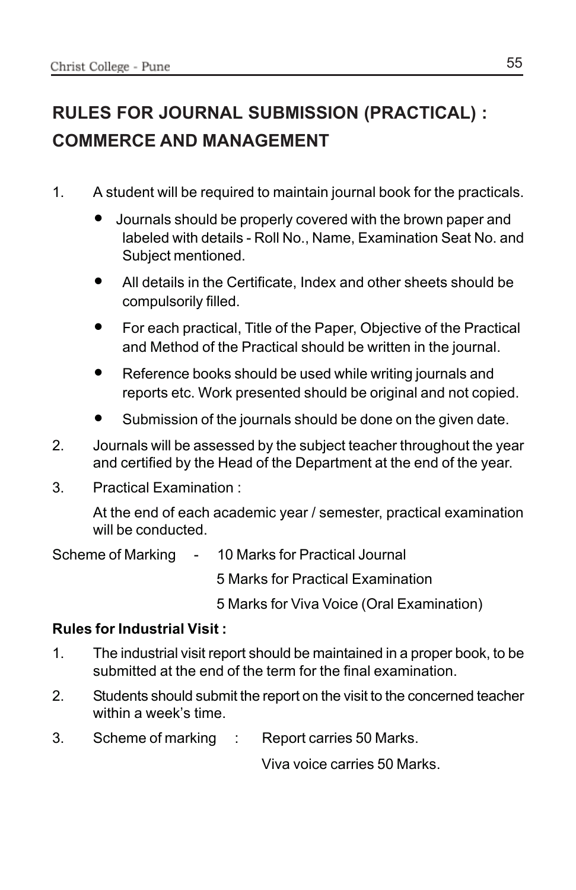# RULES FOR JOURNAL SUBMISSION (PRACTICAL) : COMMERCE AND MANAGEMENT

1. A student will be required to maintain journal book for the practicals.
   - Journals should be properly covered with the brown paper and labeled with details - Roll No., Name, Examination Seat No. and Subject mentioned.
   - All details in the Certificate, Index and other sheets should be compulsorily filled.
   - For each practical, Title of the Paper, Objective of the Practical and Method of the Practical should be written in the journal.
   - Reference books should be used while writing journals and reports etc. Work presented should be original and not copied.
   - Submission of the journals should be done on the given date.
2. Journals will be assessed by the subject teacher throughout the year and certified by the Head of the Department at the end of the year.
3. Practical Examination :

   At the end of each academic year / semester, practical examination will be conducted.

Scheme of Marking - 10 Marks for Practical Journal

5 Marks for Practical Examination

5 Marks for Viva Voice (Oral Examination)

**Rules for Industrial Visit :**

1. The industrial visit report should be maintained in a proper book, to be submitted at the end of the term for the final examination.
2. Students should submit the report on the visit to the concerned teacher within a week's time.
3. Scheme of marking : Report carries 50 Marks.

   Viva voice carries 50 Marks.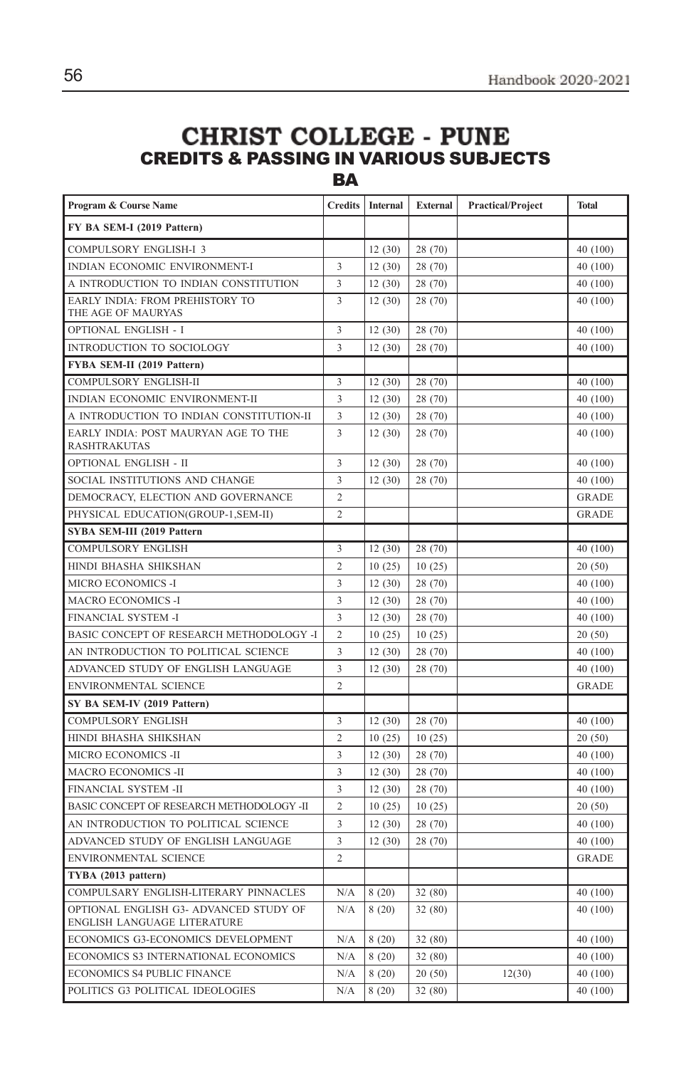# CHRIST COLLEGE - PUNE

## CREDITS & PASSING IN VARIOUS SUBJECTS

### BA

| Program & Course Name | Credits | Internal | External | Practical/Project | Total |
|---|---|---|---|---|---|
| **FY BA SEM-I (2019 Pattern)** | | | | | |
| COMPULSORY ENGLISH-I 3 | | 12 (30) | 28 (70) | | 40 (100) |
| INDIAN ECONOMIC ENVIRONMENT-I | 3 | 12 (30) | 28 (70) | | 40 (100) |
| A INTRODUCTION TO INDIAN CONSTITUTION | 3 | 12 (30) | 28 (70) | | 40 (100) |
| EARLY INDIA: FROM PREHISTORY TO THE AGE OF MAURYAS | 3 | 12 (30) | 28 (70) | | 40 (100) |
| OPTIONAL ENGLISH - I | 3 | 12 (30) | 28 (70) | | 40 (100) |
| INTRODUCTION TO SOCIOLOGY | 3 | 12 (30) | 28 (70) | | 40 (100) |
| **FYBA SEM-II (2019 Pattern)** | | | | | |
| COMPULSORY ENGLISH-II | 3 | 12 (30) | 28 (70) | | 40 (100) |
| INDIAN ECONOMIC ENVIRONMENT-II | 3 | 12 (30) | 28 (70) | | 40 (100) |
| A INTRODUCTION TO INDIAN CONSTITUTION-II | 3 | 12 (30) | 28 (70) | | 40 (100) |
| EARLY INDIA: POST MAURYAN AGE TO THE RASHTRAKUTAS | 3 | 12 (30) | 28 (70) | | 40 (100) |
| OPTIONAL ENGLISH - II | 3 | 12 (30) | 28 (70) | | 40 (100) |
| SOCIAL INSTITUTIONS AND CHANGE | 3 | 12 (30) | 28 (70) | | 40 (100) |
| DEMOCRACY, ELECTION AND GOVERNANCE | 2 | | | | GRADE |
| PHYSICAL EDUCATION(GROUP-1,SEM-II) | 2 | | | | GRADE |
| **SYBA SEM-III (2019 Pattern** | | | | | |
| COMPULSORY ENGLISH | 3 | 12 (30) | 28 (70) | | 40 (100) |
| HINDI BHASHA SHIKSHAN | 2 | 10 (25) | 10 (25) | | 20 (50) |
| MICRO ECONOMICS -I | 3 | 12 (30) | 28 (70) | | 40 (100) |
| MACRO ECONOMICS -I | 3 | 12 (30) | 28 (70) | | 40 (100) |
| FINANCIAL SYSTEM -I | 3 | 12 (30) | 28 (70) | | 40 (100) |
| BASIC CONCEPT OF RESEARCH METHODOLOGY -I | 2 | 10 (25) | 10 (25) | | 20 (50) |
| AN INTRODUCTION TO POLITICAL SCIENCE | 3 | 12 (30) | 28 (70) | | 40 (100) |
| ADVANCED STUDY OF ENGLISH LANGUAGE | 3 | 12 (30) | 28 (70) | | 40 (100) |
| ENVIRONMENTAL SCIENCE | 2 | | | | GRADE |
| **SY BA SEM-IV (2019 Pattern)** | | | | | |
| COMPULSORY ENGLISH | 3 | 12 (30) | 28 (70) | | 40 (100) |
| HINDI BHASHA SHIKSHAN | 2 | 10 (25) | 10 (25) | | 20 (50) |
| MICRO ECONOMICS -II | 3 | 12 (30) | 28 (70) | | 40 (100) |
| MACRO ECONOMICS -II | 3 | 12 (30) | 28 (70) | | 40 (100) |
| FINANCIAL SYSTEM -II | 3 | 12 (30) | 28 (70) | | 40 (100) |
| BASIC CONCEPT OF RESEARCH METHODOLOGY -II | 2 | 10 (25) | 10 (25) | | 20 (50) |
| AN INTRODUCTION TO POLITICAL SCIENCE | 3 | 12 (30) | 28 (70) | | 40 (100) |
| ADVANCED STUDY OF ENGLISH LANGUAGE | 3 | 12 (30) | 28 (70) | | 40 (100) |
| ENVIRONMENTAL SCIENCE | 2 | | | | GRADE |
| **TYBA (2013 pattern)** | | | | | |
| COMPULSARY ENGLISH-LITERARY PINNACLES | N/A | 8 (20) | 32 (80) | | 40 (100) |
| OPTIONAL ENGLISH G3- ADVANCED STUDY OF ENGLISH LANGUAGE LITERATURE | N/A | 8 (20) | 32 (80) | | 40 (100) |
| ECONOMICS G3-ECONOMICS DEVELOPMENT | N/A | 8 (20) | 32 (80) | | 40 (100) |
| ECONOMICS S3 INTERNATIONAL ECONOMICS | N/A | 8 (20) | 32 (80) | | 40 (100) |
| ECONOMICS S4 PUBLIC FINANCE | N/A | 8 (20) | 20 (50) | 12(30) | 40 (100) |
| POLITICS G3 POLITICAL IDEOLOGIES | N/A | 8 (20) | 32 (80) | | 40 (100) |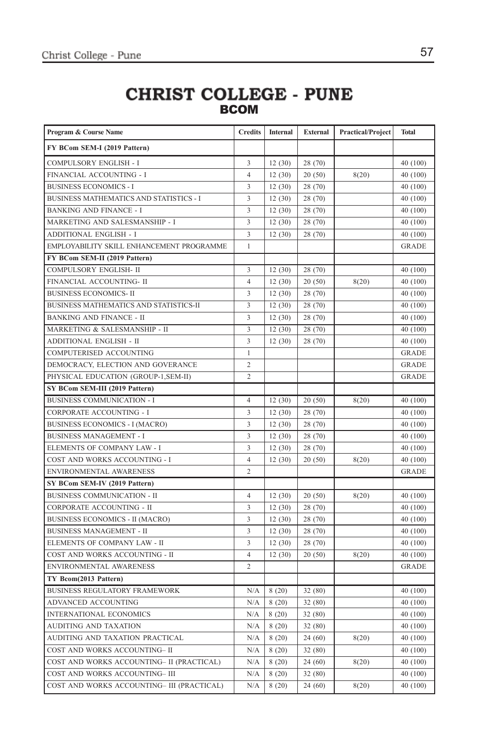# CHRIST COLLEGE - PUNE

## BCOM

| Program & Course Name | Credits | Internal | External | Practical/Project | Total |
|---|---|---|---|---|---|
| **FY BCom SEM-I (2019 Pattern)** | | | | | |
| COMPULSORY ENGLISH - I | 3 | 12 (30) | 28 (70) | | 40 (100) |
| FINANCIAL ACCOUNTING - I | 4 | 12 (30) | 20 (50) | 8(20) | 40 (100) |
| BUSINESS ECONOMICS - I | 3 | 12 (30) | 28 (70) | | 40 (100) |
| BUSINESS MATHEMATICS AND STATISTICS - I | 3 | 12 (30) | 28 (70) | | 40 (100) |
| BANKING AND FINANCE - I | 3 | 12 (30) | 28 (70) | | 40 (100) |
| MARKETING AND SALESMANSHIP - I | 3 | 12 (30) | 28 (70) | | 40 (100) |
| ADDITIONAL ENGLISH - I | 3 | 12 (30) | 28 (70) | | 40 (100) |
| EMPLOYABILITY SKILL ENHANCEMENT PROGRAMME | 1 | | | | GRADE |
| **FY BCom SEM-II (2019 Pattern)** | | | | | |
| COMPULSORY ENGLISH- II | 3 | 12 (30) | 28 (70) | | 40 (100) |
| FINANCIAL ACCOUNTING- II | 4 | 12 (30) | 20 (50) | 8(20) | 40 (100) |
| BUSINESS ECONOMICS- II | 3 | 12 (30) | 28 (70) | | 40 (100) |
| BUSINESS MATHEMATICS AND STATISTICS-II | 3 | 12 (30) | 28 (70) | | 40 (100) |
| BANKING AND FINANCE - II | 3 | 12 (30) | 28 (70) | | 40 (100) |
| MARKETING & SALESMANSHIP - II | 3 | 12 (30) | 28 (70) | | 40 (100) |
| ADDITIONAL ENGLISH - II | 3 | 12 (30) | 28 (70) | | 40 (100) |
| COMPUTERISED ACCOUNTING | 1 | | | | GRADE |
| DEMOCRACY, ELECTION AND GOVERANCE | 2 | | | | GRADE |
| PHYSICAL EDUCATION (GROUP-1,SEM-II) | 2 | | | | GRADE |
| **SY BCom SEM-III (2019 Pattern)** | | | | | |
| BUSINESS COMMUNICATION - I | 4 | 12 (30) | 20 (50) | 8(20) | 40 (100) |
| CORPORATE ACCOUNTING - I | 3 | 12 (30) | 28 (70) | | 40 (100) |
| BUSINESS ECONOMICS - I (MACRO) | 3 | 12 (30) | 28 (70) | | 40 (100) |
| BUSINESS MANAGEMENT - I | 3 | 12 (30) | 28 (70) | | 40 (100) |
| ELEMENTS OF COMPANY LAW - I | 3 | 12 (30) | 28 (70) | | 40 (100) |
| COST AND WORKS ACCOUNTING - I | 4 | 12 (30) | 20 (50) | 8(20) | 40 (100) |
| ENVIRONMENTAL AWARENESS | 2 | | | | GRADE |
| **SY BCom SEM-IV (2019 Pattern)** | | | | | |
| BUSINESS COMMUNICATION - II | 4 | 12 (30) | 20 (50) | 8(20) | 40 (100) |
| CORPORATE ACCOUNTING - II | 3 | 12 (30) | 28 (70) | | 40 (100) |
| BUSINESS ECONOMICS - II (MACRO) | 3 | 12 (30) | 28 (70) | | 40 (100) |
| BUSINESS MANAGEMENT - II | 3 | 12 (30) | 28 (70) | | 40 (100) |
| ELEMENTS OF COMPANY LAW - II | 3 | 12 (30) | 28 (70) | | 40 (100) |
| COST AND WORKS ACCOUNTING - II | 4 | 12 (30) | 20 (50) | 8(20) | 40 (100) |
| ENVIRONMENTAL AWARENESS | 2 | | | | GRADE |
| **TY Bcom(2013 Pattern)** | | | | | |
| BUSINESS REGULATORY FRAMEWORK | N/A | 8 (20) | 32 (80) | | 40 (100) |
| ADVANCED ACCOUNTING | N/A | 8 (20) | 32 (80) | | 40 (100) |
| INTERNATIONAL ECONOMICS | N/A | 8 (20) | 32 (80) | | 40 (100) |
| AUDITING AND TAXATION | N/A | 8 (20) | 32 (80) | | 40 (100) |
| AUDITING AND TAXATION PRACTICAL | N/A | 8 (20) | 24 (60) | 8(20) | 40 (100) |
| COST AND WORKS ACCOUNTING– II | N/A | 8 (20) | 32 (80) | | 40 (100) |
| COST AND WORKS ACCOUNTING– II (PRACTICAL) | N/A | 8 (20) | 24 (60) | 8(20) | 40 (100) |
| COST AND WORKS ACCOUNTING– III | N/A | 8 (20) | 32 (80) | | 40 (100) |
| COST AND WORKS ACCOUNTING– III (PRACTICAL) | N/A | 8 (20) | 24 (60) | 8(20) | 40 (100) |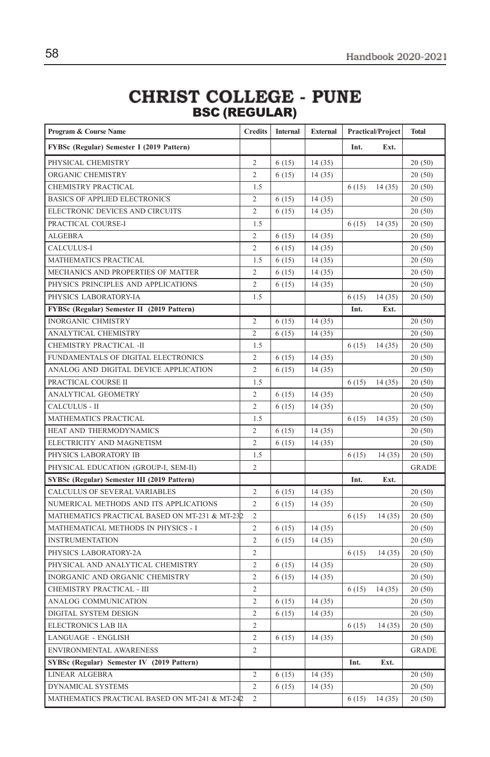# CHRIST COLLEGE - PUNE

## BSC (REGULAR)

| Program & Course Name | Credits | Internal | External | Practical/Project | | Total |
|---|---|---|---|---|---|---|
| **FYBSc (Regular) Semester I (2019 Pattern)** | | | | **Int.** | **Ext.** | |
| PHYSICAL CHEMISTRY | 2 | 6 (15) | 14 (35) | | | 20 (50) |
| ORGANIC CHEMISTRY | 2 | 6 (15) | 14 (35) | | | 20 (50) |
| CHEMISTRY PRACTICAL | 1.5 | | | 6 (15) | 14 (35) | 20 (50) |
| BASICS OF APPLIED ELECTRONICS | 2 | 6 (15) | 14 (35) | | | 20 (50) |
| ELECTRONIC DEVICES AND CIRCUITS | 2 | 6 (15) | 14 (35) | | | 20 (50) |
| PRACTICAL COURSE-I | 1.5 | | | 6 (15) | 14 (35) | 20 (50) |
| ALGEBRA | 2 | 6 (15) | 14 (35) | | | 20 (50) |
| CALCULUS-I | 2 | 6 (15) | 14 (35) | | | 20 (50) |
| MATHEMATICS PRACTICAL | 1.5 | 6 (15) | 14 (35) | | | 20 (50) |
| MECHANICS AND PROPERTIES OF MATTER | 2 | 6 (15) | 14 (35) | | | 20 (50) |
| PHYSICS PRINCIPLES AND APPLICATIONS | 2 | 6 (15) | 14 (35) | | | 20 (50) |
| PHYSICS LABORATORY-IA | 1.5 | | | 6 (15) | 14 (35) | 20 (50) |
| **FYBSc (Regular) Semester II (2019 Pattern)** | | | | **Int.** | **Ext.** | |
| INORGANIC CHMISTRY | 2 | 6 (15) | 14 (35) | | | 20 (50) |
| ANALYTICAL CHEMISTRY | 2 | 6 (15) | 14 (35) | | | 20 (50) |
| CHEMISTRY PRACTICAL -II | 1.5 | | | 6 (15) | 14 (35) | 20 (50) |
| FUNDAMENTALS OF DIGITAL ELECTRONICS | 2 | 6 (15) | 14 (35) | | | 20 (50) |
| ANALOG AND DIGITAL DEVICE APPLICATION | 2 | 6 (15) | 14 (35) | | | 20 (50) |
| PRACTICAL COURSE II | 1.5 | | | 6 (15) | 14 (35) | 20 (50) |
| ANALYTICAL GEOMETRY | 2 | 6 (15) | 14 (35) | | | 20 (50) |
| CALCULUS - II | 2 | 6 (15) | 14 (35) | | | 20 (50) |
| MATHEMATICS PRACTICAL | 1.5 | | | 6 (15) | 14 (35) | 20 (50) |
| HEAT AND THERMODYNAMICS | 2 | 6 (15) | 14 (35) | | | 20 (50) |
| ELECTRICITY AND MAGNETISM | 2 | 6 (15) | 14 (35) | | | 20 (50) |
| PHYSICS LABORATORY IB | 1.5 | | | 6 (15) | 14 (35) | 20 (50) |
| PHYSICAL EDUCATION (GROUP-I, SEM-II) | 2 | | | | | GRADE |
| **SYBSc (Regular) Semester III (2019 Pattern)** | | | | **Int.** | **Ext.** | |
| CALCULUS OF SEVERAL VARIABLES | 2 | 6 (15) | 14 (35) | | | 20 (50) |
| NUMERICAL METHODS AND ITS APPLICATIONS | 2 | 6 (15) | 14 (35) | | | 20 (50) |
| MATHEMATICS PRACTICAL BASED ON MT-231 & MT-232 | 2 | | | 6 (15) | 14 (35) | 20 (50) |
| MATHEMATICAL METHODS IN PHYSICS - I | 2 | 6 (15) | 14 (35) | | | 20 (50) |
| INSTRUMENTATION | 2 | 6 (15) | 14 (35) | | | 20 (50) |
| PHYSICS LABORATORY-2A | 2 | | | 6 (15) | 14 (35) | 20 (50) |
| PHYSICAL AND ANALYTICAL CHEMISTRY | 2 | 6 (15) | 14 (35) | | | 20 (50) |
| INORGANIC AND ORGANIC CHEMISTRY | 2 | 6 (15) | 14 (35) | | | 20 (50) |
| CHEMISTRY PRACTICAL - III | 2 | | | 6 (15) | 14 (35) | 20 (50) |
| ANALOG COMMUNICATION | 2 | 6 (15) | 14 (35) | | | 20 (50) |
| DIGITAL SYSTEM DESIGN | 2 | 6 (15) | 14 (35) | | | 20 (50) |
| ELECTRONICS LAB IIA | 2 | | | 6 (15) | 14 (35) | 20 (50) |
| LANGUAGE - ENGLISH | 2 | 6 (15) | 14 (35) | | | 20 (50) |
| ENVIRONMENTAL AWARENESS | 2 | | | | | GRADE |
| **SYBSc (Regular) Semester IV (2019 Pattern)** | | | | **Int.** | **Ext.** | |
| LINEAR ALGEBRA | 2 | 6 (15) | 14 (35) | | | 20 (50) |
| DYNAMICAL SYSTEMS | 2 | 6 (15) | 14 (35) | | | 20 (50) |
| MATHEMATICS PRACTICAL BASED ON MT-241 & MT-242 | 2 | | | 6 (15) | 14 (35) | 20 (50) |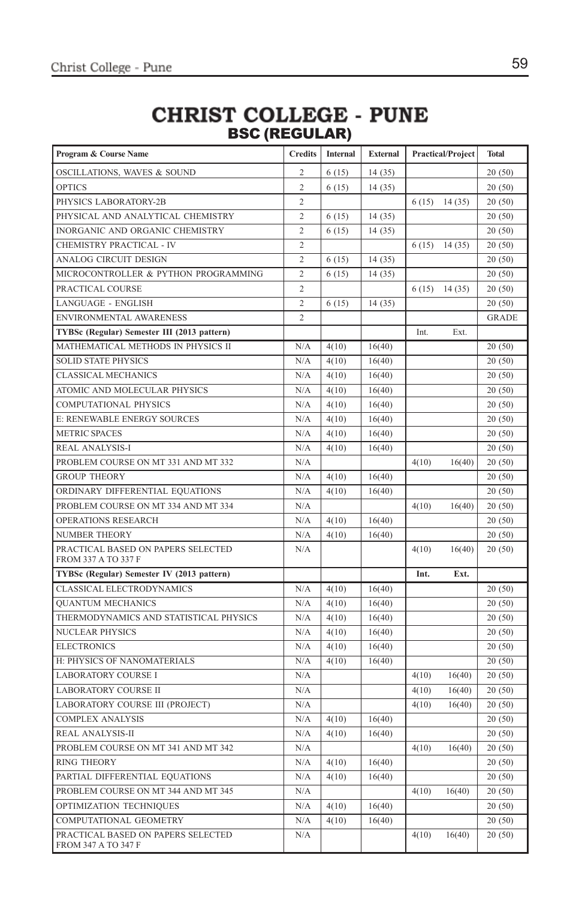# CHRIST COLLEGE - PUNE

## BSC (REGULAR)

| Program & Course Name | Credits | Internal | External | Practical/Project | | Total |
|---|---|---|---|---|---|---|
| OSCILLATIONS, WAVES & SOUND | 2 | 6 (15) | 14 (35) | | | 20 (50) |
| OPTICS | 2 | 6 (15) | 14 (35) | | | 20 (50) |
| PHYSICS LABORATORY-2B | 2 | | | 6 (15) | 14 (35) | 20 (50) |
| PHYSICAL AND ANALYTICAL CHEMISTRY | 2 | 6 (15) | 14 (35) | | | 20 (50) |
| INORGANIC AND ORGANIC CHEMISTRY | 2 | 6 (15) | 14 (35) | | | 20 (50) |
| CHEMISTRY PRACTICAL - IV | 2 | | | 6 (15) | 14 (35) | 20 (50) |
| ANALOG CIRCUIT DESIGN | 2 | 6 (15) | 14 (35) | | | 20 (50) |
| MICROCONTROLLER & PYTHON PROGRAMMING | 2 | 6 (15) | 14 (35) | | | 20 (50) |
| PRACTICAL COURSE | 2 | | | 6 (15) | 14 (35) | 20 (50) |
| LANGUAGE - ENGLISH | 2 | 6 (15) | 14 (35) | | | 20 (50) |
| ENVIRONMENTAL AWARENESS | 2 | | | | | GRADE |
| **TYBSc (Regular) Semester III (2013 pattern)** | | | | Int. | Ext. | |
| MATHEMATICAL METHODS IN PHYSICS II | N/A | 4(10) | 16(40) | | | 20 (50) |
| SOLID STATE PHYSICS | N/A | 4(10) | 16(40) | | | 20 (50) |
| CLASSICAL MECHANICS | N/A | 4(10) | 16(40) | | | 20 (50) |
| ATOMIC AND MOLECULAR PHYSICS | N/A | 4(10) | 16(40) | | | 20 (50) |
| COMPUTATIONAL PHYSICS | N/A | 4(10) | 16(40) | | | 20 (50) |
| E: RENEWABLE ENERGY SOURCES | N/A | 4(10) | 16(40) | | | 20 (50) |
| METRIC SPACES | N/A | 4(10) | 16(40) | | | 20 (50) |
| REAL ANALYSIS-I | N/A | 4(10) | 16(40) | | | 20 (50) |
| PROBLEM COURSE ON MT 331 AND MT 332 | N/A | | | 4(10) | 16(40) | 20 (50) |
| GROUP THEORY | N/A | 4(10) | 16(40) | | | 20 (50) |
| ORDINARY DIFFERENTIAL EQUATIONS | N/A | 4(10) | 16(40) | | | 20 (50) |
| PROBLEM COURSE ON MT 334 AND MT 334 | N/A | | | 4(10) | 16(40) | 20 (50) |
| OPERATIONS RESEARCH | N/A | 4(10) | 16(40) | | | 20 (50) |
| NUMBER THEORY | N/A | 4(10) | 16(40) | | | 20 (50) |
| PRACTICAL BASED ON PAPERS SELECTED FROM 337 A TO 337 F | N/A | | | 4(10) | 16(40) | 20 (50) |
| **TYBSc (Regular) Semester IV (2013 pattern)** | | | | **Int.** | **Ext.** | |
| CLASSICAL ELECTRODYNAMICS | N/A | 4(10) | 16(40) | | | 20 (50) |
| QUANTUM MECHANICS | N/A | 4(10) | 16(40) | | | 20 (50) |
| THERMODYNAMICS AND STATISTICAL PHYSICS | N/A | 4(10) | 16(40) | | | 20 (50) |
| NUCLEAR PHYSICS | N/A | 4(10) | 16(40) | | | 20 (50) |
| ELECTRONICS | N/A | 4(10) | 16(40) | | | 20 (50) |
| H: PHYSICS OF NANOMATERIALS | N/A | 4(10) | 16(40) | | | 20 (50) |
| LABORATORY COURSE I | N/A | | | 4(10) | 16(40) | 20 (50) |
| LABORATORY COURSE II | N/A | | | 4(10) | 16(40) | 20 (50) |
| LABORATORY COURSE III (PROJECT) | N/A | | | 4(10) | 16(40) | 20 (50) |
| COMPLEX ANALYSIS | N/A | 4(10) | 16(40) | | | 20 (50) |
| REAL ANALYSIS-II | N/A | 4(10) | 16(40) | | | 20 (50) |
| PROBLEM COURSE ON MT 341 AND MT 342 | N/A | | | 4(10) | 16(40) | 20 (50) |
| RING THEORY | N/A | 4(10) | 16(40) | | | 20 (50) |
| PARTIAL DIFFERENTIAL EQUATIONS | N/A | 4(10) | 16(40) | | | 20 (50) |
| PROBLEM COURSE ON MT 344 AND MT 345 | N/A | | | 4(10) | 16(40) | 20 (50) |
| OPTIMIZATION TECHNIQUES | N/A | 4(10) | 16(40) | | | 20 (50) |
| COMPUTATIONAL GEOMETRY | N/A | 4(10) | 16(40) | | | 20 (50) |
| PRACTICAL BASED ON PAPERS SELECTED FROM 347 A TO 347 F | N/A | | | 4(10) | 16(40) | 20 (50) |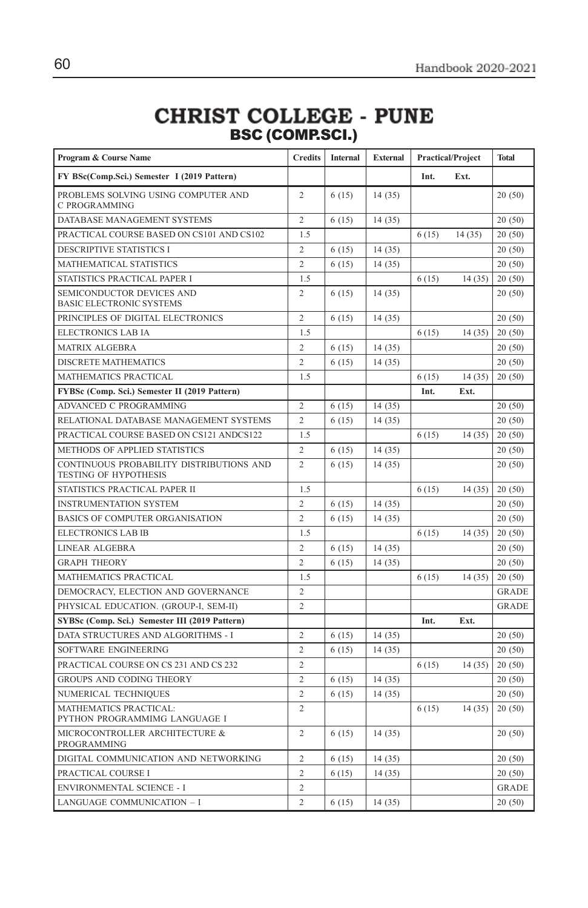# CHRIST COLLEGE - PUNE

## BSC (COMP.SCI.)

| Program & Course Name | Credits | Internal | External | Practical/Project | | Total |
|---|---|---|---|---|---|---|
| **FY BSc(Comp.Sci.) Semester I (2019 Pattern)** | | | | **Int.** | **Ext.** | |
| PROBLEMS SOLVING USING COMPUTER AND C PROGRAMMING | 2 | 6 (15) | 14 (35) | | | 20 (50) |
| DATABASE MANAGEMENT SYSTEMS | 2 | 6 (15) | 14 (35) | | | 20 (50) |
| PRACTICAL COURSE BASED ON CS101 AND CS102 | 1.5 | | | 6 (15) | 14 (35) | 20 (50) |
| DESCRIPTIVE STATISTICS I | 2 | 6 (15) | 14 (35) | | | 20 (50) |
| MATHEMATICAL STATISTICS | 2 | 6 (15) | 14 (35) | | | 20 (50) |
| STATISTICS PRACTICAL PAPER I | 1.5 | | | 6 (15) | 14 (35) | 20 (50) |
| SEMICONDUCTOR DEVICES AND BASIC ELECTRONIC SYSTEMS | 2 | 6 (15) | 14 (35) | | | 20 (50) |
| PRINCIPLES OF DIGITAL ELECTRONICS | 2 | 6 (15) | 14 (35) | | | 20 (50) |
| ELECTRONICS LAB IA | 1.5 | | | 6 (15) | 14 (35) | 20 (50) |
| MATRIX ALGEBRA | 2 | 6 (15) | 14 (35) | | | 20 (50) |
| DISCRETE MATHEMATICS | 2 | 6 (15) | 14 (35) | | | 20 (50) |
| MATHEMATICS PRACTICAL | 1.5 | | | 6 (15) | 14 (35) | 20 (50) |
| **FYBSc (Comp. Sci.) Semester II (2019 Pattern)** | | | | **Int.** | **Ext.** | |
| ADVANCED C PROGRAMMING | 2 | 6 (15) | 14 (35) | | | 20 (50) |
| RELATIONAL DATABASE MANAGEMENT SYSTEMS | 2 | 6 (15) | 14 (35) | | | 20 (50) |
| PRACTICAL COURSE BASED ON CS121 ANDCS122 | 1.5 | | | 6 (15) | 14 (35) | 20 (50) |
| METHODS OF APPLIED STATISTICS | 2 | 6 (15) | 14 (35) | | | 20 (50) |
| CONTINUOUS PROBABILITY DISTRIBUTIONS AND TESTING OF HYPOTHESIS | 2 | 6 (15) | 14 (35) | | | 20 (50) |
| STATISTICS PRACTICAL PAPER II | 1.5 | | | 6 (15) | 14 (35) | 20 (50) |
| INSTRUMENTATION SYSTEM | 2 | 6 (15) | 14 (35) | | | 20 (50) |
| BASICS OF COMPUTER ORGANISATION | 2 | 6 (15) | 14 (35) | | | 20 (50) |
| ELECTRONICS LAB IB | 1.5 | | | 6 (15) | 14 (35) | 20 (50) |
| LINEAR ALGEBRA | 2 | 6 (15) | 14 (35) | | | 20 (50) |
| GRAPH THEORY | 2 | 6 (15) | 14 (35) | | | 20 (50) |
| MATHEMATICS PRACTICAL | 1.5 | | | 6 (15) | 14 (35) | 20 (50) |
| DEMOCRACY, ELECTION AND GOVERNANCE | 2 | | | | | GRADE |
| PHYSICAL EDUCATION. (GROUP-I, SEM-II) | 2 | | | | | GRADE |
| **SYBSc (Comp. Sci.) Semester III (2019 Pattern)** | | | | **Int.** | **Ext.** | |
| DATA STRUCTURES AND ALGORITHMS - I | 2 | 6 (15) | 14 (35) | | | 20 (50) |
| SOFTWARE ENGINEERING | 2 | 6 (15) | 14 (35) | | | 20 (50) |
| PRACTICAL COURSE ON CS 231 AND CS 232 | 2 | | | 6 (15) | 14 (35) | 20 (50) |
| GROUPS AND CODING THEORY | 2 | 6 (15) | 14 (35) | | | 20 (50) |
| NUMERICAL TECHNIQUES | 2 | 6 (15) | 14 (35) | | | 20 (50) |
| MATHEMATICS PRACTICAL: PYTHON PROGRAMMIMG LANGUAGE I | 2 | | | 6 (15) | 14 (35) | 20 (50) |
| MICROCONTROLLER ARCHITECTURE & PROGRAMMING | 2 | 6 (15) | 14 (35) | | | 20 (50) |
| DIGITAL COMMUNICATION AND NETWORKING | 2 | 6 (15) | 14 (35) | | | 20 (50) |
| PRACTICAL COURSE I | 2 | 6 (15) | 14 (35) | | | 20 (50) |
| ENVIRONMENTAL SCIENCE - I | 2 | | | | | GRADE |
| LANGUAGE COMMUNICATION – I | 2 | 6 (15) | 14 (35) | | | 20 (50) |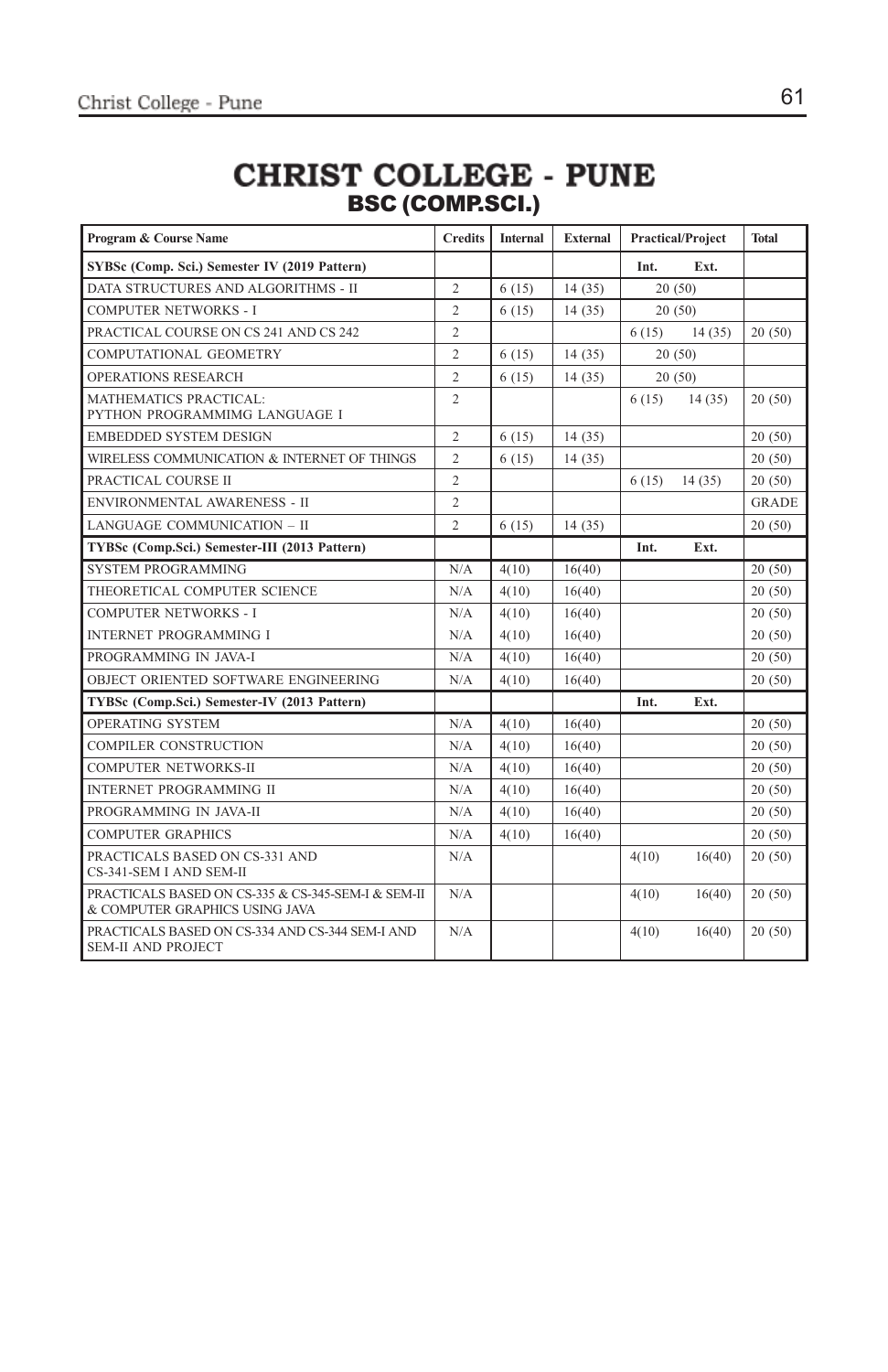# CHRIST COLLEGE - PUNE
## BSC (COMP.SCI.)

| Program & Course Name | Credits | Internal | External | Practical/Project | | Total |
|---|---|---|---|---|---|---|
| **SYBSc (Comp. Sci.) Semester IV (2019 Pattern)** | | | | **Int.** | **Ext.** | |
| DATA STRUCTURES AND ALGORITHMS - II | 2 | 6 (15) | 14 (35) | 20 (50) | | |
| COMPUTER NETWORKS - I | 2 | 6 (15) | 14 (35) | 20 (50) | | |
| PRACTICAL COURSE ON CS 241 AND CS 242 | 2 | | | 6 (15) | 14 (35) | 20 (50) |
| COMPUTATIONAL GEOMETRY | 2 | 6 (15) | 14 (35) | 20 (50) | | |
| OPERATIONS RESEARCH | 2 | 6 (15) | 14 (35) | 20 (50) | | |
| MATHEMATICS PRACTICAL: PYTHON PROGRAMMIMG LANGUAGE I | 2 | | | 6 (15) | 14 (35) | 20 (50) |
| EMBEDDED SYSTEM DESIGN | 2 | 6 (15) | 14 (35) | | | 20 (50) |
| WIRELESS COMMUNICATION & INTERNET OF THINGS | 2 | 6 (15) | 14 (35) | | | 20 (50) |
| PRACTICAL COURSE II | 2 | | | 6 (15) | 14 (35) | 20 (50) |
| ENVIRONMENTAL AWARENESS - II | 2 | | | | | GRADE |
| LANGUAGE COMMUNICATION – II | 2 | 6 (15) | 14 (35) | | | 20 (50) |
| **TYBSc (Comp.Sci.) Semester-III (2013 Pattern)** | | | | **Int.** | **Ext.** | |
| SYSTEM PROGRAMMING | N/A | 4(10) | 16(40) | | | 20 (50) |
| THEORETICAL COMPUTER SCIENCE | N/A | 4(10) | 16(40) | | | 20 (50) |
| COMPUTER NETWORKS - I | N/A | 4(10) | 16(40) | | | 20 (50) |
| INTERNET PROGRAMMING I | N/A | 4(10) | 16(40) | | | 20 (50) |
| PROGRAMMING IN JAVA-I | N/A | 4(10) | 16(40) | | | 20 (50) |
| OBJECT ORIENTED SOFTWARE ENGINEERING | N/A | 4(10) | 16(40) | | | 20 (50) |
| **TYBSc (Comp.Sci.) Semester-IV (2013 Pattern)** | | | | **Int.** | **Ext.** | |
| OPERATING SYSTEM | N/A | 4(10) | 16(40) | | | 20 (50) |
| COMPILER CONSTRUCTION | N/A | 4(10) | 16(40) | | | 20 (50) |
| COMPUTER NETWORKS-II | N/A | 4(10) | 16(40) | | | 20 (50) |
| INTERNET PROGRAMMING II | N/A | 4(10) | 16(40) | | | 20 (50) |
| PROGRAMMING IN JAVA-II | N/A | 4(10) | 16(40) | | | 20 (50) |
| COMPUTER GRAPHICS | N/A | 4(10) | 16(40) | | | 20 (50) |
| PRACTICALS BASED ON CS-331 AND CS-341-SEM I AND SEM-II | N/A | | | 4(10) | 16(40) | 20 (50) |
| PRACTICALS BASED ON CS-335 & CS-345-SEM-I & SEM-II & COMPUTER GRAPHICS USING JAVA | N/A | | | 4(10) | 16(40) | 20 (50) |
| PRACTICALS BASED ON CS-334 AND CS-344 SEM-I AND SEM-II AND PROJECT | N/A | | | 4(10) | 16(40) | 20 (50) |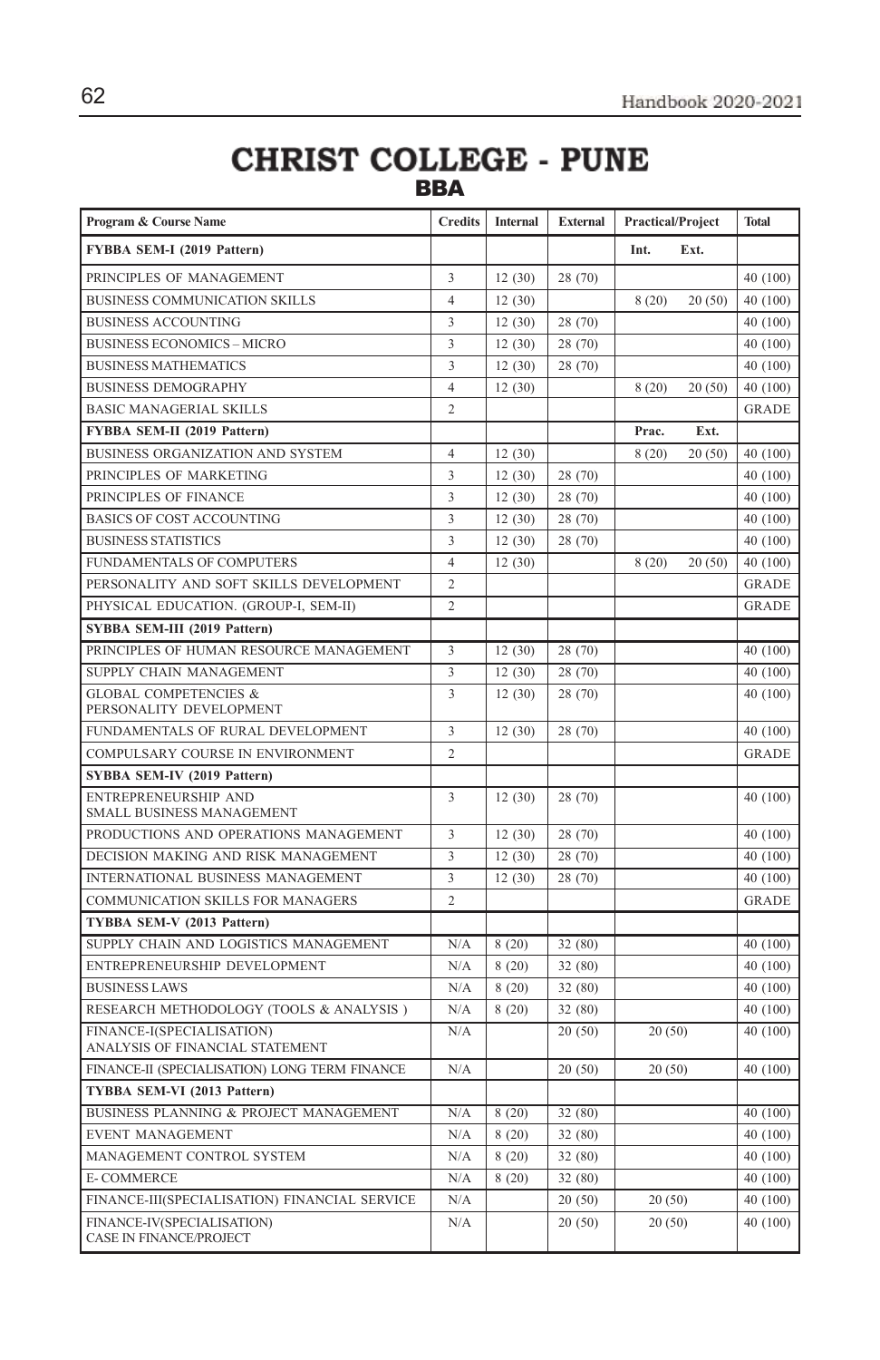# CHRIST COLLEGE - PUNE

## BBA

| Program & Course Name | Credits | Internal | External | Practical/Project | | Total |
|---|---|---|---|---|---|---|
| **FYBBA SEM-I (2019 Pattern)** | | | | Int. | Ext. | |
| PRINCIPLES OF MANAGEMENT | 3 | 12 (30) | 28 (70) | | | 40 (100) |
| BUSINESS COMMUNICATION SKILLS | 4 | 12 (30) | | 8 (20) | 20 (50) | 40 (100) |
| BUSINESS ACCOUNTING | 3 | 12 (30) | 28 (70) | | | 40 (100) |
| BUSINESS ECONOMICS – MICRO | 3 | 12 (30) | 28 (70) | | | 40 (100) |
| BUSINESS MATHEMATICS | 3 | 12 (30) | 28 (70) | | | 40 (100) |
| BUSINESS DEMOGRAPHY | 4 | 12 (30) | | 8 (20) | 20 (50) | 40 (100) |
| BASIC MANAGERIAL SKILLS | 2 | | | | | GRADE |
| **FYBBA SEM-II (2019 Pattern)** | | | | Prac. | Ext. | |
| BUSINESS ORGANIZATION AND SYSTEM | 4 | 12 (30) | | 8 (20) | 20 (50) | 40 (100) |
| PRINCIPLES OF MARKETING | 3 | 12 (30) | 28 (70) | | | 40 (100) |
| PRINCIPLES OF FINANCE | 3 | 12 (30) | 28 (70) | | | 40 (100) |
| BASICS OF COST ACCOUNTING | 3 | 12 (30) | 28 (70) | | | 40 (100) |
| BUSINESS STATISTICS | 3 | 12 (30) | 28 (70) | | | 40 (100) |
| FUNDAMENTALS OF COMPUTERS | 4 | 12 (30) | | 8 (20) | 20 (50) | 40 (100) |
| PERSONALITY AND SOFT SKILLS DEVELOPMENT | 2 | | | | | GRADE |
| PHYSICAL EDUCATION. (GROUP-I, SEM-II) | 2 | | | | | GRADE |
| **SYBBA SEM-III (2019 Pattern)** | | | | | | |
| PRINCIPLES OF HUMAN RESOURCE MANAGEMENT | 3 | 12 (30) | 28 (70) | | | 40 (100) |
| SUPPLY CHAIN MANAGEMENT | 3 | 12 (30) | 28 (70) | | | 40 (100) |
| GLOBAL COMPETENCIES & PERSONALITY DEVELOPMENT | 3 | 12 (30) | 28 (70) | | | 40 (100) |
| FUNDAMENTALS OF RURAL DEVELOPMENT | 3 | 12 (30) | 28 (70) | | | 40 (100) |
| COMPULSARY COURSE IN ENVIRONMENT | 2 | | | | | GRADE |
| **SYBBA SEM-IV (2019 Pattern)** | | | | | | |
| ENTREPRENEURSHIP AND SMALL BUSINESS MANAGEMENT | 3 | 12 (30) | 28 (70) | | | 40 (100) |
| PRODUCTIONS AND OPERATIONS MANAGEMENT | 3 | 12 (30) | 28 (70) | | | 40 (100) |
| DECISION MAKING AND RISK MANAGEMENT | 3 | 12 (30) | 28 (70) | | | 40 (100) |
| INTERNATIONAL BUSINESS MANAGEMENT | 3 | 12 (30) | 28 (70) | | | 40 (100) |
| COMMUNICATION SKILLS FOR MANAGERS | 2 | | | | | GRADE |
| **TYBBA SEM-V (2013 Pattern)** | | | | | | |
| SUPPLY CHAIN AND LOGISTICS MANAGEMENT | N/A | 8 (20) | 32 (80) | | | 40 (100) |
| ENTREPRENEURSHIP DEVELOPMENT | N/A | 8 (20) | 32 (80) | | | 40 (100) |
| BUSINESS LAWS | N/A | 8 (20) | 32 (80) | | | 40 (100) |
| RESEARCH METHODOLOGY (TOOLS & ANALYSIS ) | N/A | 8 (20) | 32 (80) | | | 40 (100) |
| FINANCE-I(SPECIALISATION) ANALYSIS OF FINANCIAL STATEMENT | N/A | | 20 (50) | 20 (50) | | 40 (100) |
| FINANCE-II (SPECIALISATION) LONG TERM FINANCE | N/A | | 20 (50) | 20 (50) | | 40 (100) |
| **TYBBA SEM-VI (2013 Pattern)** | | | | | | |
| BUSINESS PLANNING & PROJECT MANAGEMENT | N/A | 8 (20) | 32 (80) | | | 40 (100) |
| EVENT MANAGEMENT | N/A | 8 (20) | 32 (80) | | | 40 (100) |
| MANAGEMENT CONTROL SYSTEM | N/A | 8 (20) | 32 (80) | | | 40 (100) |
| E- COMMERCE | N/A | 8 (20) | 32 (80) | | | 40 (100) |
| FINANCE-III(SPECIALISATION) FINANCIAL SERVICE | N/A | | 20 (50) | 20 (50) | | 40 (100) |
| FINANCE-IV(SPECIALISATION) CASE IN FINANCE/PROJECT | N/A | | 20 (50) | 20 (50) | | 40 (100) |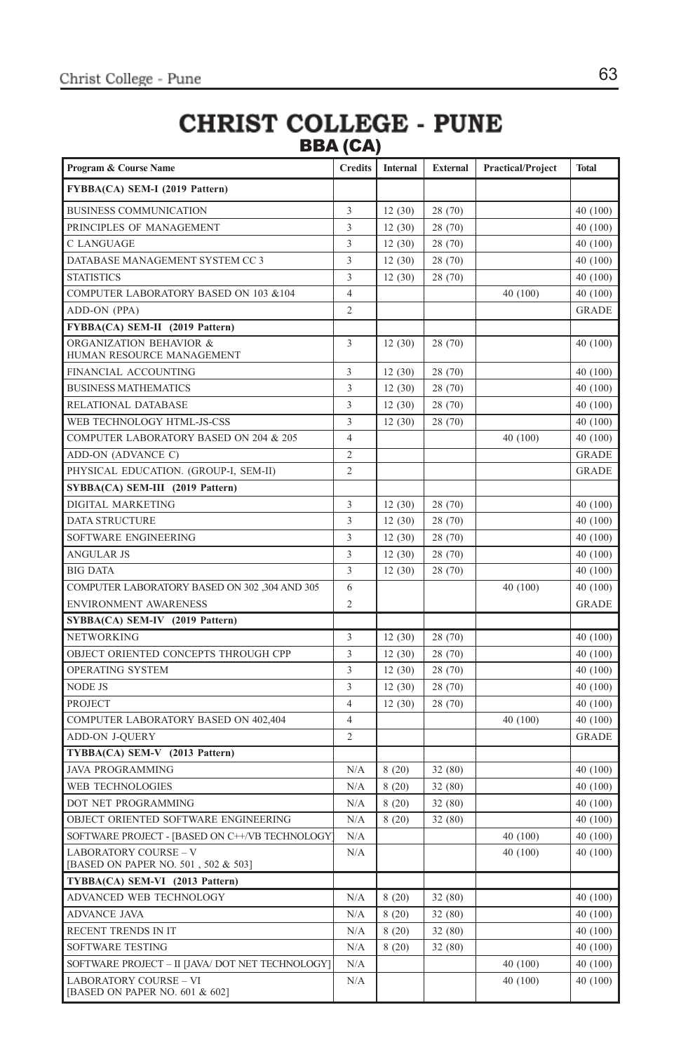# CHRIST COLLEGE - PUNE

## BBA (CA)

| Program & Course Name | Credits | Internal | External | Practical/Project | Total |
|---|---|---|---|---|---|
| **FYBBA(CA) SEM-I (2019 Pattern)** | | | | | |
| BUSINESS COMMUNICATION | 3 | 12 (30) | 28 (70) | | 40 (100) |
| PRINCIPLES OF MANAGEMENT | 3 | 12 (30) | 28 (70) | | 40 (100) |
| C LANGUAGE | 3 | 12 (30) | 28 (70) | | 40 (100) |
| DATABASE MANAGEMENT SYSTEM CC 3 | 3 | 12 (30) | 28 (70) | | 40 (100) |
| STATISTICS | 3 | 12 (30) | 28 (70) | | 40 (100) |
| COMPUTER LABORATORY BASED ON 103 &104 | 4 | | | 40 (100) | 40 (100) |
| ADD-ON (PPA) | 2 | | | | GRADE |
| **FYBBA(CA) SEM-II (2019 Pattern)** | | | | | |
| ORGANIZATION BEHAVIOR & HUMAN RESOURCE MANAGEMENT | 3 | 12 (30) | 28 (70) | | 40 (100) |
| FINANCIAL ACCOUNTING | 3 | 12 (30) | 28 (70) | | 40 (100) |
| BUSINESS MATHEMATICS | 3 | 12 (30) | 28 (70) | | 40 (100) |
| RELATIONAL DATABASE | 3 | 12 (30) | 28 (70) | | 40 (100) |
| WEB TECHNOLOGY HTML-JS-CSS | 3 | 12 (30) | 28 (70) | | 40 (100) |
| COMPUTER LABORATORY BASED ON 204 & 205 | 4 | | | 40 (100) | 40 (100) |
| ADD-ON (ADVANCE C) | 2 | | | | GRADE |
| PHYSICAL EDUCATION. (GROUP-I, SEM-II) | 2 | | | | GRADE |
| **SYBBA(CA) SEM-III (2019 Pattern)** | | | | | |
| DIGITAL MARKETING | 3 | 12 (30) | 28 (70) | | 40 (100) |
| DATA STRUCTURE | 3 | 12 (30) | 28 (70) | | 40 (100) |
| SOFTWARE ENGINEERING | 3 | 12 (30) | 28 (70) | | 40 (100) |
| ANGULAR JS | 3 | 12 (30) | 28 (70) | | 40 (100) |
| BIG DATA | 3 | 12 (30) | 28 (70) | | 40 (100) |
| COMPUTER LABORATORY BASED ON 302 ,304 AND 305 | 6 | | | 40 (100) | 40 (100) |
| ENVIRONMENT AWARENESS | 2 | | | | GRADE |
| **SYBBA(CA) SEM-IV (2019 Pattern)** | | | | | |
| NETWORKING | 3 | 12 (30) | 28 (70) | | 40 (100) |
| OBJECT ORIENTED CONCEPTS THROUGH CPP | 3 | 12 (30) | 28 (70) | | 40 (100) |
| OPERATING SYSTEM | 3 | 12 (30) | 28 (70) | | 40 (100) |
| NODE JS | 3 | 12 (30) | 28 (70) | | 40 (100) |
| PROJECT | 4 | 12 (30) | 28 (70) | | 40 (100) |
| COMPUTER LABORATORY BASED ON 402,404 | 4 | | | 40 (100) | 40 (100) |
| ADD-ON J-QUERY | 2 | | | | GRADE |
| **TYBBA(CA) SEM-V (2013 Pattern)** | | | | | |
| JAVA PROGRAMMING | N/A | 8 (20) | 32 (80) | | 40 (100) |
| WEB TECHNOLOGIES | N/A | 8 (20) | 32 (80) | | 40 (100) |
| DOT NET PROGRAMMING | N/A | 8 (20) | 32 (80) | | 40 (100) |
| OBJECT ORIENTED SOFTWARE ENGINEERING | N/A | 8 (20) | 32 (80) | | 40 (100) |
| SOFTWARE PROJECT - [BASED ON C++/VB TECHNOLOGY] | N/A | | | 40 (100) | 40 (100) |
| LABORATORY COURSE – V [BASED ON PAPER NO. 501 , 502 & 503] | N/A | | | 40 (100) | 40 (100) |
| **TYBBA(CA) SEM-VI (2013 Pattern)** | | | | | |
| ADVANCED WEB TECHNOLOGY | N/A | 8 (20) | 32 (80) | | 40 (100) |
| ADVANCE JAVA | N/A | 8 (20) | 32 (80) | | 40 (100) |
| RECENT TRENDS IN IT | N/A | 8 (20) | 32 (80) | | 40 (100) |
| SOFTWARE TESTING | N/A | 8 (20) | 32 (80) | | 40 (100) |
| SOFTWARE PROJECT – II [JAVA/ DOT NET TECHNOLOGY] | N/A | | | 40 (100) | 40 (100) |
| LABORATORY COURSE – VI [BASED ON PAPER NO. 601 & 602] | N/A | | | 40 (100) | 40 (100) |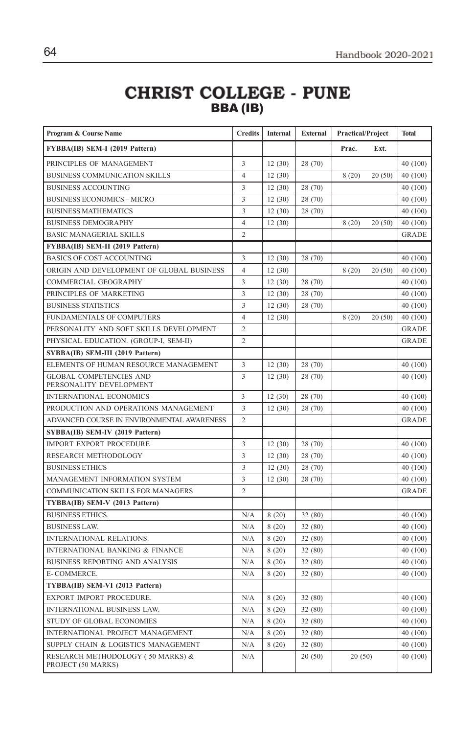# CHRIST COLLEGE - PUNE

## BBA (IB)

| Program & Course Name | Credits | Internal | External | Practical/Project | | Total |
|---|---|---|---|---|---|---|
| **FYBBA(IB) SEM-I (2019 Pattern)** | | | | **Prac.** | **Ext.** | |
| PRINCIPLES OF MANAGEMENT | 3 | 12 (30) | 28 (70) | | | 40 (100) |
| BUSINESS COMMUNICATION SKILLS | 4 | 12 (30) | | 8 (20) | 20 (50) | 40 (100) |
| BUSINESS ACCOUNTING | 3 | 12 (30) | 28 (70) | | | 40 (100) |
| BUSINESS ECONOMICS – MICRO | 3 | 12 (30) | 28 (70) | | | 40 (100) |
| BUSINESS MATHEMATICS | 3 | 12 (30) | 28 (70) | | | 40 (100) |
| BUSINESS DEMOGRAPHY | 4 | 12 (30) | | 8 (20) | 20 (50) | 40 (100) |
| BASIC MANAGERIAL SKILLS | 2 | | | | | GRADE |
| **FYBBA(IB) SEM-II (2019 Pattern)** | | | | | | |
| BASICS OF COST ACCOUNTING | 3 | 12 (30) | 28 (70) | | | 40 (100) |
| ORIGIN AND DEVELOPMENT OF GLOBAL BUSINESS | 4 | 12 (30) | | 8 (20) | 20 (50) | 40 (100) |
| COMMERCIAL GEOGRAPHY | 3 | 12 (30) | 28 (70) | | | 40 (100) |
| PRINCIPLES OF MARKETING | 3 | 12 (30) | 28 (70) | | | 40 (100) |
| BUSINESS STATISTICS | 3 | 12 (30) | 28 (70) | | | 40 (100) |
| FUNDAMENTALS OF COMPUTERS | 4 | 12 (30) | | 8 (20) | 20 (50) | 40 (100) |
| PERSONALITY AND SOFT SKILLS DEVELOPMENT | 2 | | | | | GRADE |
| PHYSICAL EDUCATION. (GROUP-I, SEM-II) | 2 | | | | | GRADE |
| **SYBBA(IB) SEM-III (2019 Pattern)** | | | | | | |
| ELEMENTS OF HUMAN RESOURCE MANAGEMENT | 3 | 12 (30) | 28 (70) | | | 40 (100) |
| GLOBAL COMPETENCIES AND PERSONALITY DEVELOPMENT | 3 | 12 (30) | 28 (70) | | | 40 (100) |
| INTERNATIONAL ECONOMICS | 3 | 12 (30) | 28 (70) | | | 40 (100) |
| PRODUCTION AND OPERATIONS MANAGEMENT | 3 | 12 (30) | 28 (70) | | | 40 (100) |
| ADVANCED COURSE IN ENVIRONMENTAL AWARENESS | 2 | | | | | GRADE |
| **SYBBA(IB) SEM-IV (2019 Pattern)** | | | | | | |
| IMPORT EXPORT PROCEDURE | 3 | 12 (30) | 28 (70) | | | 40 (100) |
| RESEARCH METHODOLOGY | 3 | 12 (30) | 28 (70) | | | 40 (100) |
| BUSINESS ETHICS | 3 | 12 (30) | 28 (70) | | | 40 (100) |
| MANAGEMENT INFORMATION SYSTEM | 3 | 12 (30) | 28 (70) | | | 40 (100) |
| COMMUNICATION SKILLS FOR MANAGERS | 2 | | | | | GRADE |
| **TYBBA(IB) SEM-V (2013 Pattern)** | | | | | | |
| BUSINESS ETHICS. | N/A | 8 (20) | 32 (80) | | | 40 (100) |
| BUSINESS LAW. | N/A | 8 (20) | 32 (80) | | | 40 (100) |
| INTERNATIONAL RELATIONS. | N/A | 8 (20) | 32 (80) | | | 40 (100) |
| INTERNATIONAL BANKING & FINANCE | N/A | 8 (20) | 32 (80) | | | 40 (100) |
| BUSINESS REPORTING AND ANALYSIS | N/A | 8 (20) | 32 (80) | | | 40 (100) |
| E- COMMERCE. | N/A | 8 (20) | 32 (80) | | | 40 (100) |
| **TYBBA(IB) SEM-VI (2013 Pattern)** | | | | | | |
| EXPORT IMPORT PROCEDURE. | N/A | 8 (20) | 32 (80) | | | 40 (100) |
| INTERNATIONAL BUSINESS LAW. | N/A | 8 (20) | 32 (80) | | | 40 (100) |
| STUDY OF GLOBAL ECONOMIES | N/A | 8 (20) | 32 (80) | | | 40 (100) |
| INTERNATIONAL PROJECT MANAGEMENT. | N/A | 8 (20) | 32 (80) | | | 40 (100) |
| SUPPLY CHAIN & LOGISTICS MANAGEMENT | N/A | 8 (20) | 32 (80) | | | 40 (100) |
| RESEARCH METHODOLOGY ( 50 MARKS) & PROJECT (50 MARKS) | N/A | | 20 (50) | 20 (50) | | 40 (100) |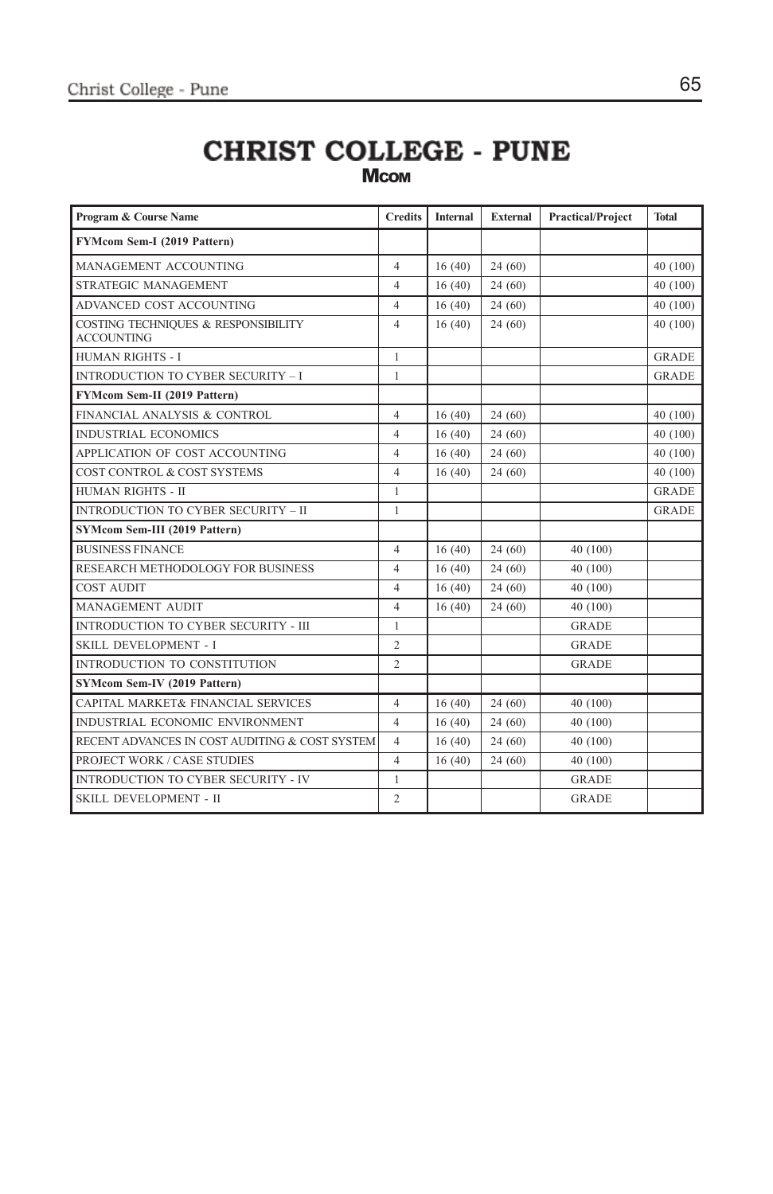# CHRIST COLLEGE - PUNE

## MCOM

| Program & Course Name | Credits | Internal | External | Practical/Project | Total |
|---|---|---|---|---|---|
| **FYMcom Sem-I (2019 Pattern)** | | | | | |
| MANAGEMENT ACCOUNTING | 4 | 16 (40) | 24 (60) | | 40 (100) |
| STRATEGIC MANAGEMENT | 4 | 16 (40) | 24 (60) | | 40 (100) |
| ADVANCED COST ACCOUNTING | 4 | 16 (40) | 24 (60) | | 40 (100) |
| COSTING TECHNIQUES & RESPONSIBILITY ACCOUNTING | 4 | 16 (40) | 24 (60) | | 40 (100) |
| HUMAN RIGHTS - I | 1 | | | | GRADE |
| INTRODUCTION TO CYBER SECURITY – I | 1 | | | | GRADE |
| **FYMcom Sem-II (2019 Pattern)** | | | | | |
| FINANCIAL ANALYSIS & CONTROL | 4 | 16 (40) | 24 (60) | | 40 (100) |
| INDUSTRIAL ECONOMICS | 4 | 16 (40) | 24 (60) | | 40 (100) |
| APPLICATION OF COST ACCOUNTING | 4 | 16 (40) | 24 (60) | | 40 (100) |
| COST CONTROL & COST SYSTEMS | 4 | 16 (40) | 24 (60) | | 40 (100) |
| HUMAN RIGHTS - II | 1 | | | | GRADE |
| INTRODUCTION TO CYBER SECURITY – II | 1 | | | | GRADE |
| **SYMcom Sem-III (2019 Pattern)** | | | | | |
| BUSINESS FINANCE | 4 | 16 (40) | 24 (60) | 40 (100) | |
| RESEARCH METHODOLOGY FOR BUSINESS | 4 | 16 (40) | 24 (60) | 40 (100) | |
| COST AUDIT | 4 | 16 (40) | 24 (60) | 40 (100) | |
| MANAGEMENT AUDIT | 4 | 16 (40) | 24 (60) | 40 (100) | |
| INTRODUCTION TO CYBER SECURITY - III | 1 | | | GRADE | |
| SKILL DEVELOPMENT - I | 2 | | | GRADE | |
| INTRODUCTION TO CONSTITUTION | 2 | | | GRADE | |
| **SYMcom Sem-IV (2019 Pattern)** | | | | | |
| CAPITAL MARKET& FINANCIAL SERVICES | 4 | 16 (40) | 24 (60) | 40 (100) | |
| INDUSTRIAL ECONOMIC ENVIRONMENT | 4 | 16 (40) | 24 (60) | 40 (100) | |
| RECENT ADVANCES IN COST AUDITING & COST SYSTEM | 4 | 16 (40) | 24 (60) | 40 (100) | |
| PROJECT WORK / CASE STUDIES | 4 | 16 (40) | 24 (60) | 40 (100) | |
| INTRODUCTION TO CYBER SECURITY - IV | 1 | | | GRADE | |
| SKILL DEVELOPMENT - II | 2 | | | GRADE | |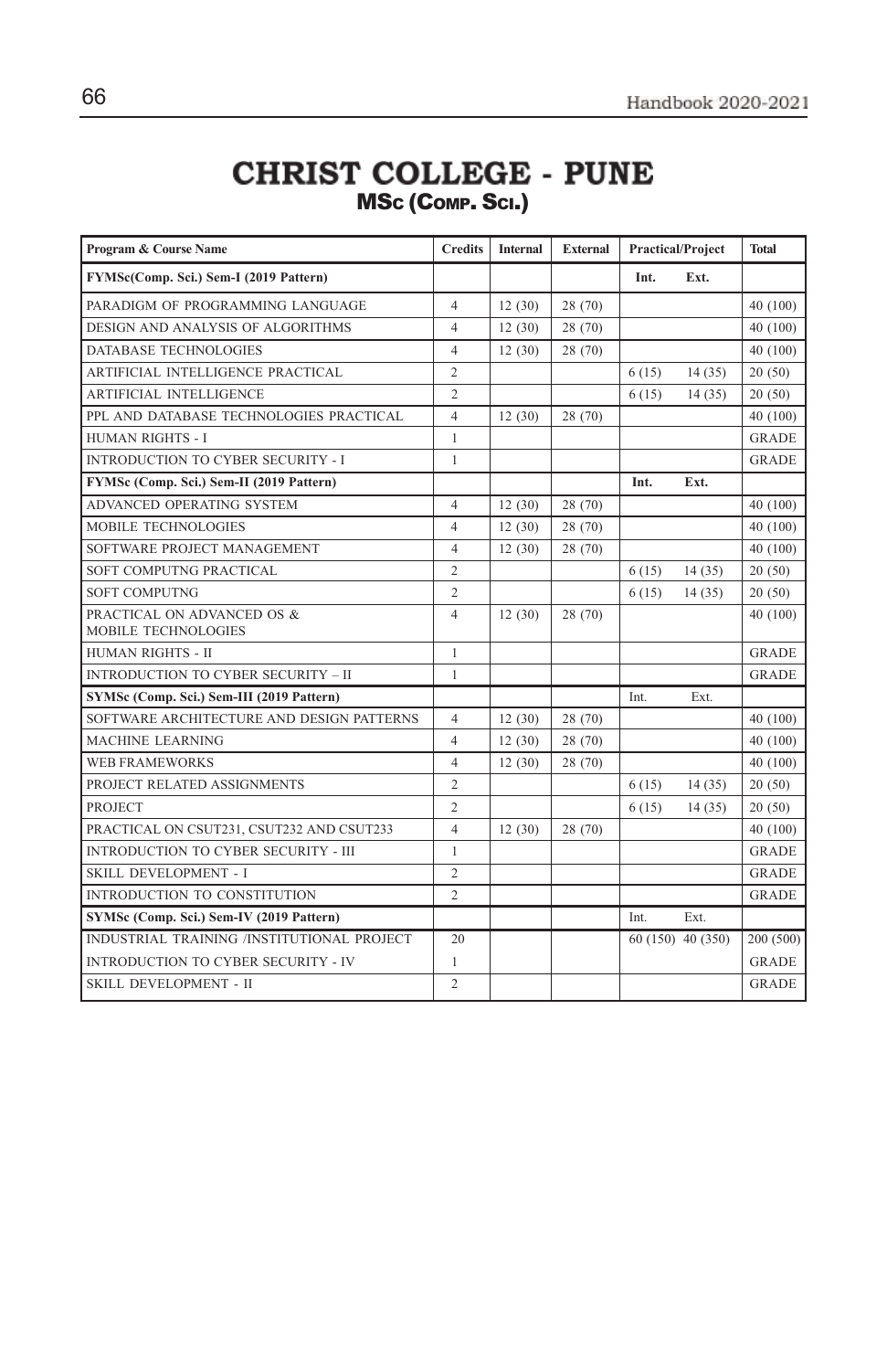# CHRIST COLLEGE - PUNE

## MSc (Comp. Sci.)

| Program & Course Name | Credits | Internal | External | Practical/Project | | Total |
|---|---|---|---|---|---|---|
| **FYMSc(Comp. Sci.) Sem-I (2019 Pattern)** | | | | **Int.** | **Ext.** | |
| PARADIGM OF PROGRAMMING LANGUAGE | 4 | 12 (30) | 28 (70) | | | 40 (100) |
| DESIGN AND ANALYSIS OF ALGORITHMS | 4 | 12 (30) | 28 (70) | | | 40 (100) |
| DATABASE TECHNOLOGIES | 4 | 12 (30) | 28 (70) | | | 40 (100) |
| ARTIFICIAL INTELLIGENCE PRACTICAL | 2 | | | 6 (15) | 14 (35) | 20 (50) |
| ARTIFICIAL INTELLIGENCE | 2 | | | 6 (15) | 14 (35) | 20 (50) |
| PPL AND DATABASE TECHNOLOGIES PRACTICAL | 4 | 12 (30) | 28 (70) | | | 40 (100) |
| HUMAN RIGHTS - I | 1 | | | | | GRADE |
| INTRODUCTION TO CYBER SECURITY - I | 1 | | | | | GRADE |
| **FYMSc (Comp. Sci.) Sem-II (2019 Pattern)** | | | | **Int.** | **Ext.** | |
| ADVANCED OPERATING SYSTEM | 4 | 12 (30) | 28 (70) | | | 40 (100) |
| MOBILE TECHNOLOGIES | 4 | 12 (30) | 28 (70) | | | 40 (100) |
| SOFTWARE PROJECT MANAGEMENT | 4 | 12 (30) | 28 (70) | | | 40 (100) |
| SOFT COMPUTNG PRACTICAL | 2 | | | 6 (15) | 14 (35) | 20 (50) |
| SOFT COMPUTNG | 2 | | | 6 (15) | 14 (35) | 20 (50) |
| PRACTICAL ON ADVANCED OS & MOBILE TECHNOLOGIES | 4 | 12 (30) | 28 (70) | | | 40 (100) |
| HUMAN RIGHTS - II | 1 | | | | | GRADE |
| INTRODUCTION TO CYBER SECURITY – II | 1 | | | | | GRADE |
| **SYMSc (Comp. Sci.) Sem-III (2019 Pattern)** | | | | Int. | Ext. | |
| SOFTWARE ARCHITECTURE AND DESIGN PATTERNS | 4 | 12 (30) | 28 (70) | | | 40 (100) |
| MACHINE LEARNING | 4 | 12 (30) | 28 (70) | | | 40 (100) |
| WEB FRAMEWORKS | 4 | 12 (30) | 28 (70) | | | 40 (100) |
| PROJECT RELATED ASSIGNMENTS | 2 | | | 6 (15) | 14 (35) | 20 (50) |
| PROJECT | 2 | | | 6 (15) | 14 (35) | 20 (50) |
| PRACTICAL ON CSUT231, CSUT232 AND CSUT233 | 4 | 12 (30) | 28 (70) | | | 40 (100) |
| INTRODUCTION TO CYBER SECURITY - III | 1 | | | | | GRADE |
| SKILL DEVELOPMENT - I | 2 | | | | | GRADE |
| INTRODUCTION TO CONSTITUTION | 2 | | | | | GRADE |
| **SYMSc (Comp. Sci.) Sem-IV (2019 Pattern)** | | | | Int. | Ext. | |
| INDUSTRIAL TRAINING /INSTITUTIONAL PROJECT | 20 | | | 60 (150) | 40 (350) | 200 (500) |
| INTRODUCTION TO CYBER SECURITY - IV | 1 | | | | | GRADE |
| SKILL DEVELOPMENT - II | 2 | | | | | GRADE |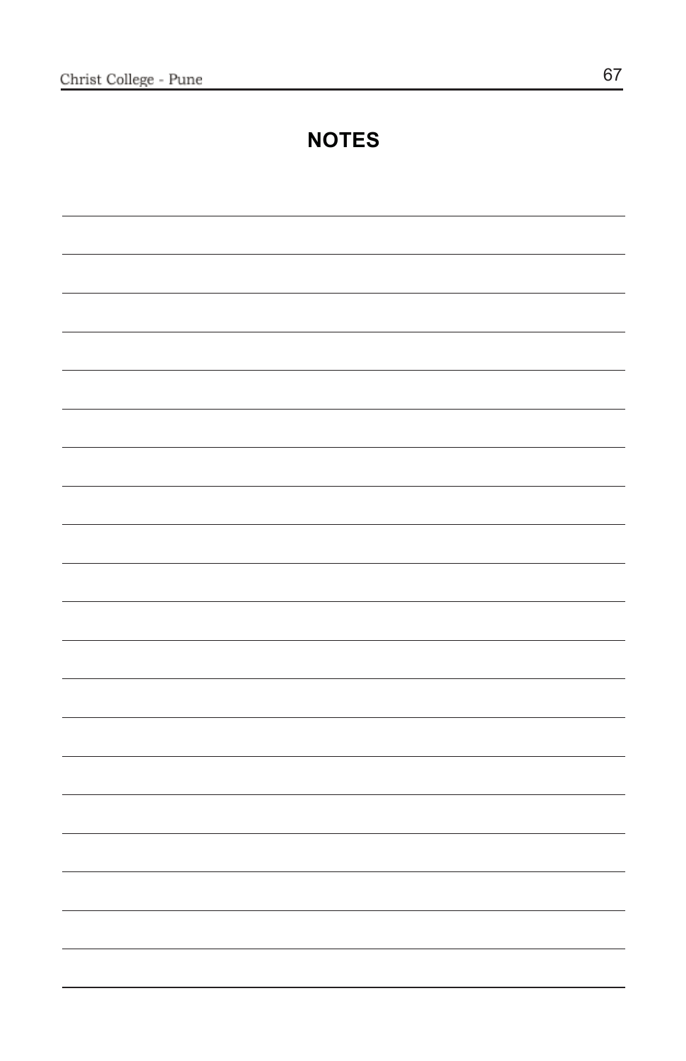# NOTES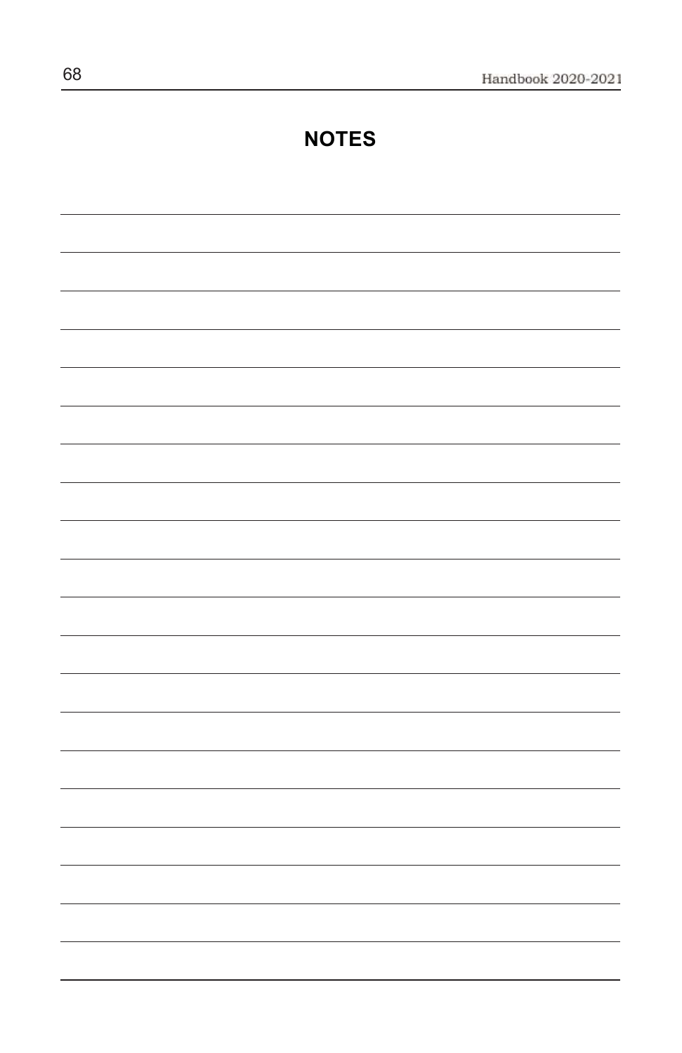# NOTES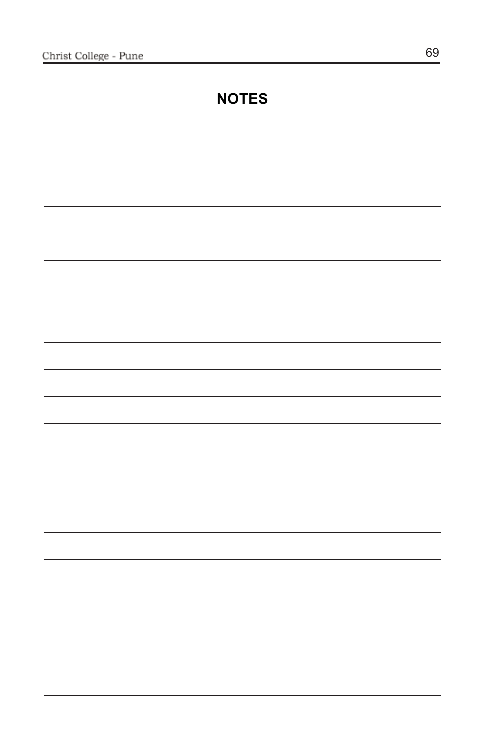# NOTES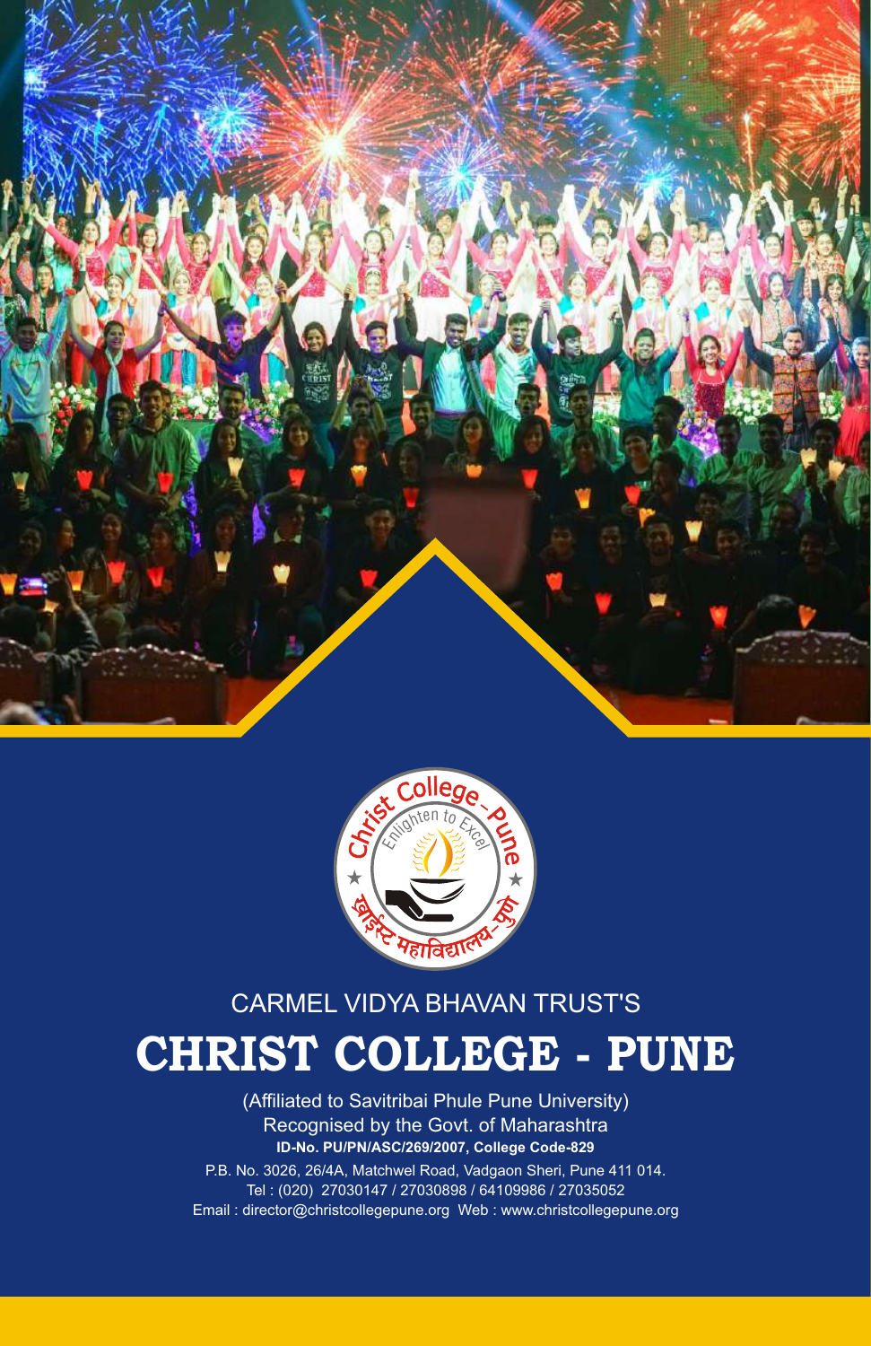CARMEL VIDYA BHAVAN TRUST'S

# CHRIST COLLEGE - PUNE

(Affiliated to Savitribai Phule Pune University)

Recognised by the Govt. of Maharashtra

**ID-No. PU/PN/ASC/269/2007, College Code-829**

P.B. No. 3026, 26/4A, Matchwel Road, Vadgaon Sheri, Pune 411 014.

Tel : (020) 27030147 / 27030898 / 64109986 / 27035052

Email : director@christcollegepune.org Web : www.christcollegepune.org